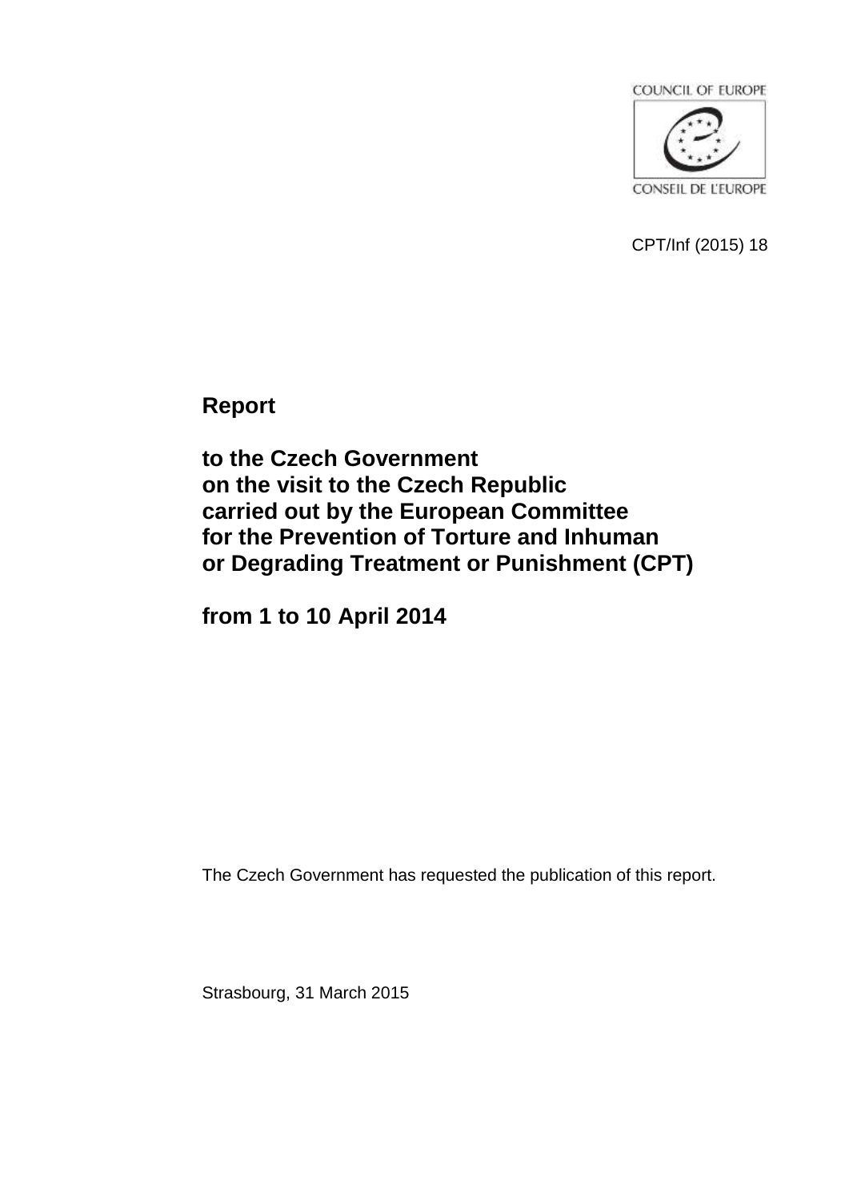COUNCIL OF EUROPE

CONSEIL DE L'EUROPE

CPT/Inf (2015) 18

# Report

# to the Czech Government on the visit to the Czech Republic carried out by the European Committee for the Prevention of Torture and Inhuman or Degrading Treatment or Punishment (CPT)

# from 1 to 10 April 2014

The Czech Government has requested the publication of this report.

Strasbourg, 31 March 2015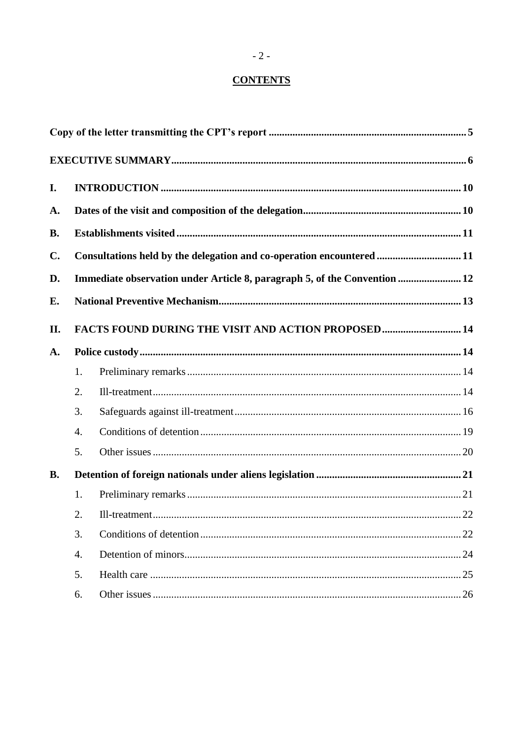## CONTENTS

**Copy of the letter transmitting the CPT's report** .......... 5

**EXECUTIVE SUMMARY** .......... 6

**I. INTRODUCTION** .......... 10

**A. Dates of the visit and composition of the delegation** .......... 10

**B. Establishments visited** .......... 11

**C. Consultations held by the delegation and co-operation encountered** .......... 11

**D. Immediate observation under Article 8, paragraph 5, of the Convention** .......... 12

**E. National Preventive Mechanism** .......... 13

**II. FACTS FOUND DURING THE VISIT AND ACTION PROPOSED** .......... 14

**A. Police custody** .......... 14

1. Preliminary remarks .......... 14
2. Ill-treatment .......... 14
3. Safeguards against ill-treatment .......... 16
4. Conditions of detention .......... 19
5. Other issues .......... 20

**B. Detention of foreign nationals under aliens legislation** .......... 21

1. Preliminary remarks .......... 21
2. Ill-treatment .......... 22
3. Conditions of detention .......... 22
4. Detention of minors .......... 24
5. Health care .......... 25
6. Other issues .......... 26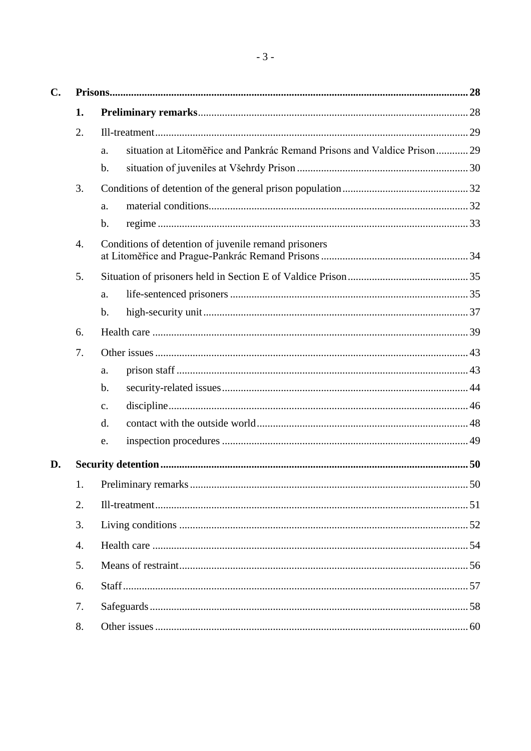**C. Prisons** ........ **28**

- **1. Preliminary remarks** ........ 28
- 2. Ill-treatment ........ 29
  - a. situation at Litoměřice and Pankrác Remand Prisons and Valdice Prison ........ 29
  - b. situation of juveniles at Všehrdy Prison ........ 30
- 3. Conditions of detention of the general prison population ........ 32
  - a. material conditions ........ 32
  - b. regime ........ 33
- 4. Conditions of detention of juvenile remand prisoners at Litoměřice and Prague-Pankrác Remand Prisons ........ 34
- 5. Situation of prisoners held in Section E of Valdice Prison ........ 35
  - a. life-sentenced prisoners ........ 35
  - b. high-security unit ........ 37
- 6. Health care ........ 39
- 7. Other issues ........ 43
  - a. prison staff ........ 43
  - b. security-related issues ........ 44
  - c. discipline ........ 46
  - d. contact with the outside world ........ 48
  - e. inspection procedures ........ 49

**D. Security detention** ........ **50**

- 1. Preliminary remarks ........ 50
- 2. Ill-treatment ........ 51
- 3. Living conditions ........ 52
- 4. Health care ........ 54
- 5. Means of restraint ........ 56
- 6. Staff ........ 57
- 7. Safeguards ........ 58
- 8. Other issues ........ 60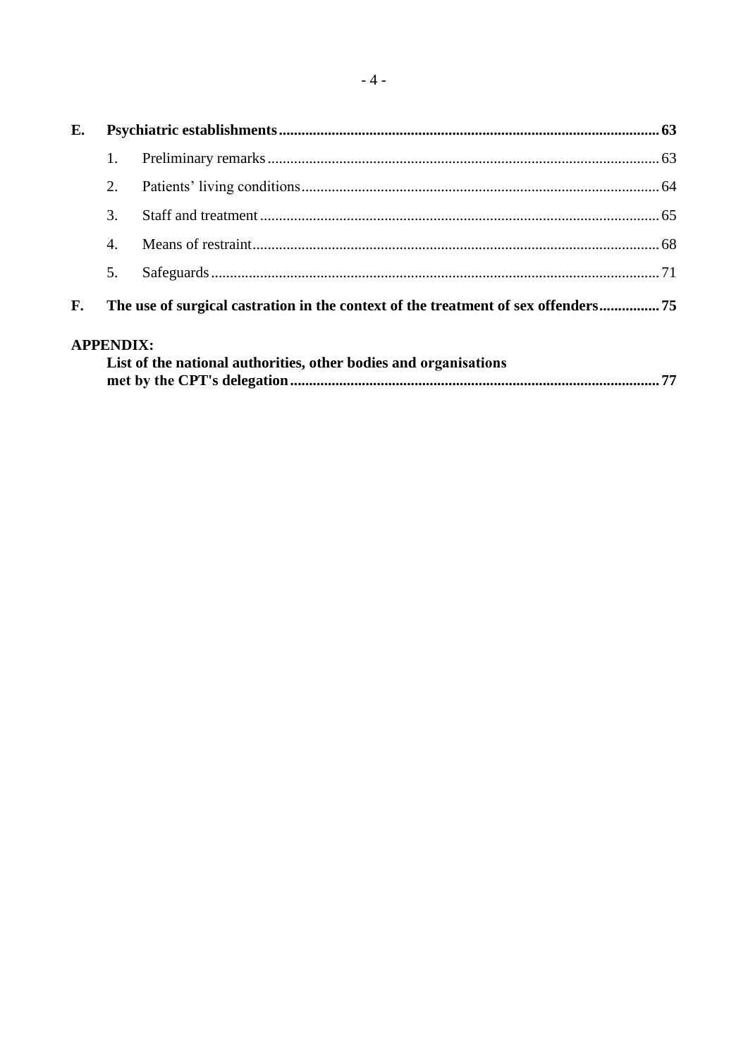**E. Psychiatric establishments** .......... **63**

1. Preliminary remarks .......... 63
2. Patients' living conditions .......... 64
3. Staff and treatment .......... 65
4. Means of restraint .......... 68
5. Safeguards .......... 71

**F. The use of surgical castration in the context of the treatment of sex offenders** .......... **75**

**APPENDIX:**

**List of the national authorities, other bodies and organisations met by the CPT's delegation** .......... **77**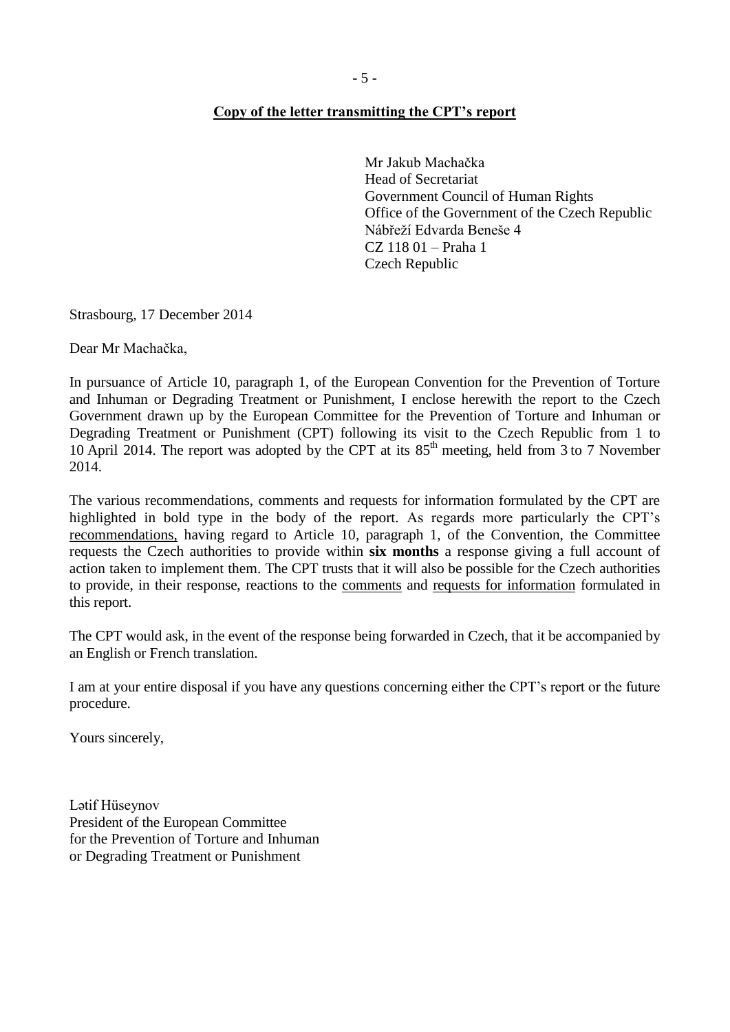**<u>Copy of the letter transmitting the CPT's report</u>**

Mr Jakub Machačka
Head of Secretariat
Government Council of Human Rights
Office of the Government of the Czech Republic
Nábřeží Edvarda Beneše 4
CZ 118 01 – Praha 1
Czech Republic

Strasbourg, 17 December 2014

Dear Mr Machačka,

In pursuance of Article 10, paragraph 1, of the European Convention for the Prevention of Torture and Inhuman or Degrading Treatment or Punishment, I enclose herewith the report to the Czech Government drawn up by the European Committee for the Prevention of Torture and Inhuman or Degrading Treatment or Punishment (CPT) following its visit to the Czech Republic from 1 to 10 April 2014. The report was adopted by the CPT at its 85th meeting, held from 3 to 7 November 2014.

The various recommendations, comments and requests for information formulated by the CPT are highlighted in bold type in the body of the report. As regards more particularly the CPT's <u>recommendations,</u> having regard to Article 10, paragraph 1, of the Convention, the Committee requests the Czech authorities to provide within **six months** a response giving a full account of action taken to implement them. The CPT trusts that it will also be possible for the Czech authorities to provide, in their response, reactions to the <u>comments</u> and <u>requests for information</u> formulated in this report.

The CPT would ask, in the event of the response being forwarded in Czech, that it be accompanied by an English or French translation.

I am at your entire disposal if you have any questions concerning either the CPT's report or the future procedure.

Yours sincerely,

Lətif Hüseynov
President of the European Committee
for the Prevention of Torture and Inhuman
or Degrading Treatment or Punishment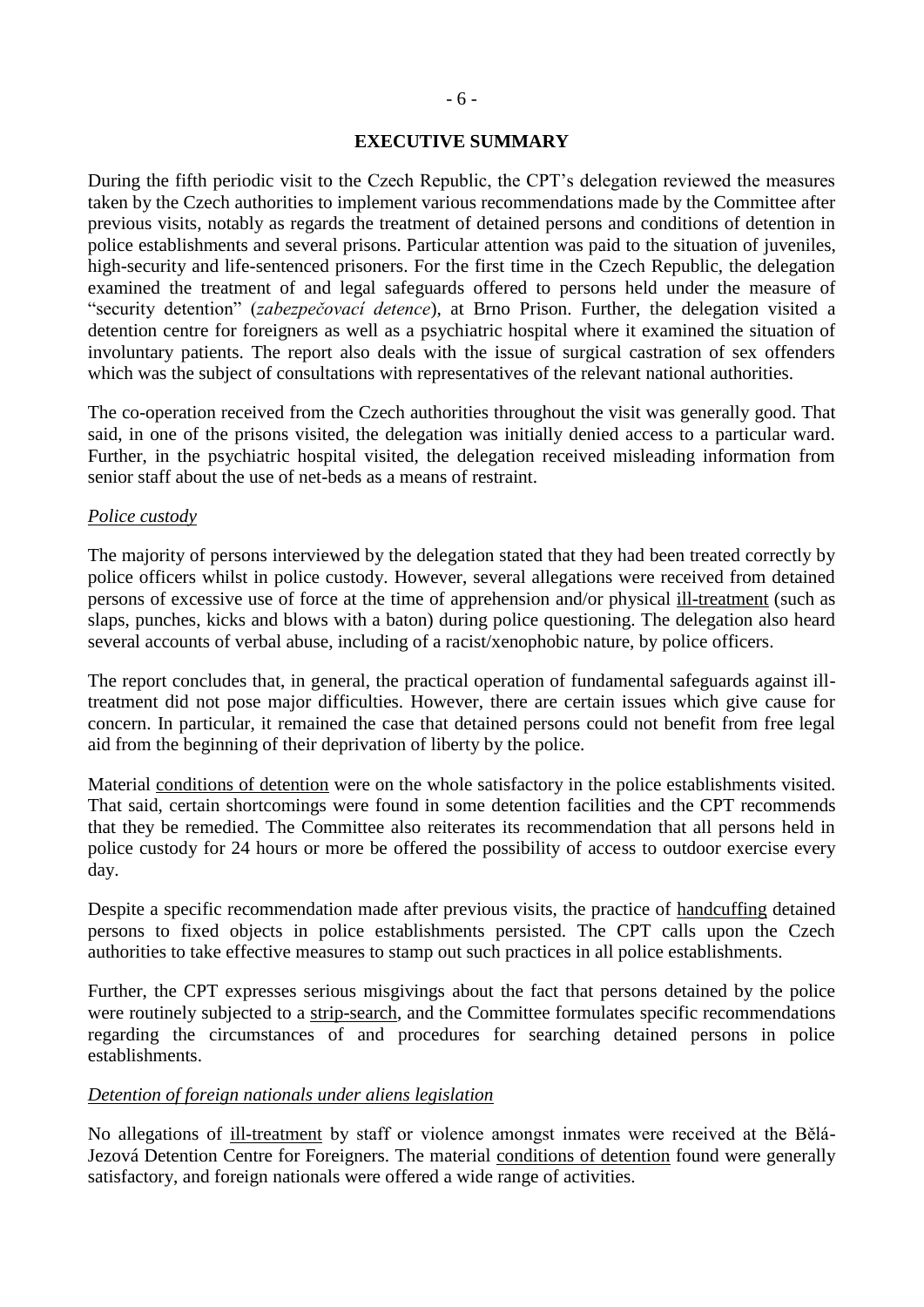## EXECUTIVE SUMMARY

During the fifth periodic visit to the Czech Republic, the CPT's delegation reviewed the measures taken by the Czech authorities to implement various recommendations made by the Committee after previous visits, notably as regards the treatment of detained persons and conditions of detention in police establishments and several prisons. Particular attention was paid to the situation of juveniles, high-security and life-sentenced prisoners. For the first time in the Czech Republic, the delegation examined the treatment of and legal safeguards offered to persons held under the measure of "security detention" (*zabezpečovací detence*), at Brno Prison. Further, the delegation visited a detention centre for foreigners as well as a psychiatric hospital where it examined the situation of involuntary patients. The report also deals with the issue of surgical castration of sex offenders which was the subject of consultations with representatives of the relevant national authorities.

The co-operation received from the Czech authorities throughout the visit was generally good. That said, in one of the prisons visited, the delegation was initially denied access to a particular ward. Further, in the psychiatric hospital visited, the delegation received misleading information from senior staff about the use of net-beds as a means of restraint.

*Police custody*

The majority of persons interviewed by the delegation stated that they had been treated correctly by police officers whilst in police custody. However, several allegations were received from detained persons of excessive use of force at the time of apprehension and/or physical ill-treatment (such as slaps, punches, kicks and blows with a baton) during police questioning. The delegation also heard several accounts of verbal abuse, including of a racist/xenophobic nature, by police officers.

The report concludes that, in general, the practical operation of fundamental safeguards against ill-treatment did not pose major difficulties. However, there are certain issues which give cause for concern. In particular, it remained the case that detained persons could not benefit from free legal aid from the beginning of their deprivation of liberty by the police.

Material conditions of detention were on the whole satisfactory in the police establishments visited. That said, certain shortcomings were found in some detention facilities and the CPT recommends that they be remedied. The Committee also reiterates its recommendation that all persons held in police custody for 24 hours or more be offered the possibility of access to outdoor exercise every day.

Despite a specific recommendation made after previous visits, the practice of handcuffing detained persons to fixed objects in police establishments persisted. The CPT calls upon the Czech authorities to take effective measures to stamp out such practices in all police establishments.

Further, the CPT expresses serious misgivings about the fact that persons detained by the police were routinely subjected to a strip-search, and the Committee formulates specific recommendations regarding the circumstances of and procedures for searching detained persons in police establishments.

*Detention of foreign nationals under aliens legislation*

No allegations of ill-treatment by staff or violence amongst inmates were received at the Bělá-Jezová Detention Centre for Foreigners. The material conditions of detention found were generally satisfactory, and foreign nationals were offered a wide range of activities.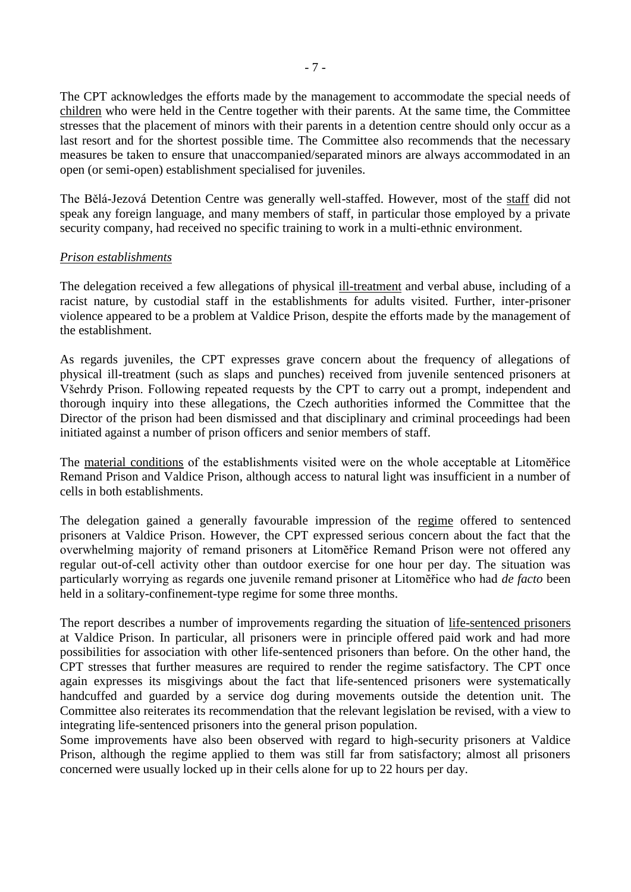The CPT acknowledges the efforts made by the management to accommodate the special needs of children who were held in the Centre together with their parents. At the same time, the Committee stresses that the placement of minors with their parents in a detention centre should only occur as a last resort and for the shortest possible time. The Committee also recommends that the necessary measures be taken to ensure that unaccompanied/separated minors are always accommodated in an open (or semi-open) establishment specialised for juveniles.

The Bělá-Jezová Detention Centre was generally well-staffed. However, most of the staff did not speak any foreign language, and many members of staff, in particular those employed by a private security company, had received no specific training to work in a multi-ethnic environment.

*Prison establishments*

The delegation received a few allegations of physical ill-treatment and verbal abuse, including of a racist nature, by custodial staff in the establishments for adults visited. Further, inter-prisoner violence appeared to be a problem at Valdice Prison, despite the efforts made by the management of the establishment.

As regards juveniles, the CPT expresses grave concern about the frequency of allegations of physical ill-treatment (such as slaps and punches) received from juvenile sentenced prisoners at Všehrdy Prison. Following repeated requests by the CPT to carry out a prompt, independent and thorough inquiry into these allegations, the Czech authorities informed the Committee that the Director of the prison had been dismissed and that disciplinary and criminal proceedings had been initiated against a number of prison officers and senior members of staff.

The material conditions of the establishments visited were on the whole acceptable at Litoměřice Remand Prison and Valdice Prison, although access to natural light was insufficient in a number of cells in both establishments.

The delegation gained a generally favourable impression of the regime offered to sentenced prisoners at Valdice Prison. However, the CPT expressed serious concern about the fact that the overwhelming majority of remand prisoners at Litoměřice Remand Prison were not offered any regular out-of-cell activity other than outdoor exercise for one hour per day. The situation was particularly worrying as regards one juvenile remand prisoner at Litoměřice who had *de facto* been held in a solitary-confinement-type regime for some three months.

The report describes a number of improvements regarding the situation of life-sentenced prisoners at Valdice Prison. In particular, all prisoners were in principle offered paid work and had more possibilities for association with other life-sentenced prisoners than before. On the other hand, the CPT stresses that further measures are required to render the regime satisfactory. The CPT once again expresses its misgivings about the fact that life-sentenced prisoners were systematically handcuffed and guarded by a service dog during movements outside the detention unit. The Committee also reiterates its recommendation that the relevant legislation be revised, with a view to integrating life-sentenced prisoners into the general prison population.

Some improvements have also been observed with regard to high-security prisoners at Valdice Prison, although the regime applied to them was still far from satisfactory; almost all prisoners concerned were usually locked up in their cells alone for up to 22 hours per day.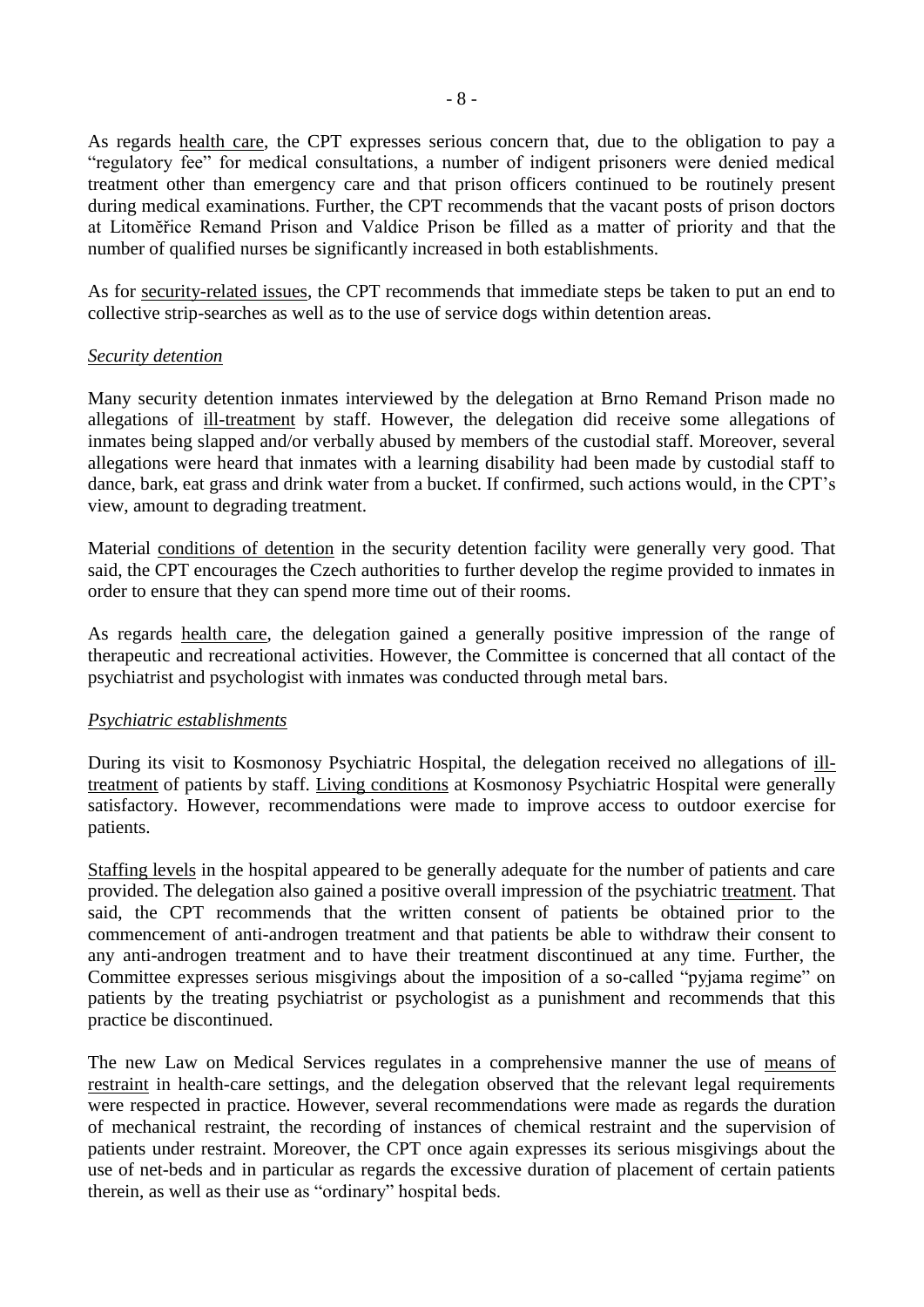As regards health care, the CPT expresses serious concern that, due to the obligation to pay a "regulatory fee" for medical consultations, a number of indigent prisoners were denied medical treatment other than emergency care and that prison officers continued to be routinely present during medical examinations. Further, the CPT recommends that the vacant posts of prison doctors at Litoměřice Remand Prison and Valdice Prison be filled as a matter of priority and that the number of qualified nurses be significantly increased in both establishments.

As for security-related issues, the CPT recommends that immediate steps be taken to put an end to collective strip-searches as well as to the use of service dogs within detention areas.

*Security detention*

Many security detention inmates interviewed by the delegation at Brno Remand Prison made no allegations of ill-treatment by staff. However, the delegation did receive some allegations of inmates being slapped and/or verbally abused by members of the custodial staff. Moreover, several allegations were heard that inmates with a learning disability had been made by custodial staff to dance, bark, eat grass and drink water from a bucket. If confirmed, such actions would, in the CPT's view, amount to degrading treatment.

Material conditions of detention in the security detention facility were generally very good. That said, the CPT encourages the Czech authorities to further develop the regime provided to inmates in order to ensure that they can spend more time out of their rooms.

As regards health care, the delegation gained a generally positive impression of the range of therapeutic and recreational activities. However, the Committee is concerned that all contact of the psychiatrist and psychologist with inmates was conducted through metal bars.

*Psychiatric establishments*

During its visit to Kosmonosy Psychiatric Hospital, the delegation received no allegations of ill-treatment of patients by staff. Living conditions at Kosmonosy Psychiatric Hospital were generally satisfactory. However, recommendations were made to improve access to outdoor exercise for patients.

Staffing levels in the hospital appeared to be generally adequate for the number of patients and care provided. The delegation also gained a positive overall impression of the psychiatric treatment. That said, the CPT recommends that the written consent of patients be obtained prior to the commencement of anti-androgen treatment and that patients be able to withdraw their consent to any anti-androgen treatment and to have their treatment discontinued at any time. Further, the Committee expresses serious misgivings about the imposition of a so-called "pyjama regime" on patients by the treating psychiatrist or psychologist as a punishment and recommends that this practice be discontinued.

The new Law on Medical Services regulates in a comprehensive manner the use of means of restraint in health-care settings, and the delegation observed that the relevant legal requirements were respected in practice. However, several recommendations were made as regards the duration of mechanical restraint, the recording of instances of chemical restraint and the supervision of patients under restraint. Moreover, the CPT once again expresses its serious misgivings about the use of net-beds and in particular as regards the excessive duration of placement of certain patients therein, as well as their use as "ordinary" hospital beds.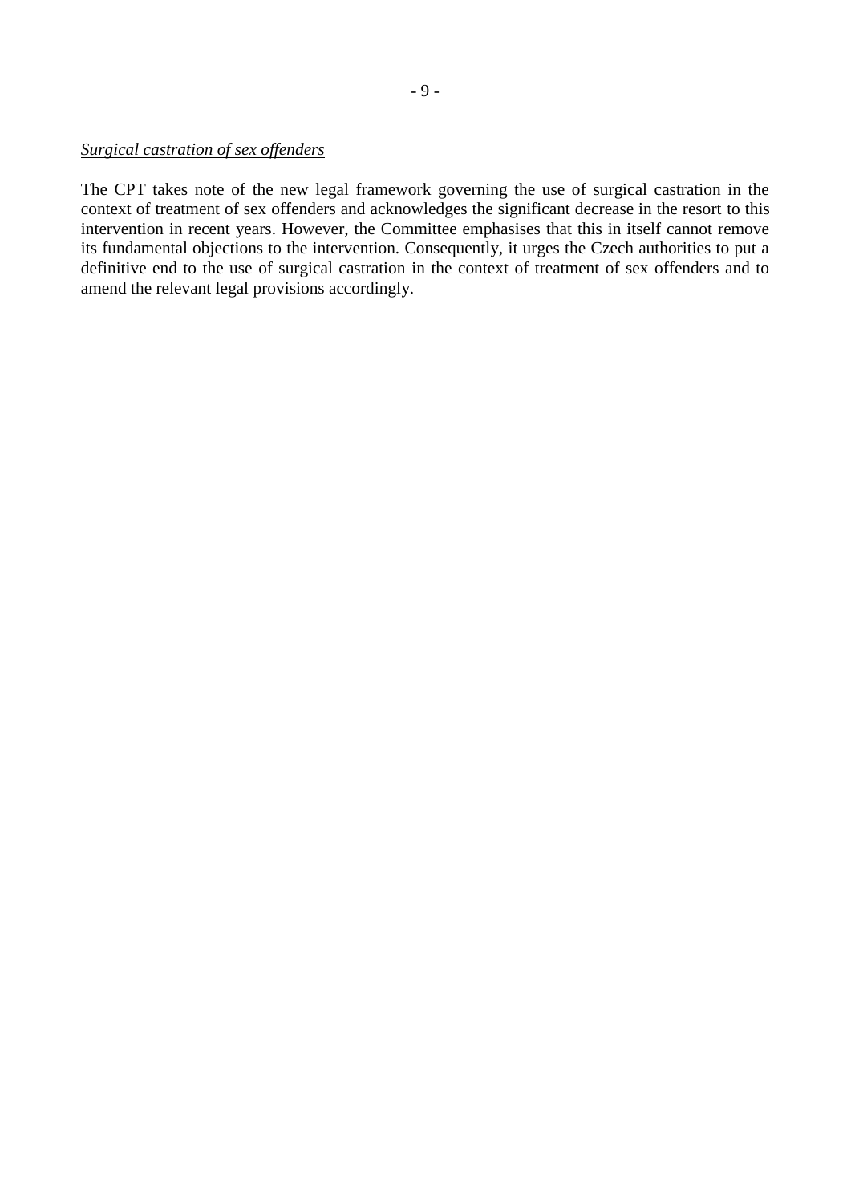*Surgical castration of sex offenders*

The CPT takes note of the new legal framework governing the use of surgical castration in the context of treatment of sex offenders and acknowledges the significant decrease in the resort to this intervention in recent years. However, the Committee emphasises that this in itself cannot remove its fundamental objections to the intervention. Consequently, it urges the Czech authorities to put a definitive end to the use of surgical castration in the context of treatment of sex offenders and to amend the relevant legal provisions accordingly.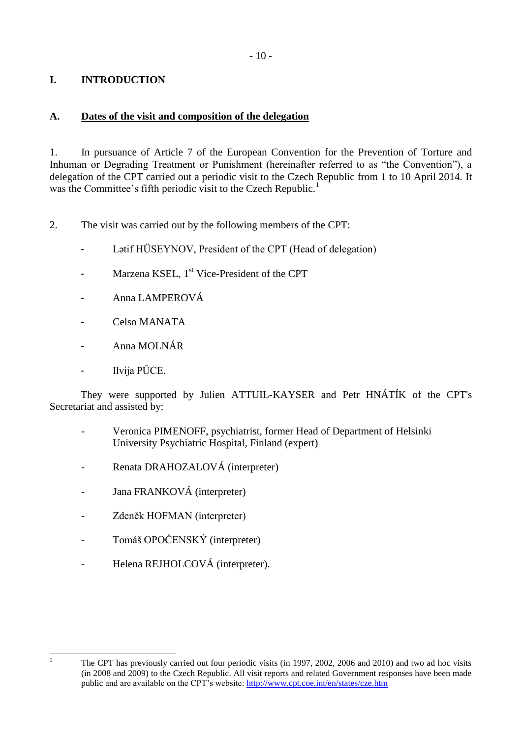# I. INTRODUCTION

## A. Dates of the visit and composition of the delegation

1. In pursuance of Article 7 of the European Convention for the Prevention of Torture and Inhuman or Degrading Treatment or Punishment (hereinafter referred to as "the Convention"), a delegation of the CPT carried out a periodic visit to the Czech Republic from 1 to 10 April 2014. It was the Committee's fifth periodic visit to the Czech Republic.[1]

2. The visit was carried out by the following members of the CPT:

- Lətif HÜSEYNOV, President of the CPT (Head of delegation)
- Marzena KSEL, 1st Vice-President of the CPT
- Anna LAMPEROVÁ
- Celso MANATA
- Anna MOLNÁR
- Ilvija PŪCE.

They were supported by Julien ATTUIL-KAYSER and Petr HNÁTÍK of the CPT's Secretariat and assisted by:

- Veronica PIMENOFF, psychiatrist, former Head of Department of Helsinki University Psychiatric Hospital, Finland (expert)
- Renata DRAHOZALOVÁ (interpreter)
- Jana FRANKOVÁ (interpreter)
- Zdeněk HOFMAN (interpreter)
- Tomáš OPOČENSKÝ (interpreter)
- Helena REJHOLCOVÁ (interpreter).

---

[1] The CPT has previously carried out four periodic visits (in 1997, 2002, 2006 and 2010) and two ad hoc visits (in 2008 and 2009) to the Czech Republic. All visit reports and related Government responses have been made public and are available on the CPT's website: http://www.cpt.coe.int/en/states/cze.htm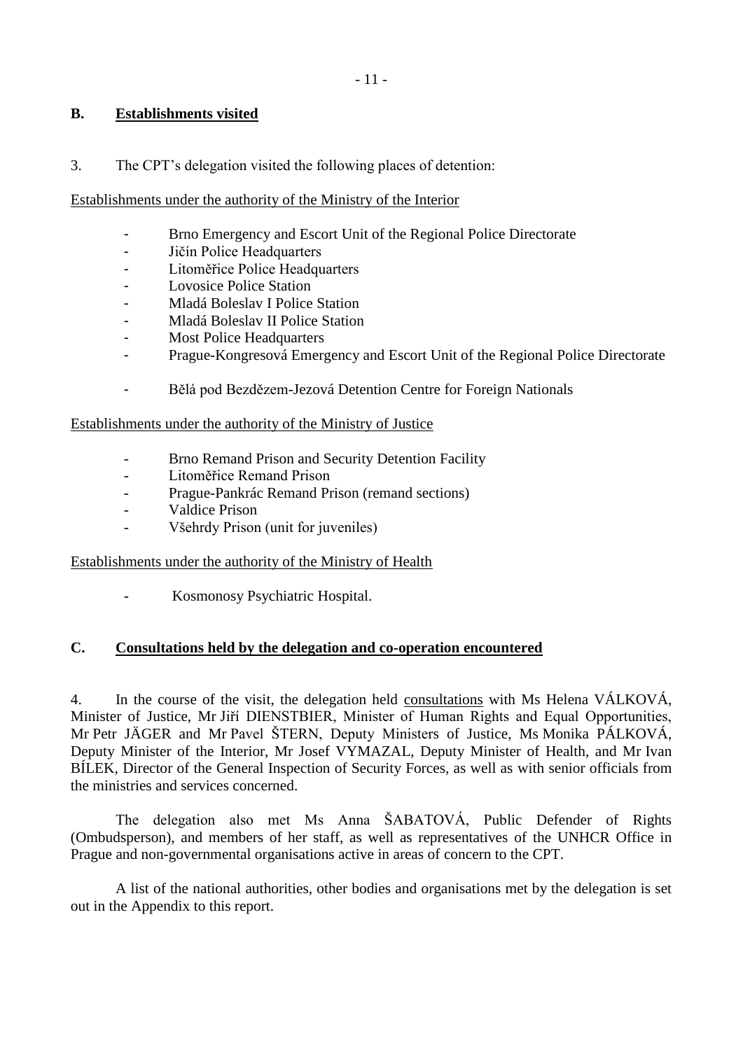## B. Establishments visited

3. The CPT's delegation visited the following places of detention:

Establishments under the authority of the Ministry of the Interior

- Brno Emergency and Escort Unit of the Regional Police Directorate
- Jičín Police Headquarters
- Litoměřice Police Headquarters
- Lovosice Police Station
- Mladá Boleslav I Police Station
- Mladá Boleslav II Police Station
- Most Police Headquarters
- Prague-Kongresová Emergency and Escort Unit of the Regional Police Directorate

- Bělá pod Bezdězem-Jezová Detention Centre for Foreign Nationals

Establishments under the authority of the Ministry of Justice

- Brno Remand Prison and Security Detention Facility
- Litoměřice Remand Prison
- Prague-Pankrác Remand Prison (remand sections)
- Valdice Prison
- Všehrdy Prison (unit for juveniles)

Establishments under the authority of the Ministry of Health

- Kosmonosy Psychiatric Hospital.

## C. Consultations held by the delegation and co-operation encountered

4. In the course of the visit, the delegation held consultations with Ms Helena VÁLKOVÁ, Minister of Justice, Mr Jiří DIENSTBIER, Minister of Human Rights and Equal Opportunities, Mr Petr JÄGER and Mr Pavel ŠTERN, Deputy Ministers of Justice, Ms Monika PÁLKOVÁ, Deputy Minister of the Interior, Mr Josef VYMAZAL, Deputy Minister of Health, and Mr Ivan BÍLEK, Director of the General Inspection of Security Forces, as well as with senior officials from the ministries and services concerned.

The delegation also met Ms Anna ŠABATOVÁ, Public Defender of Rights (Ombudsperson), and members of her staff, as well as representatives of the UNHCR Office in Prague and non-governmental organisations active in areas of concern to the CPT.

A list of the national authorities, other bodies and organisations met by the delegation is set out in the Appendix to this report.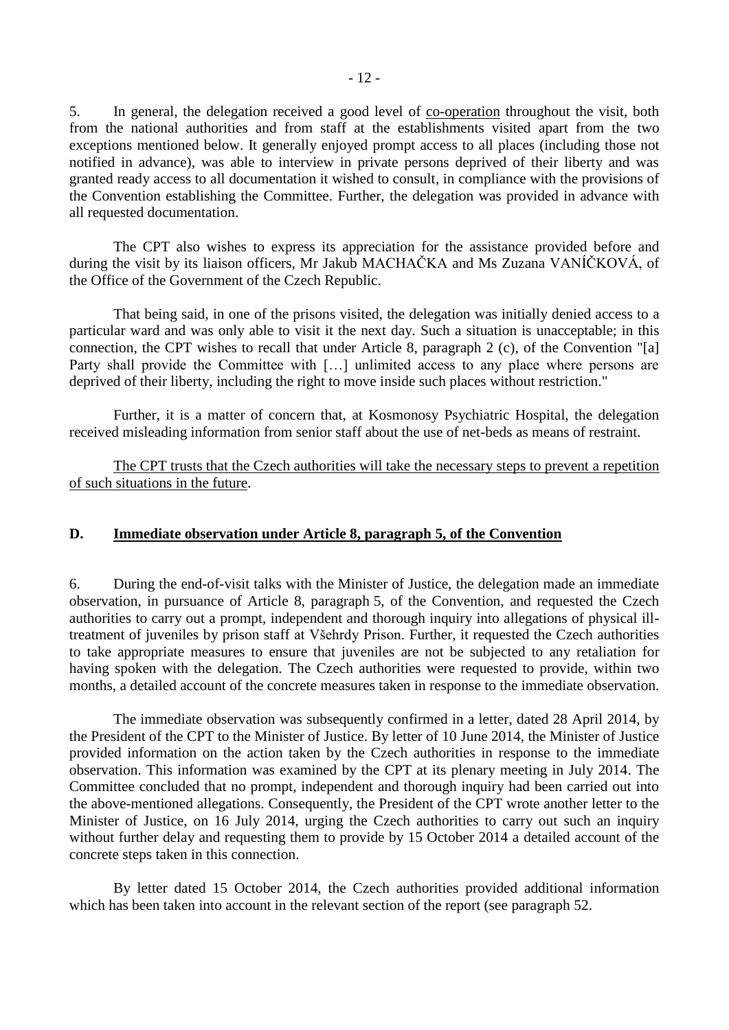5. In general, the delegation received a good level of co-operation throughout the visit, both from the national authorities and from staff at the establishments visited apart from the two exceptions mentioned below. It generally enjoyed prompt access to all places (including those not notified in advance), was able to interview in private persons deprived of their liberty and was granted ready access to all documentation it wished to consult, in compliance with the provisions of the Convention establishing the Committee. Further, the delegation was provided in advance with all requested documentation.

The CPT also wishes to express its appreciation for the assistance provided before and during the visit by its liaison officers, Mr Jakub MACHAČKA and Ms Zuzana VANÍČKOVÁ, of the Office of the Government of the Czech Republic.

That being said, in one of the prisons visited, the delegation was initially denied access to a particular ward and was only able to visit it the next day. Such a situation is unacceptable; in this connection, the CPT wishes to recall that under Article 8, paragraph 2 (c), of the Convention "[a] Party shall provide the Committee with […] unlimited access to any place where persons are deprived of their liberty, including the right to move inside such places without restriction."

Further, it is a matter of concern that, at Kosmonosy Psychiatric Hospital, the delegation received misleading information from senior staff about the use of net-beds as means of restraint.

The CPT trusts that the Czech authorities will take the necessary steps to prevent a repetition of such situations in the future.

## D. Immediate observation under Article 8, paragraph 5, of the Convention

6. During the end-of-visit talks with the Minister of Justice, the delegation made an immediate observation, in pursuance of Article 8, paragraph 5, of the Convention, and requested the Czech authorities to carry out a prompt, independent and thorough inquiry into allegations of physical ill-treatment of juveniles by prison staff at Všehrdy Prison. Further, it requested the Czech authorities to take appropriate measures to ensure that juveniles are not be subjected to any retaliation for having spoken with the delegation. The Czech authorities were requested to provide, within two months, a detailed account of the concrete measures taken in response to the immediate observation.

The immediate observation was subsequently confirmed in a letter, dated 28 April 2014, by the President of the CPT to the Minister of Justice. By letter of 10 June 2014, the Minister of Justice provided information on the action taken by the Czech authorities in response to the immediate observation. This information was examined by the CPT at its plenary meeting in July 2014. The Committee concluded that no prompt, independent and thorough inquiry had been carried out into the above-mentioned allegations. Consequently, the President of the CPT wrote another letter to the Minister of Justice, on 16 July 2014, urging the Czech authorities to carry out such an inquiry without further delay and requesting them to provide by 15 October 2014 a detailed account of the concrete steps taken in this connection.

By letter dated 15 October 2014, the Czech authorities provided additional information which has been taken into account in the relevant section of the report (see paragraph 52.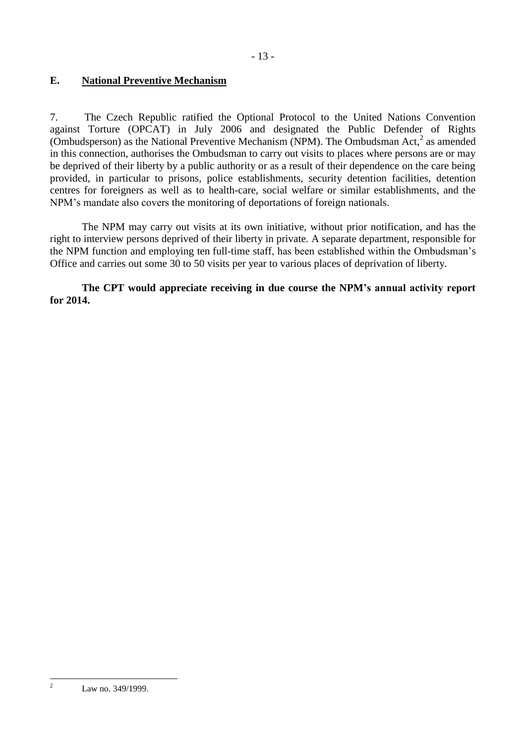## E. National Preventive Mechanism

7. The Czech Republic ratified the Optional Protocol to the United Nations Convention against Torture (OPCAT) in July 2006 and designated the Public Defender of Rights (Ombudsperson) as the National Preventive Mechanism (NPM). The Ombudsman Act,[2] as amended in this connection, authorises the Ombudsman to carry out visits to places where persons are or may be deprived of their liberty by a public authority or as a result of their dependence on the care being provided, in particular to prisons, police establishments, security detention facilities, detention centres for foreigners as well as to health-care, social welfare or similar establishments, and the NPM's mandate also covers the monitoring of deportations of foreign nationals.

The NPM may carry out visits at its own initiative, without prior notification, and has the right to interview persons deprived of their liberty in private. A separate department, responsible for the NPM function and employing ten full-time staff, has been established within the Ombudsman's Office and carries out some 30 to 50 visits per year to various places of deprivation of liberty.

**The CPT would appreciate receiving in due course the NPM's annual activity report for 2014.**

---

[2] Law no. 349/1999.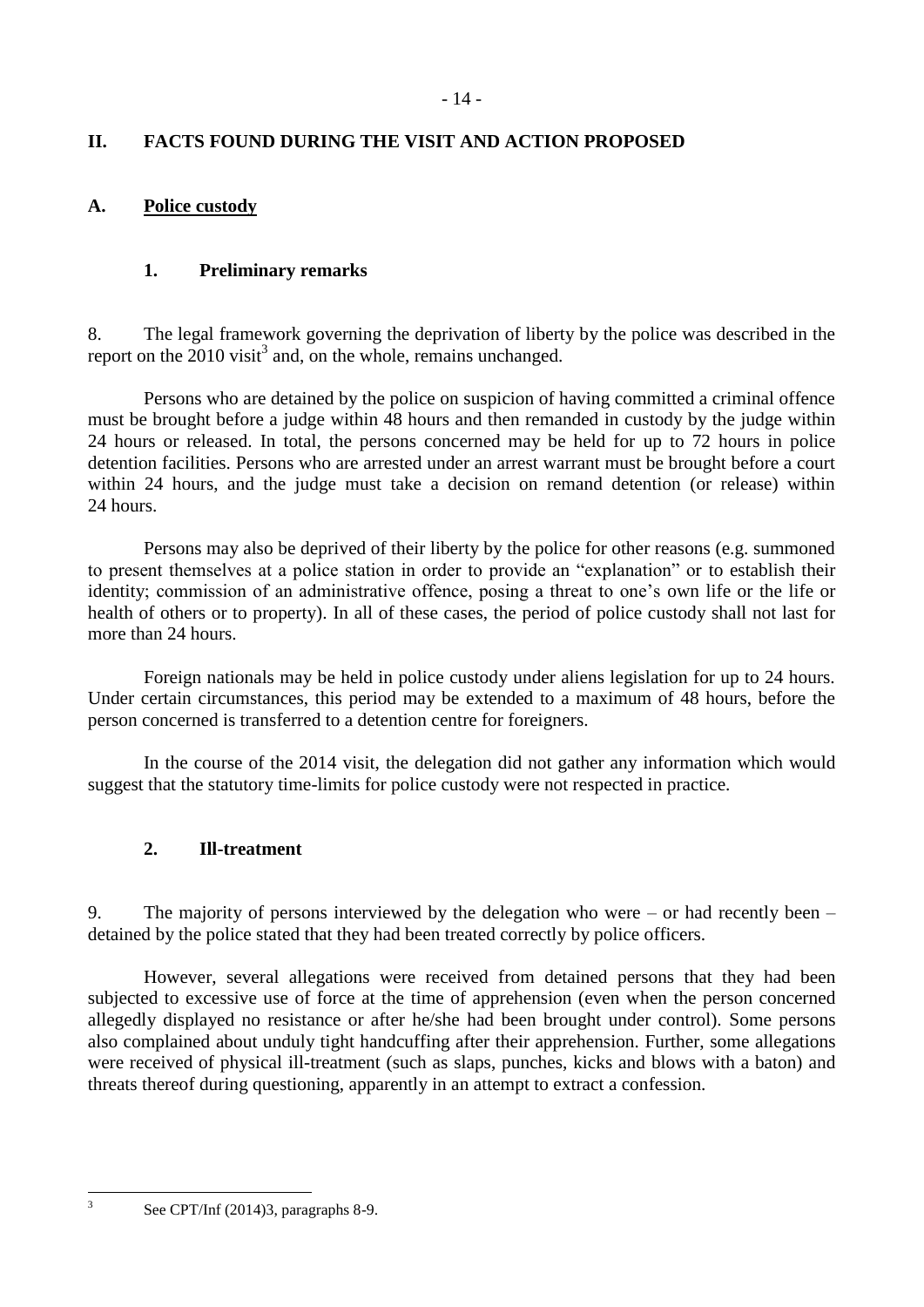## II. FACTS FOUND DURING THE VISIT AND ACTION PROPOSED

### A. Police custody

#### 1. Preliminary remarks

8. The legal framework governing the deprivation of liberty by the police was described in the report on the 2010 visit[3] and, on the whole, remains unchanged.

Persons who are detained by the police on suspicion of having committed a criminal offence must be brought before a judge within 48 hours and then remanded in custody by the judge within 24 hours or released. In total, the persons concerned may be held for up to 72 hours in police detention facilities. Persons who are arrested under an arrest warrant must be brought before a court within 24 hours, and the judge must take a decision on remand detention (or release) within 24 hours.

Persons may also be deprived of their liberty by the police for other reasons (e.g. summoned to present themselves at a police station in order to provide an "explanation" or to establish their identity; commission of an administrative offence, posing a threat to one's own life or the life or health of others or to property). In all of these cases, the period of police custody shall not last for more than 24 hours.

Foreign nationals may be held in police custody under aliens legislation for up to 24 hours. Under certain circumstances, this period may be extended to a maximum of 48 hours, before the person concerned is transferred to a detention centre for foreigners.

In the course of the 2014 visit, the delegation did not gather any information which would suggest that the statutory time-limits for police custody were not respected in practice.

#### 2. Ill-treatment

9. The majority of persons interviewed by the delegation who were – or had recently been – detained by the police stated that they had been treated correctly by police officers.

However, several allegations were received from detained persons that they had been subjected to excessive use of force at the time of apprehension (even when the person concerned allegedly displayed no resistance or after he/she had been brought under control). Some persons also complained about unduly tight handcuffing after their apprehension. Further, some allegations were received of physical ill-treatment (such as slaps, punches, kicks and blows with a baton) and threats thereof during questioning, apparently in an attempt to extract a confession.

---

[3] See CPT/Inf (2014)3, paragraphs 8-9.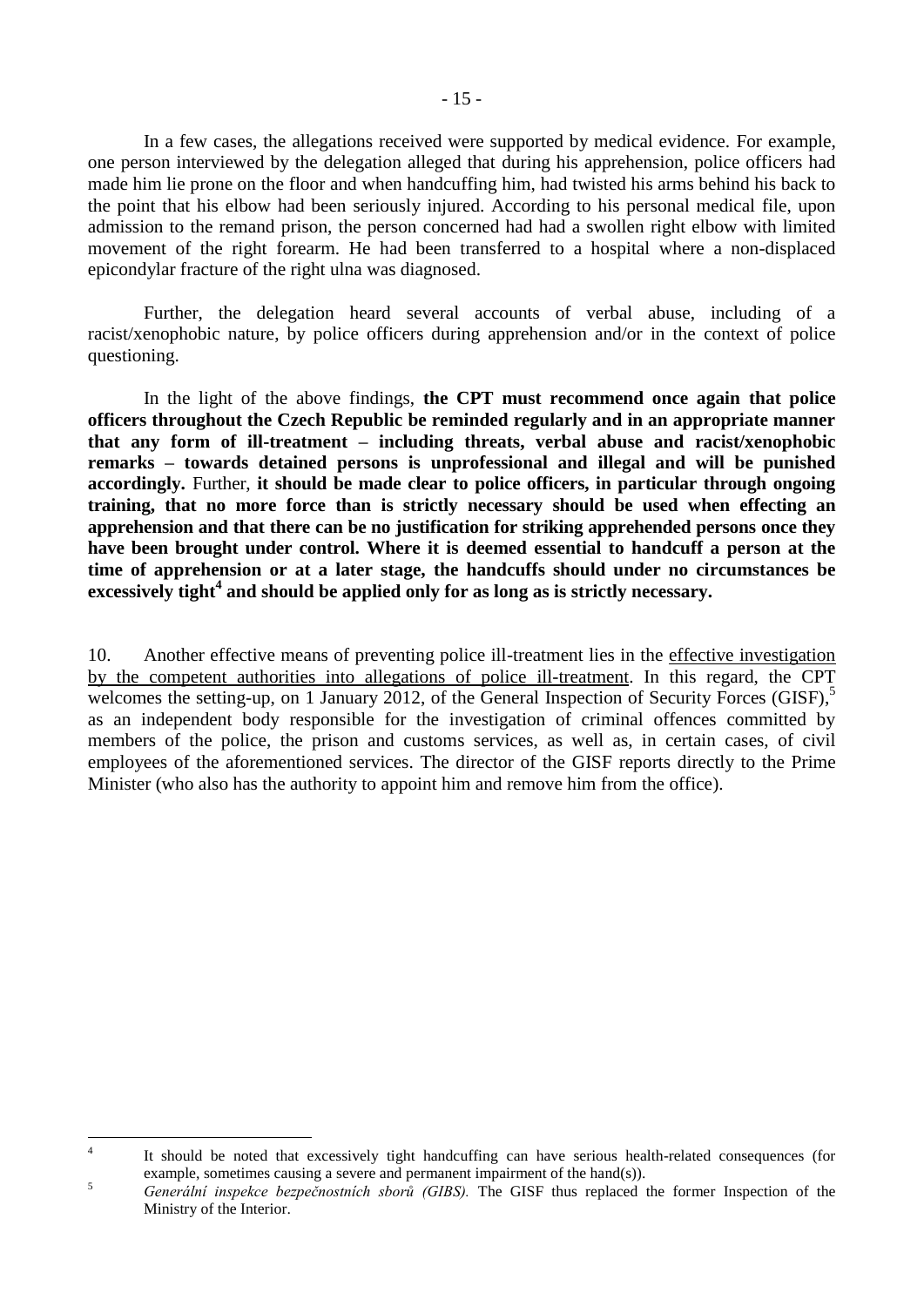In a few cases, the allegations received were supported by medical evidence. For example, one person interviewed by the delegation alleged that during his apprehension, police officers had made him lie prone on the floor and when handcuffing him, had twisted his arms behind his back to the point that his elbow had been seriously injured. According to his personal medical file, upon admission to the remand prison, the person concerned had had a swollen right elbow with limited movement of the right forearm. He had been transferred to a hospital where a non-displaced epicondylar fracture of the right ulna was diagnosed.

Further, the delegation heard several accounts of verbal abuse, including of a racist/xenophobic nature, by police officers during apprehension and/or in the context of police questioning.

In the light of the above findings, **the CPT must recommend once again that police officers throughout the Czech Republic be reminded regularly and in an appropriate manner that any form of ill-treatment – including threats, verbal abuse and racist/xenophobic remarks – towards detained persons is unprofessional and illegal and will be punished accordingly.** Further, **it should be made clear to police officers, in particular through ongoing training, that no more force than is strictly necessary should be used when effecting an apprehension and that there can be no justification for striking apprehended persons once they have been brought under control. Where it is deemed essential to handcuff a person at the time of apprehension or at a later stage, the handcuffs should under no circumstances be excessively tight[4] and should be applied only for as long as is strictly necessary.**

10. Another effective means of preventing police ill-treatment lies in the <u>effective investigation by the competent authorities into allegations of police ill-treatment</u>. In this regard, the CPT welcomes the setting-up, on 1 January 2012, of the General Inspection of Security Forces (GISF),[5] as an independent body responsible for the investigation of criminal offences committed by members of the police, the prison and customs services, as well as, in certain cases, of civil employees of the aforementioned services. The director of the GISF reports directly to the Prime Minister (who also has the authority to appoint him and remove him from the office).

---

[4] It should be noted that excessively tight handcuffing can have serious health-related consequences (for example, sometimes causing a severe and permanent impairment of the hand(s)).

[5] *Generální inspekce bezpečnostních sborů (GIBS).* The GISF thus replaced the former Inspection of the Ministry of the Interior.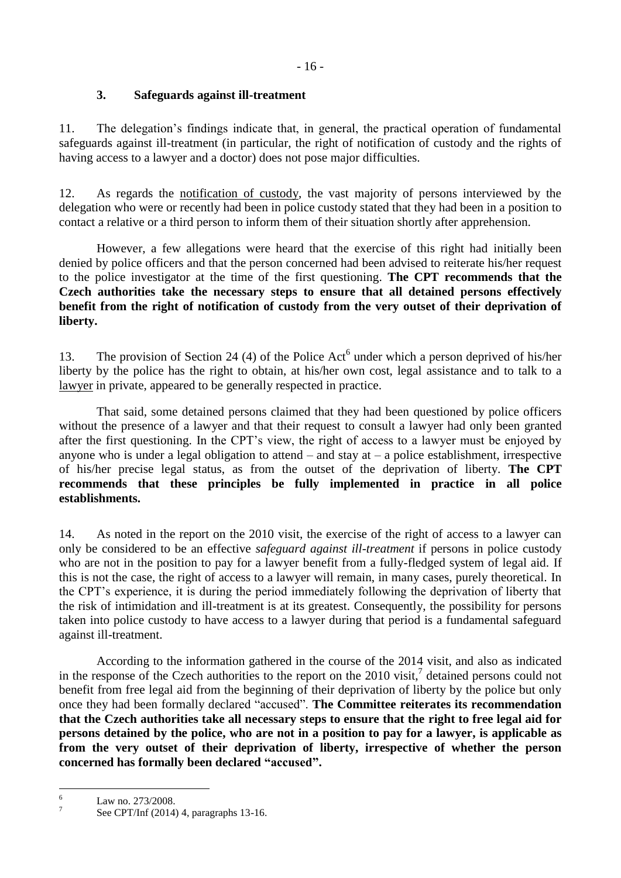### 3. Safeguards against ill-treatment

11. The delegation's findings indicate that, in general, the practical operation of fundamental safeguards against ill-treatment (in particular, the right of notification of custody and the rights of having access to a lawyer and a doctor) does not pose major difficulties.

12. As regards the notification of custody, the vast majority of persons interviewed by the delegation who were or recently had been in police custody stated that they had been in a position to contact a relative or a third person to inform them of their situation shortly after apprehension.

However, a few allegations were heard that the exercise of this right had initially been denied by police officers and that the person concerned had been advised to reiterate his/her request to the police investigator at the time of the first questioning. **The CPT recommends that the Czech authorities take the necessary steps to ensure that all detained persons effectively benefit from the right of notification of custody from the very outset of their deprivation of liberty.**

13. The provision of Section 24 (4) of the Police Act[6] under which a person deprived of his/her liberty by the police has the right to obtain, at his/her own cost, legal assistance and to talk to a lawyer in private, appeared to be generally respected in practice.

That said, some detained persons claimed that they had been questioned by police officers without the presence of a lawyer and that their request to consult a lawyer had only been granted after the first questioning. In the CPT's view, the right of access to a lawyer must be enjoyed by anyone who is under a legal obligation to attend – and stay at – a police establishment, irrespective of his/her precise legal status, as from the outset of the deprivation of liberty. **The CPT recommends that these principles be fully implemented in practice in all police establishments.**

14. As noted in the report on the 2010 visit, the exercise of the right of access to a lawyer can only be considered to be an effective *safeguard against ill-treatment* if persons in police custody who are not in the position to pay for a lawyer benefit from a fully-fledged system of legal aid. If this is not the case, the right of access to a lawyer will remain, in many cases, purely theoretical. In the CPT's experience, it is during the period immediately following the deprivation of liberty that the risk of intimidation and ill-treatment is at its greatest. Consequently, the possibility for persons taken into police custody to have access to a lawyer during that period is a fundamental safeguard against ill-treatment.

According to the information gathered in the course of the 2014 visit, and also as indicated in the response of the Czech authorities to the report on the 2010 visit,[7] detained persons could not benefit from free legal aid from the beginning of their deprivation of liberty by the police but only once they had been formally declared "accused". **The Committee reiterates its recommendation that the Czech authorities take all necessary steps to ensure that the right to free legal aid for persons detained by the police, who are not in a position to pay for a lawyer, is applicable as from the very outset of their deprivation of liberty, irrespective of whether the person concerned has formally been declared "accused".**

---

[6] Law no. 273/2008.

[7] See CPT/Inf (2014) 4, paragraphs 13-16.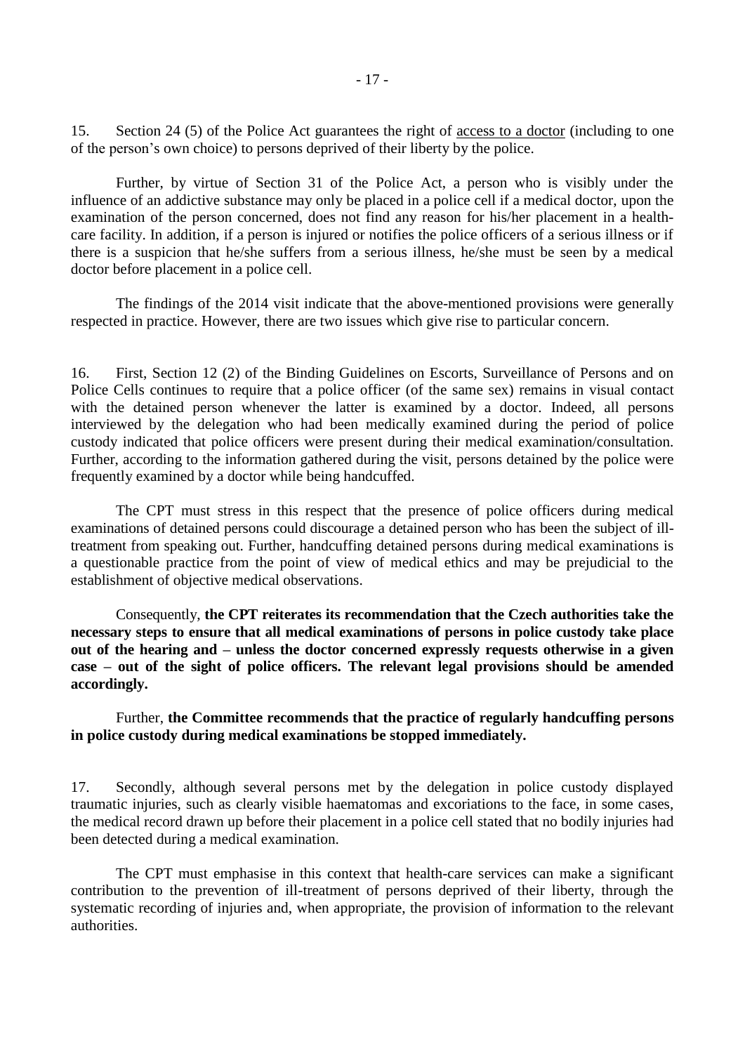15. Section 24 (5) of the Police Act guarantees the right of access to a doctor (including to one of the person's own choice) to persons deprived of their liberty by the police.

Further, by virtue of Section 31 of the Police Act, a person who is visibly under the influence of an addictive substance may only be placed in a police cell if a medical doctor, upon the examination of the person concerned, does not find any reason for his/her placement in a health-care facility. In addition, if a person is injured or notifies the police officers of a serious illness or if there is a suspicion that he/she suffers from a serious illness, he/she must be seen by a medical doctor before placement in a police cell.

The findings of the 2014 visit indicate that the above-mentioned provisions were generally respected in practice. However, there are two issues which give rise to particular concern.

16. First, Section 12 (2) of the Binding Guidelines on Escorts, Surveillance of Persons and on Police Cells continues to require that a police officer (of the same sex) remains in visual contact with the detained person whenever the latter is examined by a doctor. Indeed, all persons interviewed by the delegation who had been medically examined during the period of police custody indicated that police officers were present during their medical examination/consultation. Further, according to the information gathered during the visit, persons detained by the police were frequently examined by a doctor while being handcuffed.

The CPT must stress in this respect that the presence of police officers during medical examinations of detained persons could discourage a detained person who has been the subject of ill-treatment from speaking out. Further, handcuffing detained persons during medical examinations is a questionable practice from the point of view of medical ethics and may be prejudicial to the establishment of objective medical observations.

Consequently, **the CPT reiterates its recommendation that the Czech authorities take the necessary steps to ensure that all medical examinations of persons in police custody take place out of the hearing and – unless the doctor concerned expressly requests otherwise in a given case – out of the sight of police officers. The relevant legal provisions should be amended accordingly.**

Further, **the Committee recommends that the practice of regularly handcuffing persons in police custody during medical examinations be stopped immediately.**

17. Secondly, although several persons met by the delegation in police custody displayed traumatic injuries, such as clearly visible haematomas and excoriations to the face, in some cases, the medical record drawn up before their placement in a police cell stated that no bodily injuries had been detected during a medical examination.

The CPT must emphasise in this context that health-care services can make a significant contribution to the prevention of ill-treatment of persons deprived of their liberty, through the systematic recording of injuries and, when appropriate, the provision of information to the relevant authorities.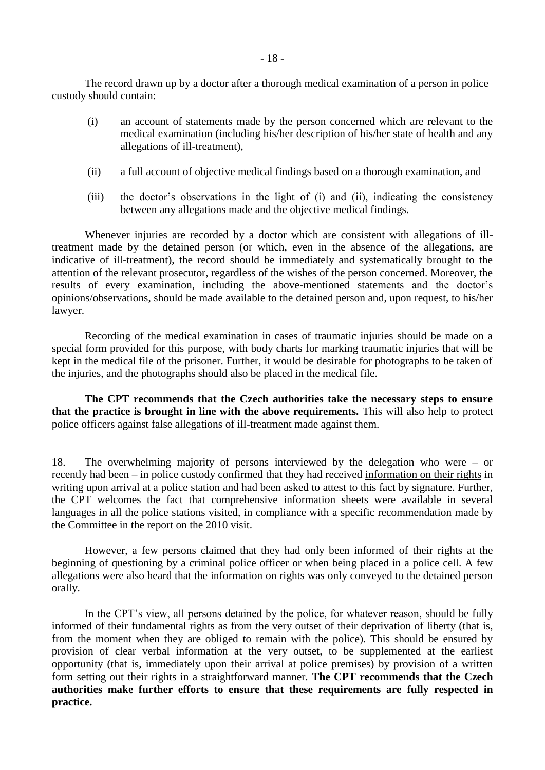The record drawn up by a doctor after a thorough medical examination of a person in police custody should contain:

(i) an account of statements made by the person concerned which are relevant to the medical examination (including his/her description of his/her state of health and any allegations of ill-treatment),

(ii) a full account of objective medical findings based on a thorough examination, and

(iii) the doctor's observations in the light of (i) and (ii), indicating the consistency between any allegations made and the objective medical findings.

Whenever injuries are recorded by a doctor which are consistent with allegations of ill-treatment made by the detained person (or which, even in the absence of the allegations, are indicative of ill-treatment), the record should be immediately and systematically brought to the attention of the relevant prosecutor, regardless of the wishes of the person concerned. Moreover, the results of every examination, including the above-mentioned statements and the doctor's opinions/observations, should be made available to the detained person and, upon request, to his/her lawyer.

Recording of the medical examination in cases of traumatic injuries should be made on a special form provided for this purpose, with body charts for marking traumatic injuries that will be kept in the medical file of the prisoner. Further, it would be desirable for photographs to be taken of the injuries, and the photographs should also be placed in the medical file.

**The CPT recommends that the Czech authorities take the necessary steps to ensure that the practice is brought in line with the above requirements.** This will also help to protect police officers against false allegations of ill-treatment made against them.

18. The overwhelming majority of persons interviewed by the delegation who were – or recently had been – in police custody confirmed that they had received information on their rights in writing upon arrival at a police station and had been asked to attest to this fact by signature. Further, the CPT welcomes the fact that comprehensive information sheets were available in several languages in all the police stations visited, in compliance with a specific recommendation made by the Committee in the report on the 2010 visit.

However, a few persons claimed that they had only been informed of their rights at the beginning of questioning by a criminal police officer or when being placed in a police cell. A few allegations were also heard that the information on rights was only conveyed to the detained person orally.

In the CPT's view, all persons detained by the police, for whatever reason, should be fully informed of their fundamental rights as from the very outset of their deprivation of liberty (that is, from the moment when they are obliged to remain with the police). This should be ensured by provision of clear verbal information at the very outset, to be supplemented at the earliest opportunity (that is, immediately upon their arrival at police premises) by provision of a written form setting out their rights in a straightforward manner. **The CPT recommends that the Czech authorities make further efforts to ensure that these requirements are fully respected in practice.**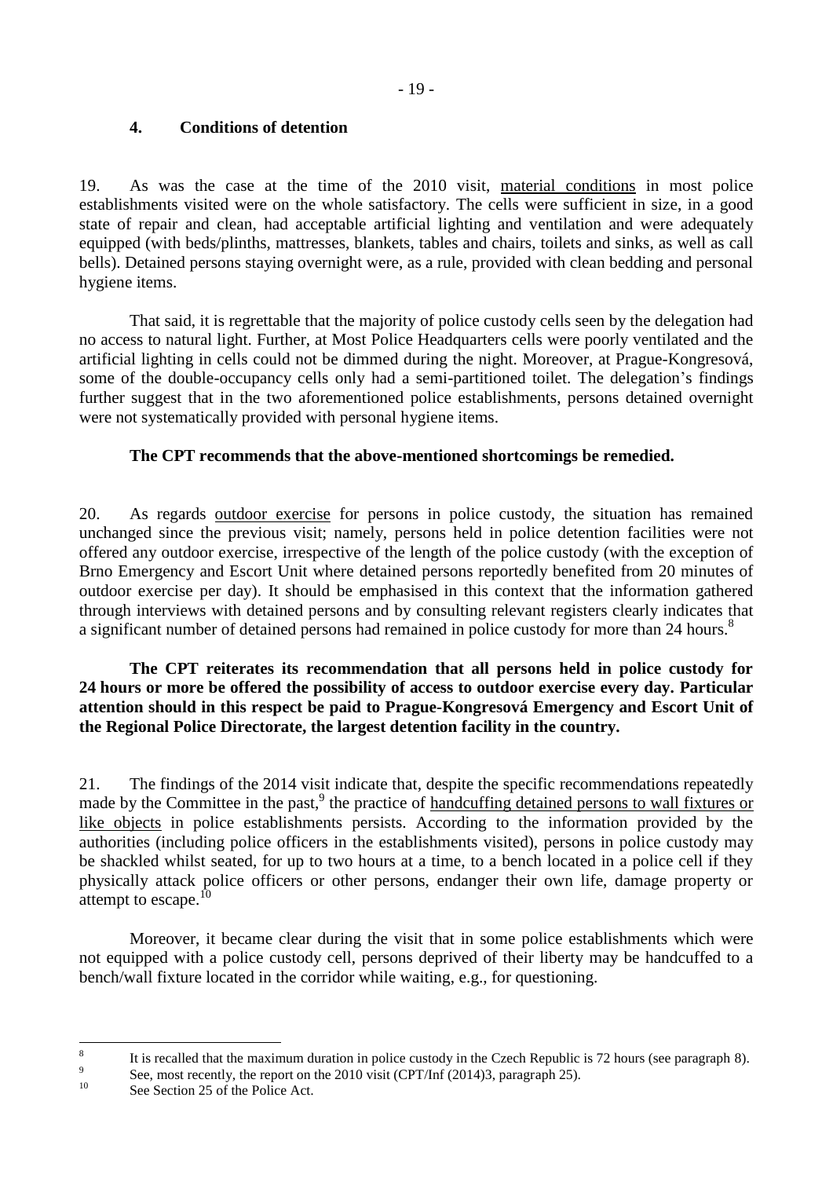### 4. Conditions of detention

19. As was the case at the time of the 2010 visit, material conditions in most police establishments visited were on the whole satisfactory. The cells were sufficient in size, in a good state of repair and clean, had acceptable artificial lighting and ventilation and were adequately equipped (with beds/plinths, mattresses, blankets, tables and chairs, toilets and sinks, as well as call bells). Detained persons staying overnight were, as a rule, provided with clean bedding and personal hygiene items.

That said, it is regrettable that the majority of police custody cells seen by the delegation had no access to natural light. Further, at Most Police Headquarters cells were poorly ventilated and the artificial lighting in cells could not be dimmed during the night. Moreover, at Prague-Kongresová, some of the double-occupancy cells only had a semi-partitioned toilet. The delegation's findings further suggest that in the two aforementioned police establishments, persons detained overnight were not systematically provided with personal hygiene items.

**The CPT recommends that the above-mentioned shortcomings be remedied.**

20. As regards outdoor exercise for persons in police custody, the situation has remained unchanged since the previous visit; namely, persons held in police detention facilities were not offered any outdoor exercise, irrespective of the length of the police custody (with the exception of Brno Emergency and Escort Unit where detained persons reportedly benefited from 20 minutes of outdoor exercise per day). It should be emphasised in this context that the information gathered through interviews with detained persons and by consulting relevant registers clearly indicates that a significant number of detained persons had remained in police custody for more than 24 hours.[8]

**The CPT reiterates its recommendation that all persons held in police custody for 24 hours or more be offered the possibility of access to outdoor exercise every day. Particular attention should in this respect be paid to Prague-Kongresová Emergency and Escort Unit of the Regional Police Directorate, the largest detention facility in the country.**

21. The findings of the 2014 visit indicate that, despite the specific recommendations repeatedly made by the Committee in the past,[9] the practice of handcuffing detained persons to wall fixtures or like objects in police establishments persists. According to the information provided by the authorities (including police officers in the establishments visited), persons in police custody may be shackled whilst seated, for up to two hours at a time, to a bench located in a police cell if they physically attack police officers or other persons, endanger their own life, damage property or attempt to escape.[10]

Moreover, it became clear during the visit that in some police establishments which were not equipped with a police custody cell, persons deprived of their liberty may be handcuffed to a bench/wall fixture located in the corridor while waiting, e.g., for questioning.

---

[8] It is recalled that the maximum duration in police custody in the Czech Republic is 72 hours (see paragraph 8).

[9] See, most recently, the report on the 2010 visit (CPT/Inf (2014)3, paragraph 25).

[10] See Section 25 of the Police Act.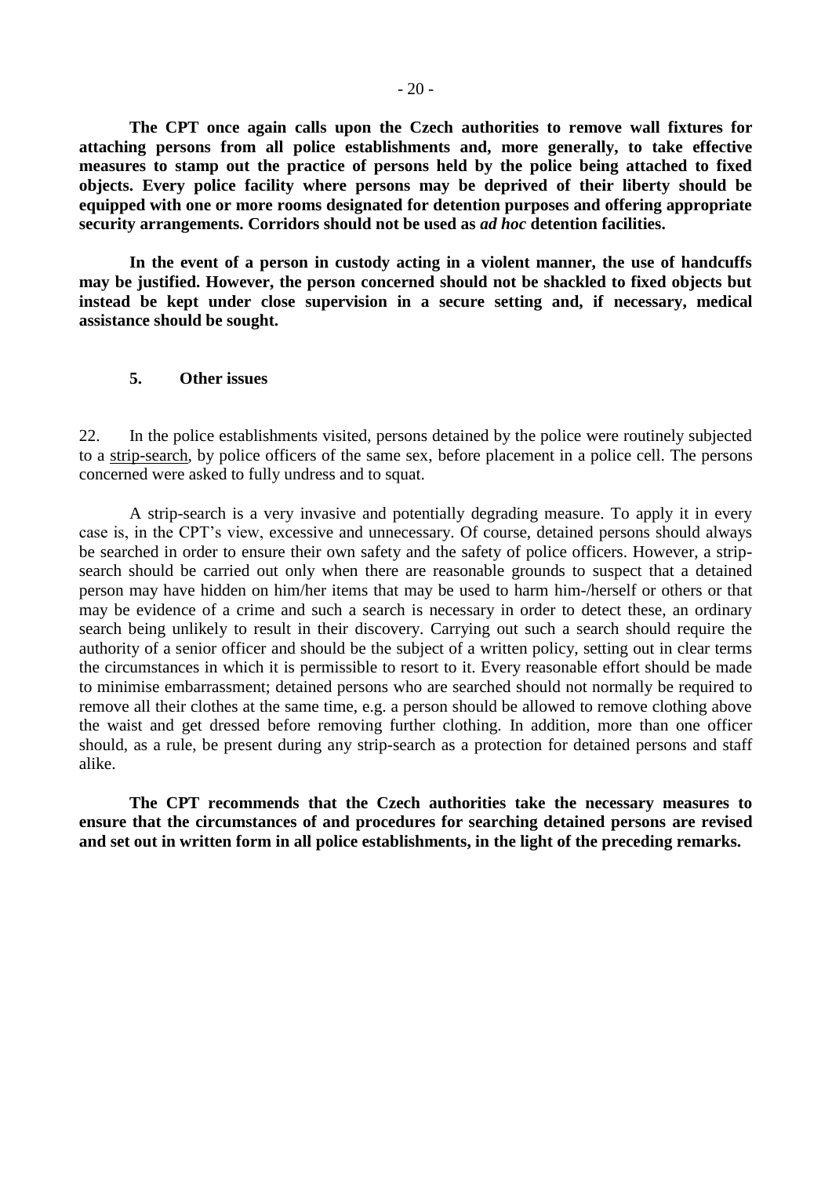**The CPT once again calls upon the Czech authorities to remove wall fixtures for attaching persons from all police establishments and, more generally, to take effective measures to stamp out the practice of persons held by the police being attached to fixed objects. Every police facility where persons may be deprived of their liberty should be equipped with one or more rooms designated for detention purposes and offering appropriate security arrangements. Corridors should not be used as *ad hoc* detention facilities.**

**In the event of a person in custody acting in a violent manner, the use of handcuffs may be justified. However, the person concerned should not be shackled to fixed objects but instead be kept under close supervision in a secure setting and, if necessary, medical assistance should be sought.**

### 5. Other issues

22. In the police establishments visited, persons detained by the police were routinely subjected to a strip-search, by police officers of the same sex, before placement in a police cell. The persons concerned were asked to fully undress and to squat.

A strip-search is a very invasive and potentially degrading measure. To apply it in every case is, in the CPT's view, excessive and unnecessary. Of course, detained persons should always be searched in order to ensure their own safety and the safety of police officers. However, a strip-search should be carried out only when there are reasonable grounds to suspect that a detained person may have hidden on him/her items that may be used to harm him-/herself or others or that may be evidence of a crime and such a search is necessary in order to detect these, an ordinary search being unlikely to result in their discovery. Carrying out such a search should require the authority of a senior officer and should be the subject of a written policy, setting out in clear terms the circumstances in which it is permissible to resort to it. Every reasonable effort should be made to minimise embarrassment; detained persons who are searched should not normally be required to remove all their clothes at the same time, e.g. a person should be allowed to remove clothing above the waist and get dressed before removing further clothing. In addition, more than one officer should, as a rule, be present during any strip-search as a protection for detained persons and staff alike.

**The CPT recommends that the Czech authorities take the necessary measures to ensure that the circumstances of and procedures for searching detained persons are revised and set out in written form in all police establishments, in the light of the preceding remarks.**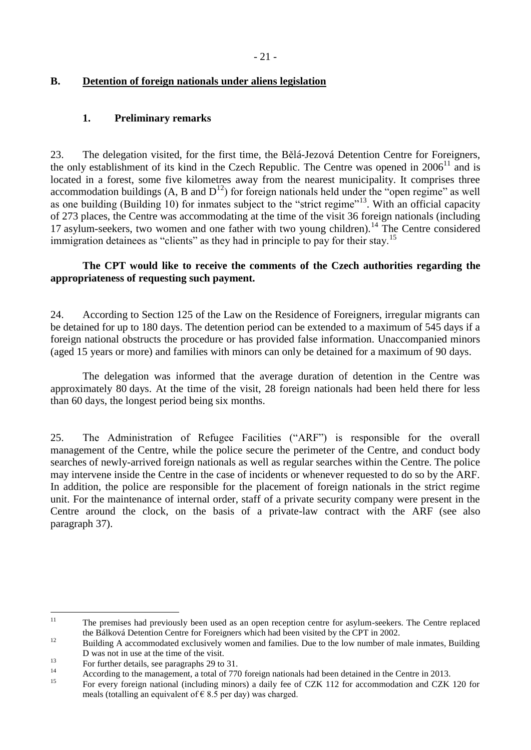## B. Detention of foreign nationals under aliens legislation

### 1. Preliminary remarks

23. The delegation visited, for the first time, the Bělá-Jezová Detention Centre for Foreigners, the only establishment of its kind in the Czech Republic. The Centre was opened in 2006[11] and is located in a forest, some five kilometres away from the nearest municipality. It comprises three accommodation buildings (A, B and D[12]) for foreign nationals held under the "open regime" as well as one building (Building 10) for inmates subject to the "strict regime"[13]. With an official capacity of 273 places, the Centre was accommodating at the time of the visit 36 foreign nationals (including 17 asylum-seekers, two women and one father with two young children).[14] The Centre considered immigration detainees as "clients" as they had in principle to pay for their stay.[15]

**The CPT would like to receive the comments of the Czech authorities regarding the appropriateness of requesting such payment.**

24. According to Section 125 of the Law on the Residence of Foreigners, irregular migrants can be detained for up to 180 days. The detention period can be extended to a maximum of 545 days if a foreign national obstructs the procedure or has provided false information. Unaccompanied minors (aged 15 years or more) and families with minors can only be detained for a maximum of 90 days.

The delegation was informed that the average duration of detention in the Centre was approximately 80 days. At the time of the visit, 28 foreign nationals had been held there for less than 60 days, the longest period being six months.

25. The Administration of Refugee Facilities ("ARF") is responsible for the overall management of the Centre, while the police secure the perimeter of the Centre, and conduct body searches of newly-arrived foreign nationals as well as regular searches within the Centre. The police may intervene inside the Centre in the case of incidents or whenever requested to do so by the ARF. In addition, the police are responsible for the placement of foreign nationals in the strict regime unit. For the maintenance of internal order, staff of a private security company were present in the Centre around the clock, on the basis of a private-law contract with the ARF (see also paragraph 37).

---

[11] The premises had previously been used as an open reception centre for asylum-seekers. The Centre replaced the Bálková Detention Centre for Foreigners which had been visited by the CPT in 2002.

[12] Building A accommodated exclusively women and families. Due to the low number of male inmates, Building D was not in use at the time of the visit.

[13] For further details, see paragraphs 29 to 31.

[14] According to the management, a total of 770 foreign nationals had been detained in the Centre in 2013.

[15] For every foreign national (including minors) a daily fee of CZK 112 for accommodation and CZK 120 for meals (totalling an equivalent of € 8.5 per day) was charged.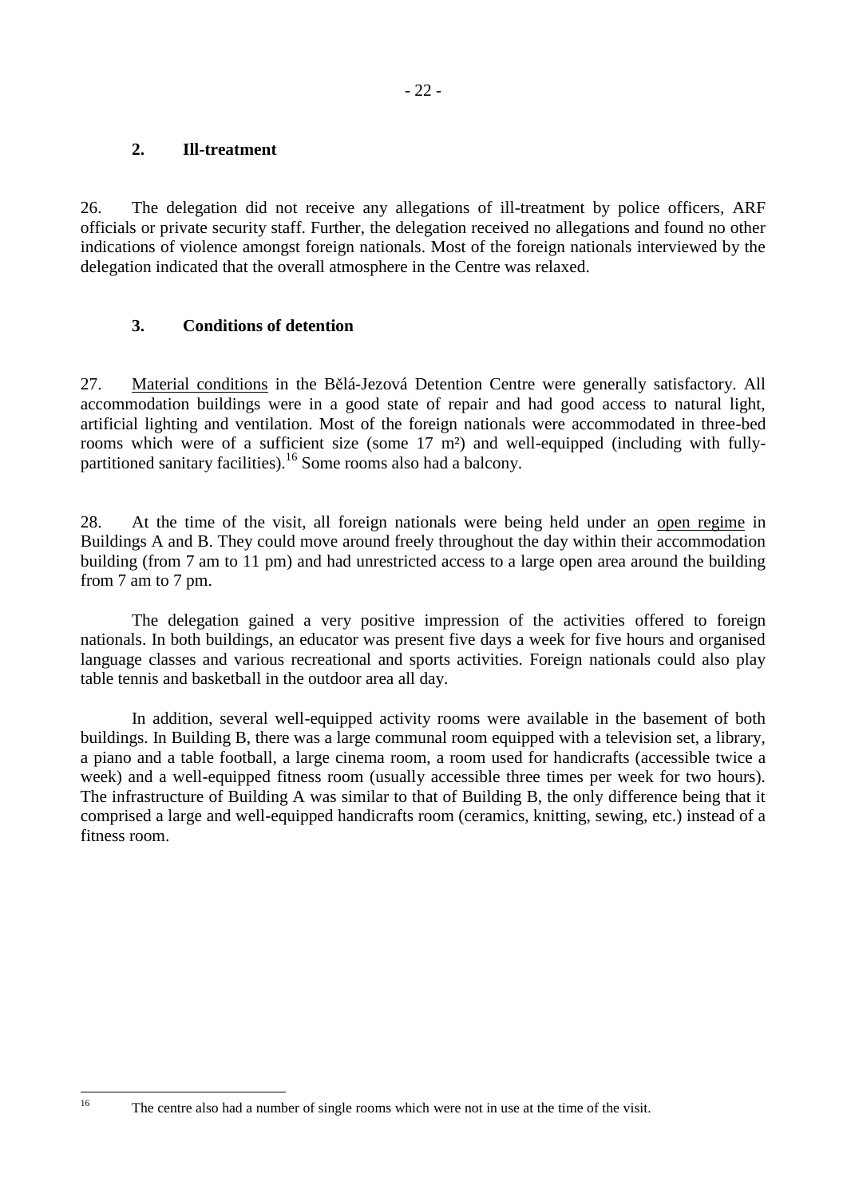### 2. Ill-treatment

26. The delegation did not receive any allegations of ill-treatment by police officers, ARF officials or private security staff. Further, the delegation received no allegations and found no other indications of violence amongst foreign nationals. Most of the foreign nationals interviewed by the delegation indicated that the overall atmosphere in the Centre was relaxed.

### 3. Conditions of detention

27. Material conditions in the Bělá-Jezová Detention Centre were generally satisfactory. All accommodation buildings were in a good state of repair and had good access to natural light, artificial lighting and ventilation. Most of the foreign nationals were accommodated in three-bed rooms which were of a sufficient size (some 17 m²) and well-equipped (including with fully-partitioned sanitary facilities).[16] Some rooms also had a balcony.

28. At the time of the visit, all foreign nationals were being held under an open regime in Buildings A and B. They could move around freely throughout the day within their accommodation building (from 7 am to 11 pm) and had unrestricted access to a large open area around the building from 7 am to 7 pm.

The delegation gained a very positive impression of the activities offered to foreign nationals. In both buildings, an educator was present five days a week for five hours and organised language classes and various recreational and sports activities. Foreign nationals could also play table tennis and basketball in the outdoor area all day.

In addition, several well-equipped activity rooms were available in the basement of both buildings. In Building B, there was a large communal room equipped with a television set, a library, a piano and a table football, a large cinema room, a room used for handicrafts (accessible twice a week) and a well-equipped fitness room (usually accessible three times per week for two hours). The infrastructure of Building A was similar to that of Building B, the only difference being that it comprised a large and well-equipped handicrafts room (ceramics, knitting, sewing, etc.) instead of a fitness room.

[16] The centre also had a number of single rooms which were not in use at the time of the visit.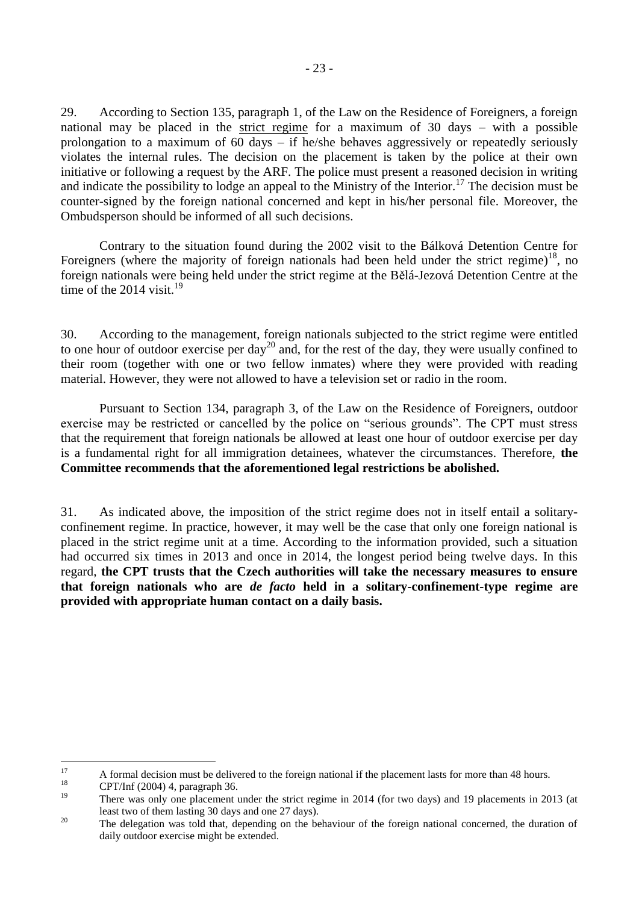29. According to Section 135, paragraph 1, of the Law on the Residence of Foreigners, a foreign national may be placed in the strict regime for a maximum of 30 days – with a possible prolongation to a maximum of 60 days – if he/she behaves aggressively or repeatedly seriously violates the internal rules. The decision on the placement is taken by the police at their own initiative or following a request by the ARF. The police must present a reasoned decision in writing and indicate the possibility to lodge an appeal to the Ministry of the Interior.[17] The decision must be counter-signed by the foreign national concerned and kept in his/her personal file. Moreover, the Ombudsperson should be informed of all such decisions.

Contrary to the situation found during the 2002 visit to the Bálková Detention Centre for Foreigners (where the majority of foreign nationals had been held under the strict regime)[18], no foreign nationals were being held under the strict regime at the Bělá-Jezová Detention Centre at the time of the 2014 visit.[19]

30. According to the management, foreign nationals subjected to the strict regime were entitled to one hour of outdoor exercise per day[20] and, for the rest of the day, they were usually confined to their room (together with one or two fellow inmates) where they were provided with reading material. However, they were not allowed to have a television set or radio in the room.

Pursuant to Section 134, paragraph 3, of the Law on the Residence of Foreigners, outdoor exercise may be restricted or cancelled by the police on "serious grounds". The CPT must stress that the requirement that foreign nationals be allowed at least one hour of outdoor exercise per day is a fundamental right for all immigration detainees, whatever the circumstances. Therefore, **the Committee recommends that the aforementioned legal restrictions be abolished.**

31. As indicated above, the imposition of the strict regime does not in itself entail a solitary-confinement regime. In practice, however, it may well be the case that only one foreign national is placed in the strict regime unit at a time. According to the information provided, such a situation had occurred six times in 2013 and once in 2014, the longest period being twelve days. In this regard, **the CPT trusts that the Czech authorities will take the necessary measures to ensure that foreign nationals who are *de facto* held in a solitary-confinement-type regime are provided with appropriate human contact on a daily basis.**

---

[17] A formal decision must be delivered to the foreign national if the placement lasts for more than 48 hours.

[18] CPT/Inf (2004) 4, paragraph 36.

[19] There was only one placement under the strict regime in 2014 (for two days) and 19 placements in 2013 (at least two of them lasting 30 days and one 27 days).

[20] The delegation was told that, depending on the behaviour of the foreign national concerned, the duration of daily outdoor exercise might be extended.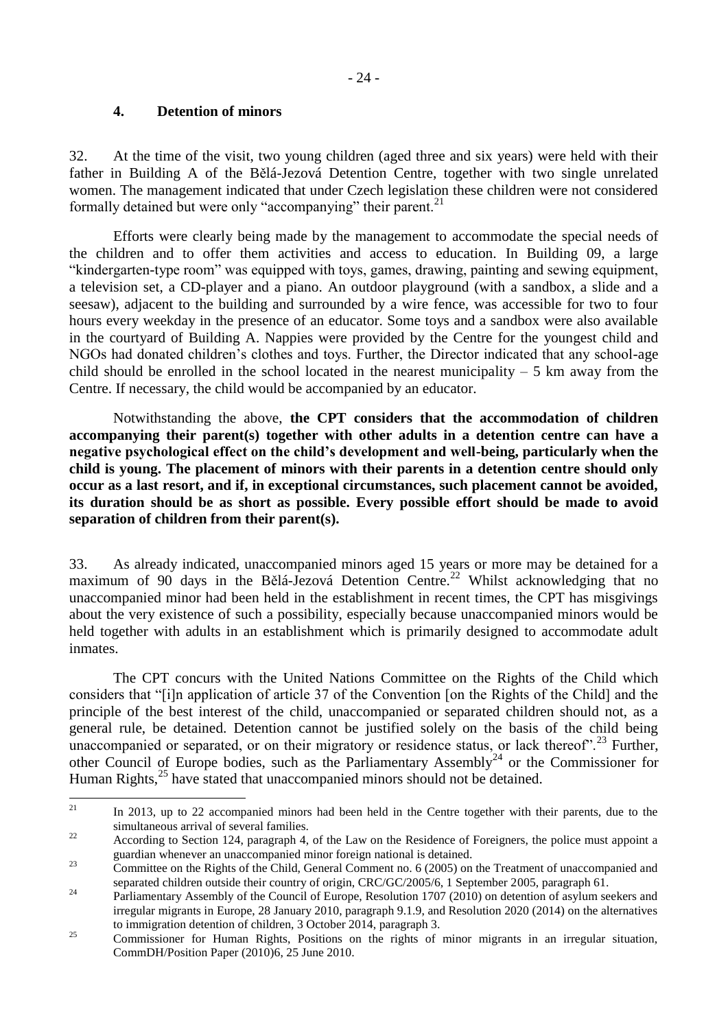### 4. Detention of minors

32. At the time of the visit, two young children (aged three and six years) were held with their father in Building A of the Bělá-Jezová Detention Centre, together with two single unrelated women. The management indicated that under Czech legislation these children were not considered formally detained but were only "accompanying" their parent.[21]

Efforts were clearly being made by the management to accommodate the special needs of the children and to offer them activities and access to education. In Building 09, a large "kindergarten-type room" was equipped with toys, games, drawing, painting and sewing equipment, a television set, a CD-player and a piano. An outdoor playground (with a sandbox, a slide and a seesaw), adjacent to the building and surrounded by a wire fence, was accessible for two to four hours every weekday in the presence of an educator. Some toys and a sandbox were also available in the courtyard of Building A. Nappies were provided by the Centre for the youngest child and NGOs had donated children's clothes and toys. Further, the Director indicated that any school-age child should be enrolled in the school located in the nearest municipality – 5 km away from the Centre. If necessary, the child would be accompanied by an educator.

Notwithstanding the above, **the CPT considers that the accommodation of children accompanying their parent(s) together with other adults in a detention centre can have a negative psychological effect on the child's development and well-being, particularly when the child is young. The placement of minors with their parents in a detention centre should only occur as a last resort, and if, in exceptional circumstances, such placement cannot be avoided, its duration should be as short as possible. Every possible effort should be made to avoid separation of children from their parent(s).**

33. As already indicated, unaccompanied minors aged 15 years or more may be detained for a maximum of 90 days in the Bělá-Jezová Detention Centre.[22] Whilst acknowledging that no unaccompanied minor had been held in the establishment in recent times, the CPT has misgivings about the very existence of such a possibility, especially because unaccompanied minors would be held together with adults in an establishment which is primarily designed to accommodate adult inmates.

The CPT concurs with the United Nations Committee on the Rights of the Child which considers that "[i]n application of article 37 of the Convention [on the Rights of the Child] and the principle of the best interest of the child, unaccompanied or separated children should not, as a general rule, be detained. Detention cannot be justified solely on the basis of the child being unaccompanied or separated, or on their migratory or residence status, or lack thereof".[23] Further, other Council of Europe bodies, such as the Parliamentary Assembly[24] or the Commissioner for Human Rights,[25] have stated that unaccompanied minors should not be detained.

---

[21] In 2013, up to 22 accompanied minors had been held in the Centre together with their parents, due to the simultaneous arrival of several families.

[22] According to Section 124, paragraph 4, of the Law on the Residence of Foreigners, the police must appoint a guardian whenever an unaccompanied minor foreign national is detained.

[23] Committee on the Rights of the Child, General Comment no. 6 (2005) on the Treatment of unaccompanied and separated children outside their country of origin, CRC/GC/2005/6, 1 September 2005, paragraph 61.

[24] Parliamentary Assembly of the Council of Europe, Resolution 1707 (2010) on detention of asylum seekers and irregular migrants in Europe, 28 January 2010, paragraph 9.1.9, and Resolution 2020 (2014) on the alternatives to immigration detention of children, 3 October 2014, paragraph 3.

[25] Commissioner for Human Rights, Positions on the rights of minor migrants in an irregular situation, CommDH/Position Paper (2010)6, 25 June 2010.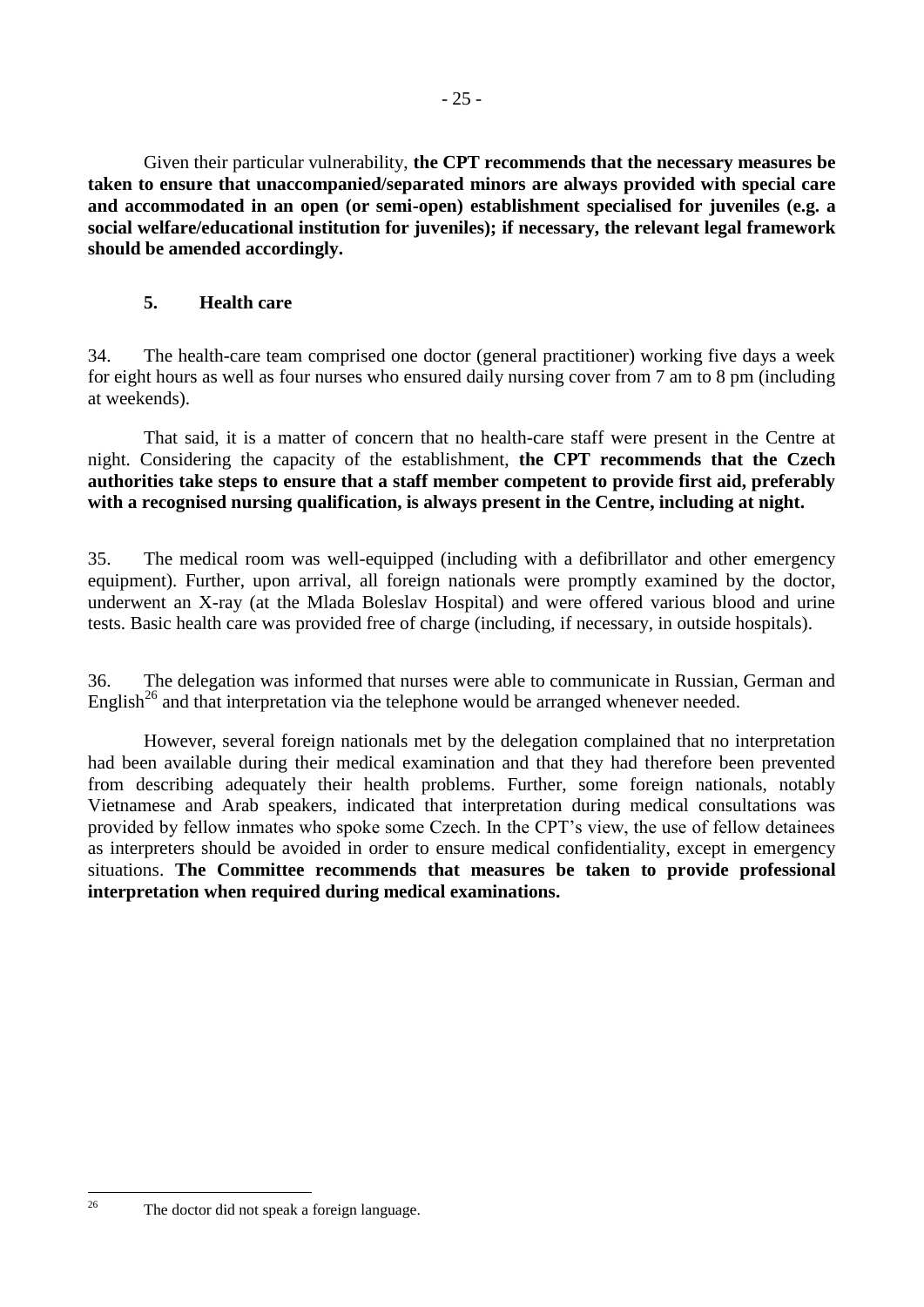Given their particular vulnerability, **the CPT recommends that the necessary measures be taken to ensure that unaccompanied/separated minors are always provided with special care and accommodated in an open (or semi-open) establishment specialised for juveniles (e.g. a social welfare/educational institution for juveniles); if necessary, the relevant legal framework should be amended accordingly.**

### 5. Health care

34. The health-care team comprised one doctor (general practitioner) working five days a week for eight hours as well as four nurses who ensured daily nursing cover from 7 am to 8 pm (including at weekends).

That said, it is a matter of concern that no health-care staff were present in the Centre at night. Considering the capacity of the establishment, **the CPT recommends that the Czech authorities take steps to ensure that a staff member competent to provide first aid, preferably with a recognised nursing qualification, is always present in the Centre, including at night.**

35. The medical room was well-equipped (including with a defibrillator and other emergency equipment). Further, upon arrival, all foreign nationals were promptly examined by the doctor, underwent an X-ray (at the Mlada Boleslav Hospital) and were offered various blood and urine tests. Basic health care was provided free of charge (including, if necessary, in outside hospitals).

36. The delegation was informed that nurses were able to communicate in Russian, German and English[26] and that interpretation via the telephone would be arranged whenever needed.

However, several foreign nationals met by the delegation complained that no interpretation had been available during their medical examination and that they had therefore been prevented from describing adequately their health problems. Further, some foreign nationals, notably Vietnamese and Arab speakers, indicated that interpretation during medical consultations was provided by fellow inmates who spoke some Czech. In the CPT's view, the use of fellow detainees as interpreters should be avoided in order to ensure medical confidentiality, except in emergency situations. **The Committee recommends that measures be taken to provide professional interpretation when required during medical examinations.**

---

[26] The doctor did not speak a foreign language.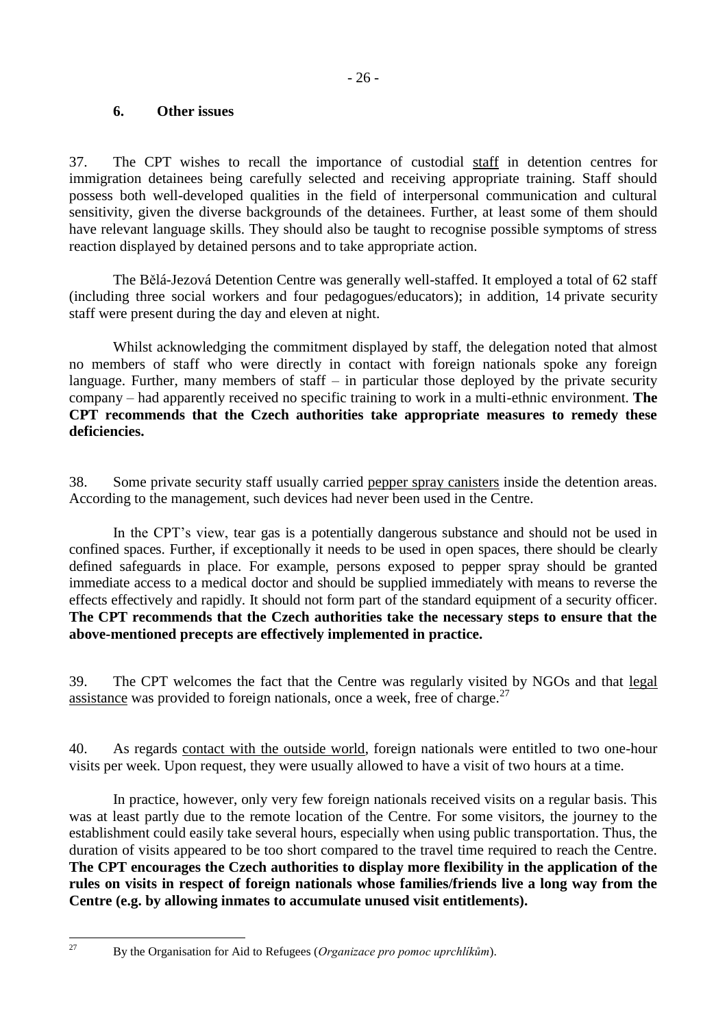### 6. Other issues

37. The CPT wishes to recall the importance of custodial staff in detention centres for immigration detainees being carefully selected and receiving appropriate training. Staff should possess both well-developed qualities in the field of interpersonal communication and cultural sensitivity, given the diverse backgrounds of the detainees. Further, at least some of them should have relevant language skills. They should also be taught to recognise possible symptoms of stress reaction displayed by detained persons and to take appropriate action.

The Bělá-Jezová Detention Centre was generally well-staffed. It employed a total of 62 staff (including three social workers and four pedagogues/educators); in addition, 14 private security staff were present during the day and eleven at night.

Whilst acknowledging the commitment displayed by staff, the delegation noted that almost no members of staff who were directly in contact with foreign nationals spoke any foreign language. Further, many members of staff – in particular those deployed by the private security company – had apparently received no specific training to work in a multi-ethnic environment. **The CPT recommends that the Czech authorities take appropriate measures to remedy these deficiencies.**

38. Some private security staff usually carried pepper spray canisters inside the detention areas. According to the management, such devices had never been used in the Centre.

In the CPT's view, tear gas is a potentially dangerous substance and should not be used in confined spaces. Further, if exceptionally it needs to be used in open spaces, there should be clearly defined safeguards in place. For example, persons exposed to pepper spray should be granted immediate access to a medical doctor and should be supplied immediately with means to reverse the effects effectively and rapidly. It should not form part of the standard equipment of a security officer. **The CPT recommends that the Czech authorities take the necessary steps to ensure that the above-mentioned precepts are effectively implemented in practice.**

39. The CPT welcomes the fact that the Centre was regularly visited by NGOs and that legal assistance was provided to foreign nationals, once a week, free of charge.[27]

40. As regards contact with the outside world, foreign nationals were entitled to two one-hour visits per week. Upon request, they were usually allowed to have a visit of two hours at a time.

In practice, however, only very few foreign nationals received visits on a regular basis. This was at least partly due to the remote location of the Centre. For some visitors, the journey to the establishment could easily take several hours, especially when using public transportation. Thus, the duration of visits appeared to be too short compared to the travel time required to reach the Centre. **The CPT encourages the Czech authorities to display more flexibility in the application of the rules on visits in respect of foreign nationals whose families/friends live a long way from the Centre (e.g. by allowing inmates to accumulate unused visit entitlements).**

---

[27] By the Organisation for Aid to Refugees (*Organizace pro pomoc uprchlíkům*).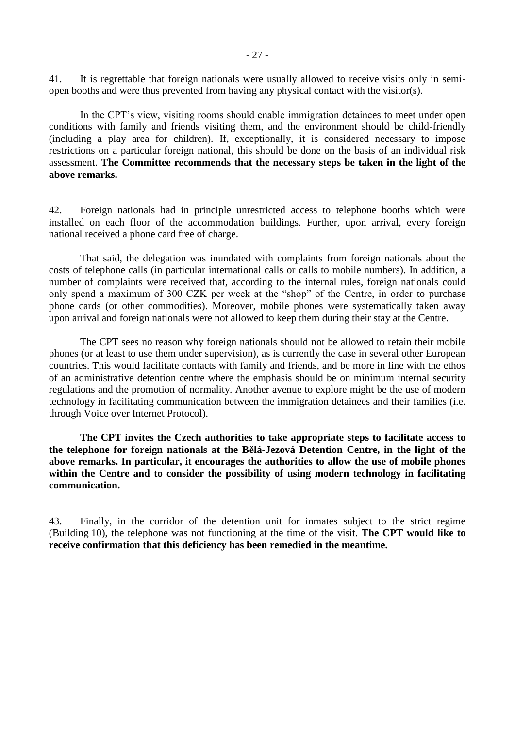41. It is regrettable that foreign nationals were usually allowed to receive visits only in semi-open booths and were thus prevented from having any physical contact with the visitor(s).

In the CPT's view, visiting rooms should enable immigration detainees to meet under open conditions with family and friends visiting them, and the environment should be child-friendly (including a play area for children). If, exceptionally, it is considered necessary to impose restrictions on a particular foreign national, this should be done on the basis of an individual risk assessment. **The Committee recommends that the necessary steps be taken in the light of the above remarks.**

42. Foreign nationals had in principle unrestricted access to telephone booths which were installed on each floor of the accommodation buildings. Further, upon arrival, every foreign national received a phone card free of charge.

That said, the delegation was inundated with complaints from foreign nationals about the costs of telephone calls (in particular international calls or calls to mobile numbers). In addition, a number of complaints were received that, according to the internal rules, foreign nationals could only spend a maximum of 300 CZK per week at the "shop" of the Centre, in order to purchase phone cards (or other commodities). Moreover, mobile phones were systematically taken away upon arrival and foreign nationals were not allowed to keep them during their stay at the Centre.

The CPT sees no reason why foreign nationals should not be allowed to retain their mobile phones (or at least to use them under supervision), as is currently the case in several other European countries. This would facilitate contacts with family and friends, and be more in line with the ethos of an administrative detention centre where the emphasis should be on minimum internal security regulations and the promotion of normality. Another avenue to explore might be the use of modern technology in facilitating communication between the immigration detainees and their families (i.e. through Voice over Internet Protocol).

**The CPT invites the Czech authorities to take appropriate steps to facilitate access to the telephone for foreign nationals at the Bělá-Jezová Detention Centre, in the light of the above remarks. In particular, it encourages the authorities to allow the use of mobile phones within the Centre and to consider the possibility of using modern technology in facilitating communication.**

43. Finally, in the corridor of the detention unit for inmates subject to the strict regime (Building 10), the telephone was not functioning at the time of the visit. **The CPT would like to receive confirmation that this deficiency has been remedied in the meantime.**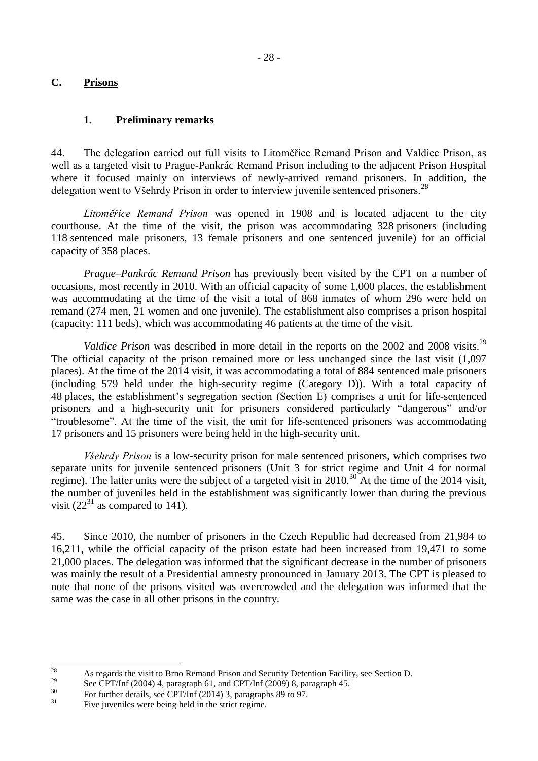## C. Prisons

### 1. Preliminary remarks

44. The delegation carried out full visits to Litoměřice Remand Prison and Valdice Prison, as well as a targeted visit to Prague-Pankrác Remand Prison including to the adjacent Prison Hospital where it focused mainly on interviews of newly-arrived remand prisoners. In addition, the delegation went to Všehrdy Prison in order to interview juvenile sentenced prisoners.[28]

*Litoměřice Remand Prison* was opened in 1908 and is located adjacent to the city courthouse. At the time of the visit, the prison was accommodating 328 prisoners (including 118 sentenced male prisoners, 13 female prisoners and one sentenced juvenile) for an official capacity of 358 places.

*Prague–Pankrác Remand Prison* has previously been visited by the CPT on a number of occasions, most recently in 2010. With an official capacity of some 1,000 places, the establishment was accommodating at the time of the visit a total of 868 inmates of whom 296 were held on remand (274 men, 21 women and one juvenile). The establishment also comprises a prison hospital (capacity: 111 beds), which was accommodating 46 patients at the time of the visit.

*Valdice Prison* was described in more detail in the reports on the 2002 and 2008 visits.[29] The official capacity of the prison remained more or less unchanged since the last visit (1,097 places). At the time of the 2014 visit, it was accommodating a total of 884 sentenced male prisoners (including 579 held under the high-security regime (Category D)). With a total capacity of 48 places, the establishment's segregation section (Section E) comprises a unit for life-sentenced prisoners and a high-security unit for prisoners considered particularly "dangerous" and/or "troublesome". At the time of the visit, the unit for life-sentenced prisoners was accommodating 17 prisoners and 15 prisoners were being held in the high-security unit.

*Všehrdy Prison* is a low-security prison for male sentenced prisoners, which comprises two separate units for juvenile sentenced prisoners (Unit 3 for strict regime and Unit 4 for normal regime). The latter units were the subject of a targeted visit in 2010.[30] At the time of the 2014 visit, the number of juveniles held in the establishment was significantly lower than during the previous visit (22[31] as compared to 141).

45. Since 2010, the number of prisoners in the Czech Republic had decreased from 21,984 to 16,211, while the official capacity of the prison estate had been increased from 19,471 to some 21,000 places. The delegation was informed that the significant decrease in the number of prisoners was mainly the result of a Presidential amnesty pronounced in January 2013. The CPT is pleased to note that none of the prisons visited was overcrowded and the delegation was informed that the same was the case in all other prisons in the country.

---

[28] As regards the visit to Brno Remand Prison and Security Detention Facility, see Section D.

[29] See CPT/Inf (2004) 4, paragraph 61, and CPT/Inf (2009) 8, paragraph 45.

[30] For further details, see CPT/Inf (2014) 3, paragraphs 89 to 97.

[31] Five juveniles were being held in the strict regime.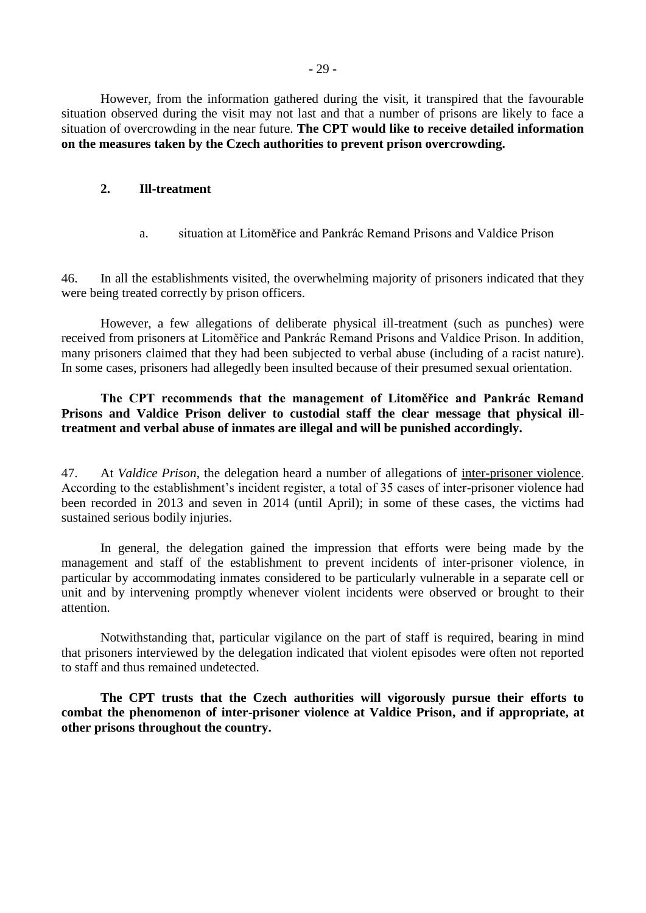However, from the information gathered during the visit, it transpired that the favourable situation observed during the visit may not last and that a number of prisons are likely to face a situation of overcrowding in the near future. **The CPT would like to receive detailed information on the measures taken by the Czech authorities to prevent prison overcrowding.**

## 2. Ill-treatment

### a. situation at Litoměřice and Pankrác Remand Prisons and Valdice Prison

46. In all the establishments visited, the overwhelming majority of prisoners indicated that they were being treated correctly by prison officers.

However, a few allegations of deliberate physical ill-treatment (such as punches) were received from prisoners at Litoměřice and Pankrác Remand Prisons and Valdice Prison. In addition, many prisoners claimed that they had been subjected to verbal abuse (including of a racist nature). In some cases, prisoners had allegedly been insulted because of their presumed sexual orientation.

**The CPT recommends that the management of Litoměřice and Pankrác Remand Prisons and Valdice Prison deliver to custodial staff the clear message that physical ill-treatment and verbal abuse of inmates are illegal and will be punished accordingly.**

47. At *Valdice Prison*, the delegation heard a number of allegations of inter-prisoner violence. According to the establishment's incident register, a total of 35 cases of inter-prisoner violence had been recorded in 2013 and seven in 2014 (until April); in some of these cases, the victims had sustained serious bodily injuries.

In general, the delegation gained the impression that efforts were being made by the management and staff of the establishment to prevent incidents of inter-prisoner violence, in particular by accommodating inmates considered to be particularly vulnerable in a separate cell or unit and by intervening promptly whenever violent incidents were observed or brought to their attention.

Notwithstanding that, particular vigilance on the part of staff is required, bearing in mind that prisoners interviewed by the delegation indicated that violent episodes were often not reported to staff and thus remained undetected.

**The CPT trusts that the Czech authorities will vigorously pursue their efforts to combat the phenomenon of inter-prisoner violence at Valdice Prison, and if appropriate, at other prisons throughout the country.**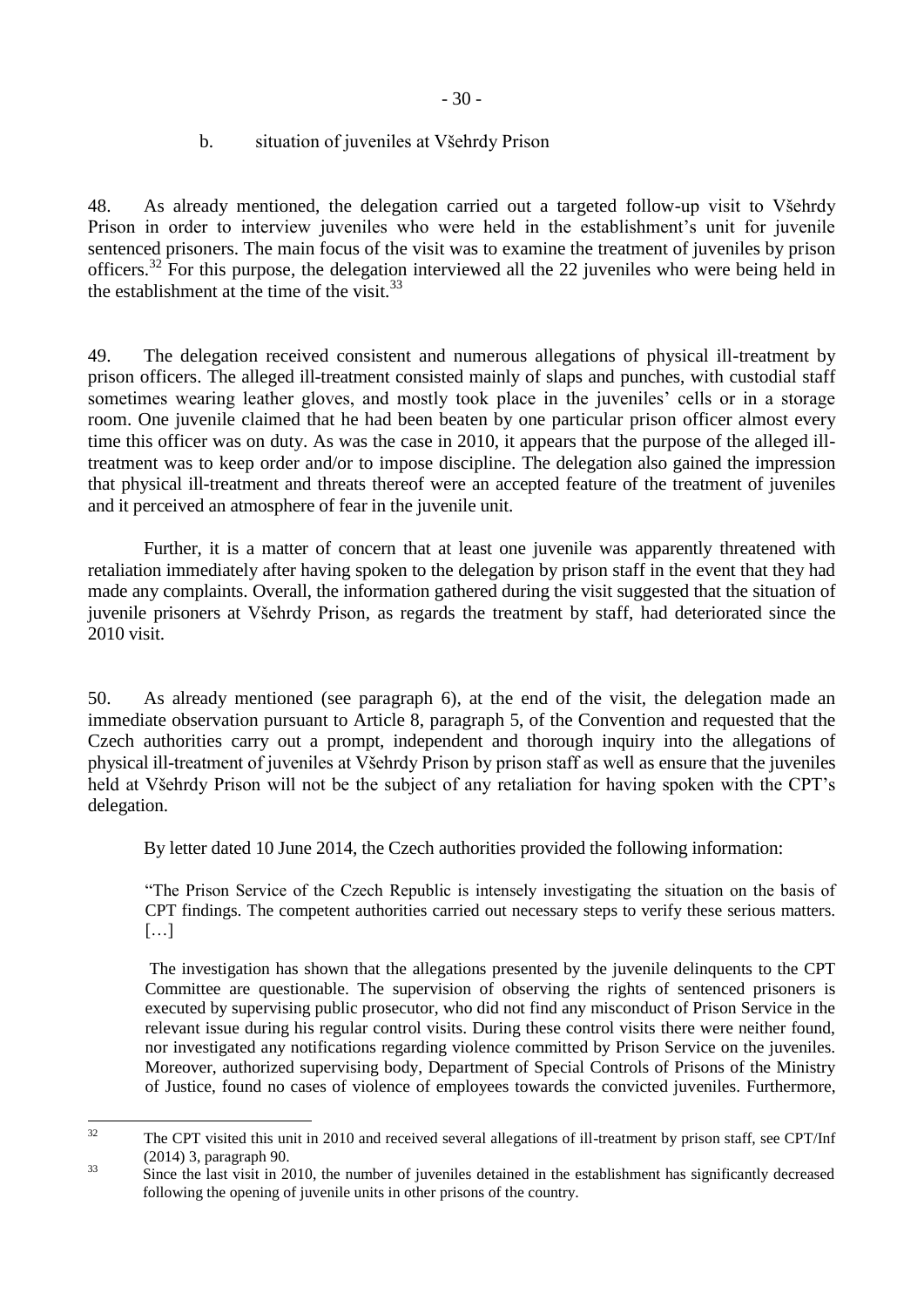b. situation of juveniles at Všehrdy Prison

48. As already mentioned, the delegation carried out a targeted follow-up visit to Všehrdy Prison in order to interview juveniles who were held in the establishment's unit for juvenile sentenced prisoners. The main focus of the visit was to examine the treatment of juveniles by prison officers.[32] For this purpose, the delegation interviewed all the 22 juveniles who were being held in the establishment at the time of the visit.[33]

49. The delegation received consistent and numerous allegations of physical ill-treatment by prison officers. The alleged ill-treatment consisted mainly of slaps and punches, with custodial staff sometimes wearing leather gloves, and mostly took place in the juveniles' cells or in a storage room. One juvenile claimed that he had been beaten by one particular prison officer almost every time this officer was on duty. As was the case in 2010, it appears that the purpose of the alleged ill-treatment was to keep order and/or to impose discipline. The delegation also gained the impression that physical ill-treatment and threats thereof were an accepted feature of the treatment of juveniles and it perceived an atmosphere of fear in the juvenile unit.

Further, it is a matter of concern that at least one juvenile was apparently threatened with retaliation immediately after having spoken to the delegation by prison staff in the event that they had made any complaints. Overall, the information gathered during the visit suggested that the situation of juvenile prisoners at Všehrdy Prison, as regards the treatment by staff, had deteriorated since the 2010 visit.

50. As already mentioned (see paragraph 6), at the end of the visit, the delegation made an immediate observation pursuant to Article 8, paragraph 5, of the Convention and requested that the Czech authorities carry out a prompt, independent and thorough inquiry into the allegations of physical ill-treatment of juveniles at Všehrdy Prison by prison staff as well as ensure that the juveniles held at Všehrdy Prison will not be the subject of any retaliation for having spoken with the CPT's delegation.

By letter dated 10 June 2014, the Czech authorities provided the following information:

"The Prison Service of the Czech Republic is intensely investigating the situation on the basis of CPT findings. The competent authorities carried out necessary steps to verify these serious matters. […]

The investigation has shown that the allegations presented by the juvenile delinquents to the CPT Committee are questionable. The supervision of observing the rights of sentenced prisoners is executed by supervising public prosecutor, who did not find any misconduct of Prison Service in the relevant issue during his regular control visits. During these control visits there were neither found, nor investigated any notifications regarding violence committed by Prison Service on the juveniles. Moreover, authorized supervising body, Department of Special Controls of Prisons of the Ministry of Justice, found no cases of violence of employees towards the convicted juveniles. Furthermore,

---

[32] The CPT visited this unit in 2010 and received several allegations of ill-treatment by prison staff, see CPT/Inf (2014) 3, paragraph 90.

[33] Since the last visit in 2010, the number of juveniles detained in the establishment has significantly decreased following the opening of juvenile units in other prisons of the country.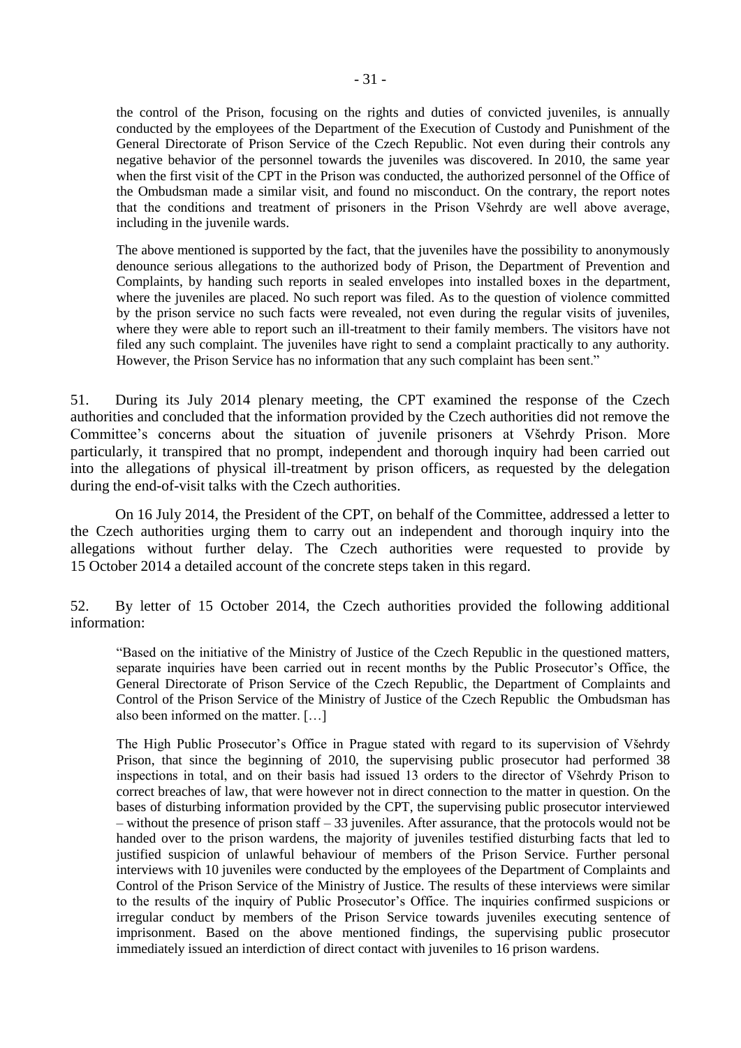the control of the Prison, focusing on the rights and duties of convicted juveniles, is annually conducted by the employees of the Department of the Execution of Custody and Punishment of the General Directorate of Prison Service of the Czech Republic. Not even during their controls any negative behavior of the personnel towards the juveniles was discovered. In 2010, the same year when the first visit of the CPT in the Prison was conducted, the authorized personnel of the Office of the Ombudsman made a similar visit, and found no misconduct. On the contrary, the report notes that the conditions and treatment of prisoners in the Prison Všehrdy are well above average, including in the juvenile wards.

> The above mentioned is supported by the fact, that the juveniles have the possibility to anonymously denounce serious allegations to the authorized body of Prison, the Department of Prevention and Complaints, by handing such reports in sealed envelopes into installed boxes in the department, where the juveniles are placed. No such report was filed. As to the question of violence committed by the prison service no such facts were revealed, not even during the regular visits of juveniles, where they were able to report such an ill-treatment to their family members. The visitors have not filed any such complaint. The juveniles have right to send a complaint practically to any authority. However, the Prison Service has no information that any such complaint has been sent."

51. During its July 2014 plenary meeting, the CPT examined the response of the Czech authorities and concluded that the information provided by the Czech authorities did not remove the Committee's concerns about the situation of juvenile prisoners at Všehrdy Prison. More particularly, it transpired that no prompt, independent and thorough inquiry had been carried out into the allegations of physical ill-treatment by prison officers, as requested by the delegation during the end-of-visit talks with the Czech authorities.

On 16 July 2014, the President of the CPT, on behalf of the Committee, addressed a letter to the Czech authorities urging them to carry out an independent and thorough inquiry into the allegations without further delay. The Czech authorities were requested to provide by 15 October 2014 a detailed account of the concrete steps taken in this regard.

52. By letter of 15 October 2014, the Czech authorities provided the following additional information:

> "Based on the initiative of the Ministry of Justice of the Czech Republic in the questioned matters, separate inquiries have been carried out in recent months by the Public Prosecutor's Office, the General Directorate of Prison Service of the Czech Republic, the Department of Complaints and Control of the Prison Service of the Ministry of Justice of the Czech Republic the Ombudsman has also been informed on the matter. […]
>
> The High Public Prosecutor's Office in Prague stated with regard to its supervision of Všehrdy Prison, that since the beginning of 2010, the supervising public prosecutor had performed 38 inspections in total, and on their basis had issued 13 orders to the director of Všehrdy Prison to correct breaches of law, that were however not in direct connection to the matter in question. On the bases of disturbing information provided by the CPT, the supervising public prosecutor interviewed – without the presence of prison staff – 33 juveniles. After assurance, that the protocols would not be handed over to the prison wardens, the majority of juveniles testified disturbing facts that led to justified suspicion of unlawful behaviour of members of the Prison Service. Further personal interviews with 10 juveniles were conducted by the employees of the Department of Complaints and Control of the Prison Service of the Ministry of Justice. The results of these interviews were similar to the results of the inquiry of Public Prosecutor's Office. The inquiries confirmed suspicions or irregular conduct by members of the Prison Service towards juveniles executing sentence of imprisonment. Based on the above mentioned findings, the supervising public prosecutor immediately issued an interdiction of direct contact with juveniles to 16 prison wardens.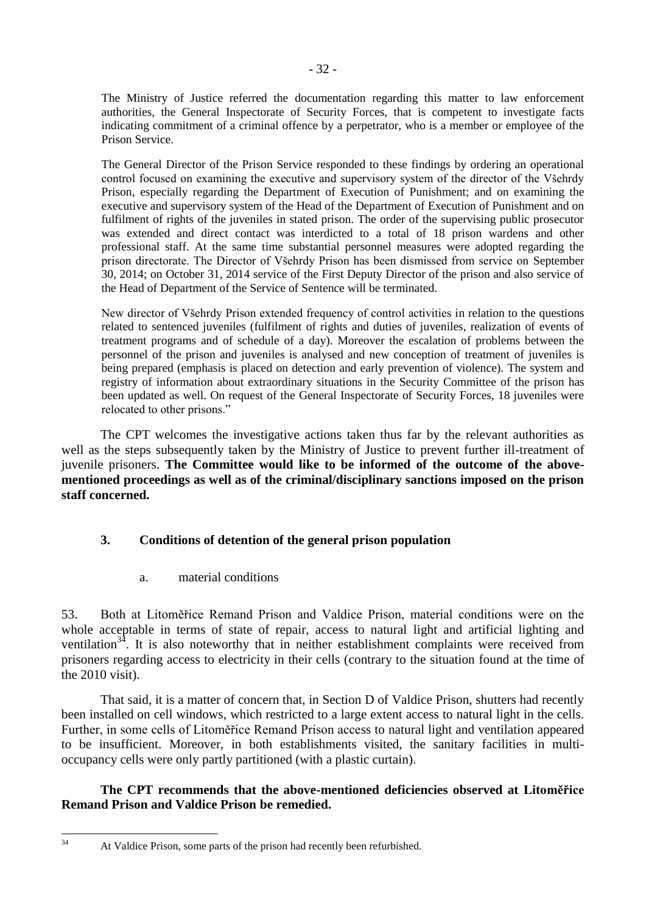> The Ministry of Justice referred the documentation regarding this matter to law enforcement authorities, the General Inspectorate of Security Forces, that is competent to investigate facts indicating commitment of a criminal offence by a perpetrator, who is a member or employee of the Prison Service.
>
> The General Director of the Prison Service responded to these findings by ordering an operational control focused on examining the executive and supervisory system of the director of the Všehrdy Prison, especially regarding the Department of Execution of Punishment; and on examining the executive and supervisory system of the Head of the Department of Execution of Punishment and on fulfilment of rights of the juveniles in stated prison. The order of the supervising public prosecutor was extended and direct contact was interdicted to a total of 18 prison wardens and other professional staff. At the same time substantial personnel measures were adopted regarding the prison directorate. The Director of Všehrdy Prison has been dismissed from service on September 30, 2014; on October 31, 2014 service of the First Deputy Director of the prison and also service of the Head of Department of the Service of Sentence will be terminated.
>
> New director of Všehrdy Prison extended frequency of control activities in relation to the questions related to sentenced juveniles (fulfilment of rights and duties of juveniles, realization of events of treatment programs and of schedule of a day). Moreover the escalation of problems between the personnel of the prison and juveniles is analysed and new conception of treatment of juveniles is being prepared (emphasis is placed on detection and early prevention of violence). The system and registry of information about extraordinary situations in the Security Committee of the prison has been updated as well. On request of the General Inspectorate of Security Forces, 18 juveniles were relocated to other prisons."

The CPT welcomes the investigative actions taken thus far by the relevant authorities as well as the steps subsequently taken by the Ministry of Justice to prevent further ill-treatment of juvenile prisoners. **The Committee would like to be informed of the outcome of the above-mentioned proceedings as well as of the criminal/disciplinary sanctions imposed on the prison staff concerned.**

### 3. Conditions of detention of the general prison population

#### a. material conditions

53. Both at Litoměřice Remand Prison and Valdice Prison, material conditions were on the whole acceptable in terms of state of repair, access to natural light and artificial lighting and ventilation[34]. It is also noteworthy that in neither establishment complaints were received from prisoners regarding access to electricity in their cells (contrary to the situation found at the time of the 2010 visit).

That said, it is a matter of concern that, in Section D of Valdice Prison, shutters had recently been installed on cell windows, which restricted to a large extent access to natural light in the cells. Further, in some cells of Litoměřice Remand Prison access to natural light and ventilation appeared to be insufficient. Moreover, in both establishments visited, the sanitary facilities in multi-occupancy cells were only partly partitioned (with a plastic curtain).

**The CPT recommends that the above-mentioned deficiencies observed at Litoměřice Remand Prison and Valdice Prison be remedied.**

---

[34] At Valdice Prison, some parts of the prison had recently been refurbished.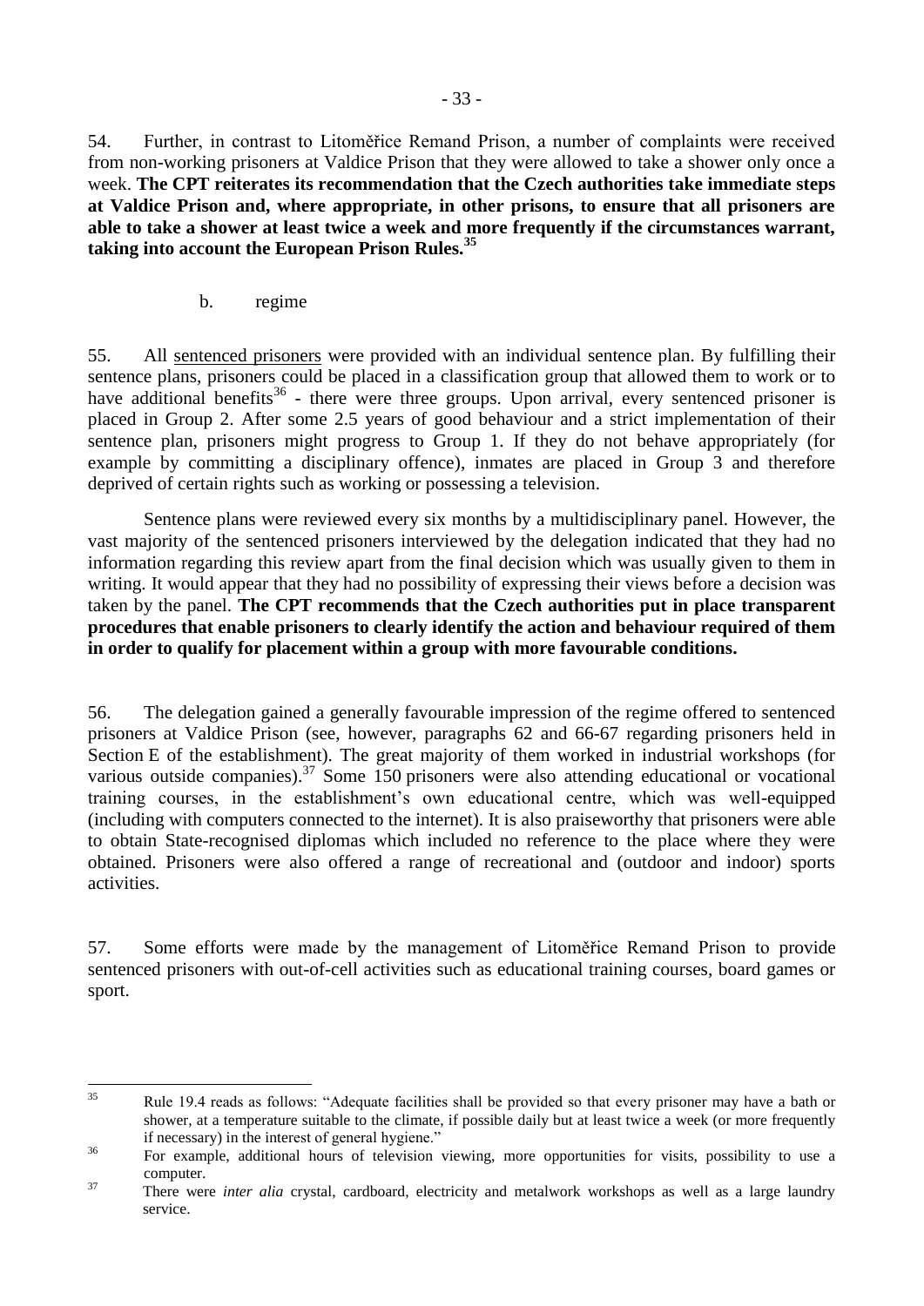54. Further, in contrast to Litoměřice Remand Prison, a number of complaints were received from non-working prisoners at Valdice Prison that they were allowed to take a shower only once a week. **The CPT reiterates its recommendation that the Czech authorities take immediate steps at Valdice Prison and, where appropriate, in other prisons, to ensure that all prisoners are able to take a shower at least twice a week and more frequently if the circumstances warrant, taking into account the European Prison Rules.**[35]

b. regime

55. All sentenced prisoners were provided with an individual sentence plan. By fulfilling their sentence plans, prisoners could be placed in a classification group that allowed them to work or to have additional benefits[36] - there were three groups. Upon arrival, every sentenced prisoner is placed in Group 2. After some 2.5 years of good behaviour and a strict implementation of their sentence plan, prisoners might progress to Group 1. If they do not behave appropriately (for example by committing a disciplinary offence), inmates are placed in Group 3 and therefore deprived of certain rights such as working or possessing a television.

Sentence plans were reviewed every six months by a multidisciplinary panel. However, the vast majority of the sentenced prisoners interviewed by the delegation indicated that they had no information regarding this review apart from the final decision which was usually given to them in writing. It would appear that they had no possibility of expressing their views before a decision was taken by the panel. **The CPT recommends that the Czech authorities put in place transparent procedures that enable prisoners to clearly identify the action and behaviour required of them in order to qualify for placement within a group with more favourable conditions.**

56. The delegation gained a generally favourable impression of the regime offered to sentenced prisoners at Valdice Prison (see, however, paragraphs 62 and 66-67 regarding prisoners held in Section E of the establishment). The great majority of them worked in industrial workshops (for various outside companies).[37] Some 150 prisoners were also attending educational or vocational training courses, in the establishment's own educational centre, which was well-equipped (including with computers connected to the internet). It is also praiseworthy that prisoners were able to obtain State-recognised diplomas which included no reference to the place where they were obtained. Prisoners were also offered a range of recreational and (outdoor and indoor) sports activities.

57. Some efforts were made by the management of Litoměřice Remand Prison to provide sentenced prisoners with out-of-cell activities such as educational training courses, board games or sport.

---

[35] Rule 19.4 reads as follows: "Adequate facilities shall be provided so that every prisoner may have a bath or shower, at a temperature suitable to the climate, if possible daily but at least twice a week (or more frequently if necessary) in the interest of general hygiene."

[36] For example, additional hours of television viewing, more opportunities for visits, possibility to use a computer.

[37] There were *inter alia* crystal, cardboard, electricity and metalwork workshops as well as a large laundry service.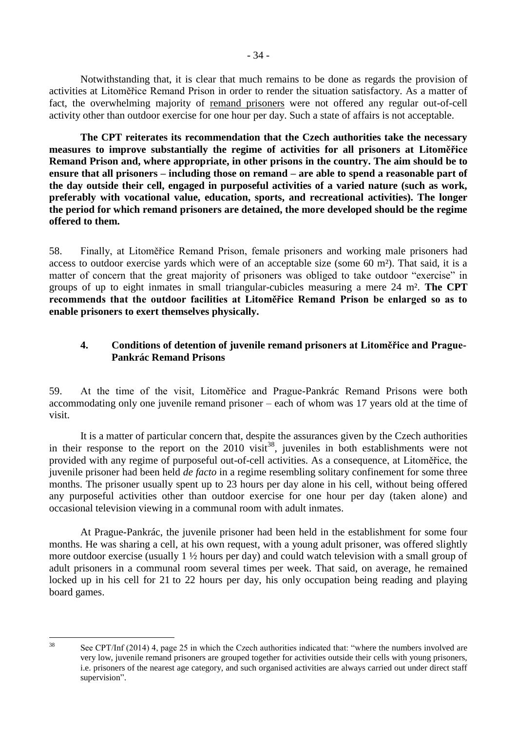Notwithstanding that, it is clear that much remains to be done as regards the provision of activities at Litoměřice Remand Prison in order to render the situation satisfactory. As a matter of fact, the overwhelming majority of remand prisoners were not offered any regular out-of-cell activity other than outdoor exercise for one hour per day. Such a state of affairs is not acceptable.

**The CPT reiterates its recommendation that the Czech authorities take the necessary measures to improve substantially the regime of activities for all prisoners at Litoměřice Remand Prison and, where appropriate, in other prisons in the country. The aim should be to ensure that all prisoners – including those on remand – are able to spend a reasonable part of the day outside their cell, engaged in purposeful activities of a varied nature (such as work, preferably with vocational value, education, sports, and recreational activities). The longer the period for which remand prisoners are detained, the more developed should be the regime offered to them.**

58. Finally, at Litoměřice Remand Prison, female prisoners and working male prisoners had access to outdoor exercise yards which were of an acceptable size (some 60 m²). That said, it is a matter of concern that the great majority of prisoners was obliged to take outdoor "exercise" in groups of up to eight inmates in small triangular-cubicles measuring a mere 24 m². **The CPT recommends that the outdoor facilities at Litoměřice Remand Prison be enlarged so as to enable prisoners to exert themselves physically.**

### 4. Conditions of detention of juvenile remand prisoners at Litoměřice and Prague-Pankrác Remand Prisons

59. At the time of the visit, Litoměřice and Prague-Pankrác Remand Prisons were both accommodating only one juvenile remand prisoner – each of whom was 17 years old at the time of visit.

It is a matter of particular concern that, despite the assurances given by the Czech authorities in their response to the report on the 2010 visit[38], juveniles in both establishments were not provided with any regime of purposeful out-of-cell activities. As a consequence, at Litoměřice, the juvenile prisoner had been held *de facto* in a regime resembling solitary confinement for some three months. The prisoner usually spent up to 23 hours per day alone in his cell, without being offered any purposeful activities other than outdoor exercise for one hour per day (taken alone) and occasional television viewing in a communal room with adult inmates.

At Prague-Pankrác, the juvenile prisoner had been held in the establishment for some four months. He was sharing a cell, at his own request, with a young adult prisoner, was offered slightly more outdoor exercise (usually 1 ½ hours per day) and could watch television with a small group of adult prisoners in a communal room several times per week. That said, on average, he remained locked up in his cell for 21 to 22 hours per day, his only occupation being reading and playing board games.

[38] See CPT/Inf (2014) 4, page 25 in which the Czech authorities indicated that: "where the numbers involved are very low, juvenile remand prisoners are grouped together for activities outside their cells with young prisoners, i.e. prisoners of the nearest age category, and such organised activities are always carried out under direct staff supervision".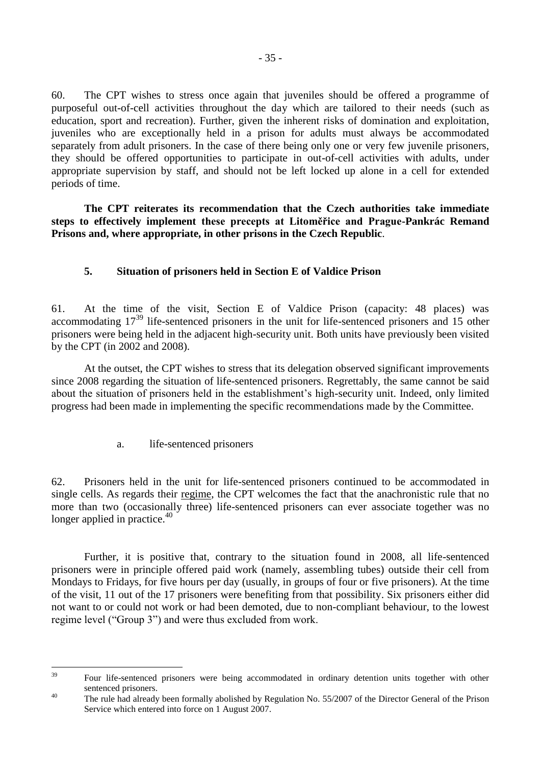60. The CPT wishes to stress once again that juveniles should be offered a programme of purposeful out-of-cell activities throughout the day which are tailored to their needs (such as education, sport and recreation). Further, given the inherent risks of domination and exploitation, juveniles who are exceptionally held in a prison for adults must always be accommodated separately from adult prisoners. In the case of there being only one or very few juvenile prisoners, they should be offered opportunities to participate in out-of-cell activities with adults, under appropriate supervision by staff, and should not be left locked up alone in a cell for extended periods of time.

**The CPT reiterates its recommendation that the Czech authorities take immediate steps to effectively implement these precepts at Litoměřice and Prague-Pankrác Remand Prisons and, where appropriate, in other prisons in the Czech Republic**.

### 5. Situation of prisoners held in Section E of Valdice Prison

61. At the time of the visit, Section E of Valdice Prison (capacity: 48 places) was accommodating 17[39] life-sentenced prisoners in the unit for life-sentenced prisoners and 15 other prisoners were being held in the adjacent high-security unit. Both units have previously been visited by the CPT (in 2002 and 2008).

At the outset, the CPT wishes to stress that its delegation observed significant improvements since 2008 regarding the situation of life-sentenced prisoners. Regrettably, the same cannot be said about the situation of prisoners held in the establishment's high-security unit. Indeed, only limited progress had been made in implementing the specific recommendations made by the Committee.

#### a. life-sentenced prisoners

62. Prisoners held in the unit for life-sentenced prisoners continued to be accommodated in single cells. As regards their regime, the CPT welcomes the fact that the anachronistic rule that no more than two (occasionally three) life-sentenced prisoners can ever associate together was no longer applied in practice.[40]

Further, it is positive that, contrary to the situation found in 2008, all life-sentenced prisoners were in principle offered paid work (namely, assembling tubes) outside their cell from Mondays to Fridays, for five hours per day (usually, in groups of four or five prisoners). At the time of the visit, 11 out of the 17 prisoners were benefiting from that possibility. Six prisoners either did not want to or could not work or had been demoted, due to non-compliant behaviour, to the lowest regime level ("Group 3") and were thus excluded from work.

---

[39] Four life-sentenced prisoners were being accommodated in ordinary detention units together with other sentenced prisoners.

[40] The rule had already been formally abolished by Regulation No. 55/2007 of the Director General of the Prison Service which entered into force on 1 August 2007.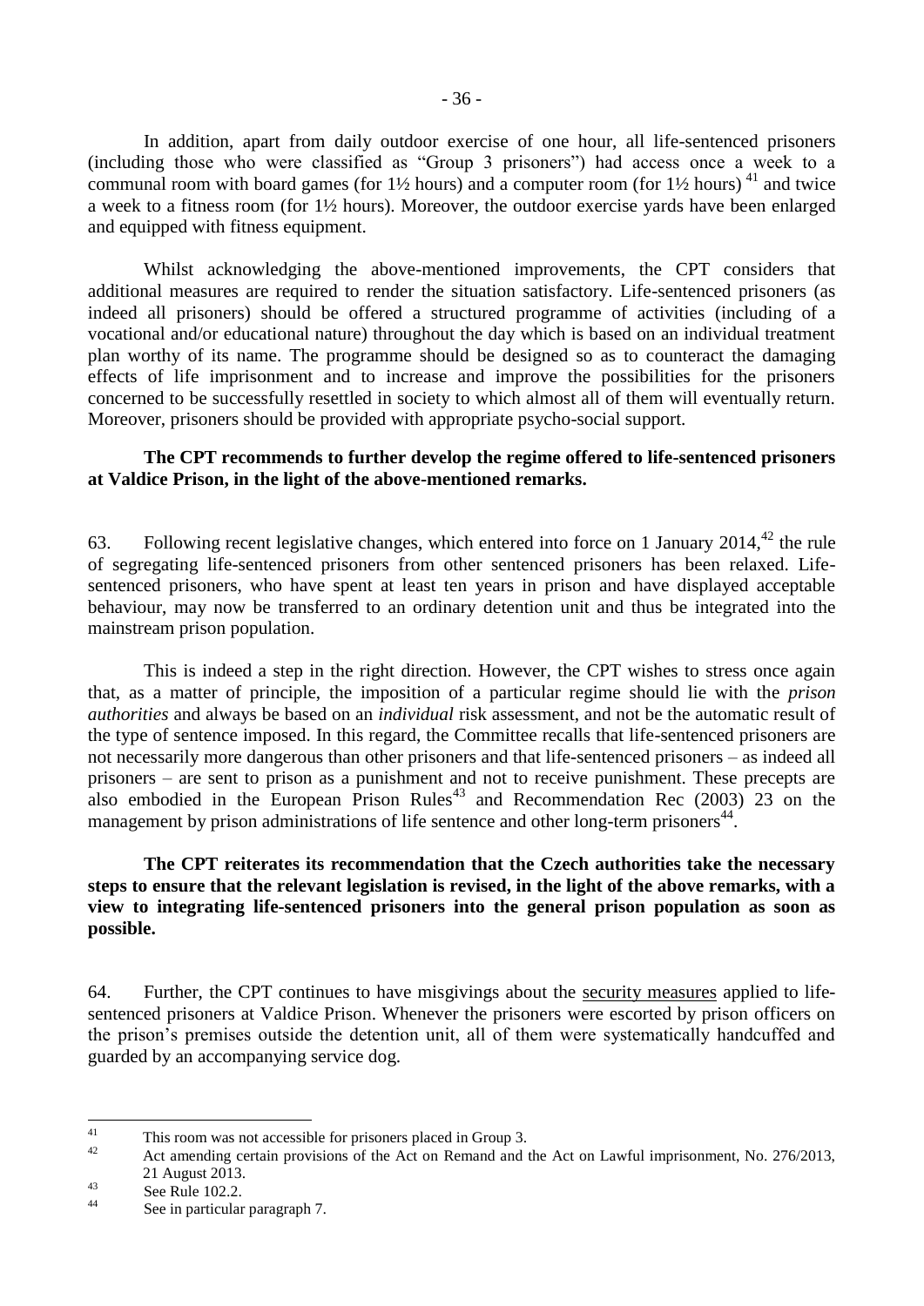In addition, apart from daily outdoor exercise of one hour, all life-sentenced prisoners (including those who were classified as "Group 3 prisoners") had access once a week to a communal room with board games (for 1½ hours) and a computer room (for 1½ hours) [41] and twice a week to a fitness room (for 1½ hours). Moreover, the outdoor exercise yards have been enlarged and equipped with fitness equipment.

Whilst acknowledging the above-mentioned improvements, the CPT considers that additional measures are required to render the situation satisfactory. Life-sentenced prisoners (as indeed all prisoners) should be offered a structured programme of activities (including of a vocational and/or educational nature) throughout the day which is based on an individual treatment plan worthy of its name. The programme should be designed so as to counteract the damaging effects of life imprisonment and to increase and improve the possibilities for the prisoners concerned to be successfully resettled in society to which almost all of them will eventually return. Moreover, prisoners should be provided with appropriate psycho-social support.

**The CPT recommends to further develop the regime offered to life-sentenced prisoners at Valdice Prison, in the light of the above-mentioned remarks.**

63. Following recent legislative changes, which entered into force on 1 January 2014,[42] the rule of segregating life-sentenced prisoners from other sentenced prisoners has been relaxed. Life-sentenced prisoners, who have spent at least ten years in prison and have displayed acceptable behaviour, may now be transferred to an ordinary detention unit and thus be integrated into the mainstream prison population.

This is indeed a step in the right direction. However, the CPT wishes to stress once again that, as a matter of principle, the imposition of a particular regime should lie with the *prison authorities* and always be based on an *individual* risk assessment, and not be the automatic result of the type of sentence imposed. In this regard, the Committee recalls that life-sentenced prisoners are not necessarily more dangerous than other prisoners and that life-sentenced prisoners – as indeed all prisoners – are sent to prison as a punishment and not to receive punishment. These precepts are also embodied in the European Prison Rules[43] and Recommendation Rec (2003) 23 on the management by prison administrations of life sentence and other long-term prisoners[44].

**The CPT reiterates its recommendation that the Czech authorities take the necessary steps to ensure that the relevant legislation is revised, in the light of the above remarks, with a view to integrating life-sentenced prisoners into the general prison population as soon as possible.**

64. Further, the CPT continues to have misgivings about the security measures applied to life-sentenced prisoners at Valdice Prison. Whenever the prisoners were escorted by prison officers on the prison's premises outside the detention unit, all of them were systematically handcuffed and guarded by an accompanying service dog.

---

[41] This room was not accessible for prisoners placed in Group 3.

[42] Act amending certain provisions of the Act on Remand and the Act on Lawful imprisonment, No. 276/2013, 21 August 2013.

[43] See Rule 102.2.

[44] See in particular paragraph 7.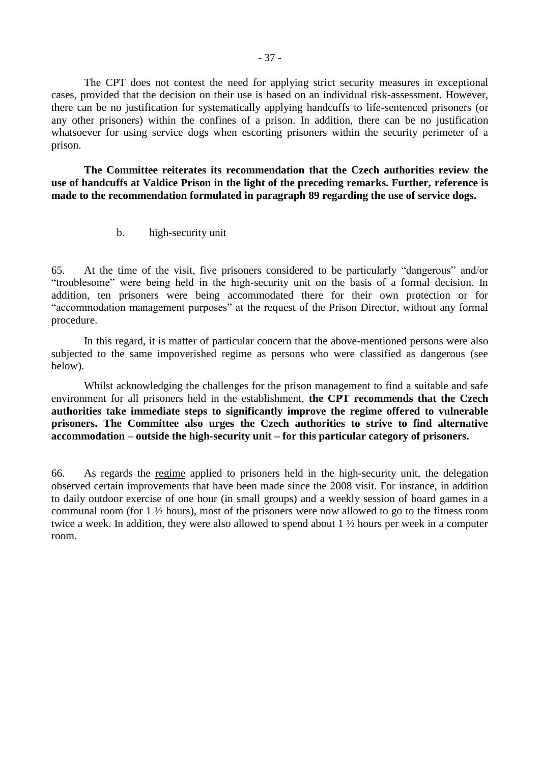The CPT does not contest the need for applying strict security measures in exceptional cases, provided that the decision on their use is based on an individual risk-assessment. However, there can be no justification for systematically applying handcuffs to life-sentenced prisoners (or any other prisoners) within the confines of a prison. In addition, there can be no justification whatsoever for using service dogs when escorting prisoners within the security perimeter of a prison.

**The Committee reiterates its recommendation that the Czech authorities review the use of handcuffs at Valdice Prison in the light of the preceding remarks. Further, reference is made to the recommendation formulated in paragraph 89 regarding the use of service dogs.**

b. high-security unit

65. At the time of the visit, five prisoners considered to be particularly "dangerous" and/or "troublesome" were being held in the high-security unit on the basis of a formal decision. In addition, ten prisoners were being accommodated there for their own protection or for "accommodation management purposes" at the request of the Prison Director, without any formal procedure.

In this regard, it is matter of particular concern that the above-mentioned persons were also subjected to the same impoverished regime as persons who were classified as dangerous (see below).

Whilst acknowledging the challenges for the prison management to find a suitable and safe environment for all prisoners held in the establishment, **the CPT recommends that the Czech authorities take immediate steps to significantly improve the regime offered to vulnerable prisoners. The Committee also urges the Czech authorities to strive to find alternative accommodation – outside the high-security unit – for this particular category of prisoners.**

66. As regards the regime applied to prisoners held in the high-security unit, the delegation observed certain improvements that have been made since the 2008 visit. For instance, in addition to daily outdoor exercise of one hour (in small groups) and a weekly session of board games in a communal room (for 1 ½ hours), most of the prisoners were now allowed to go to the fitness room twice a week. In addition, they were also allowed to spend about 1 ½ hours per week in a computer room.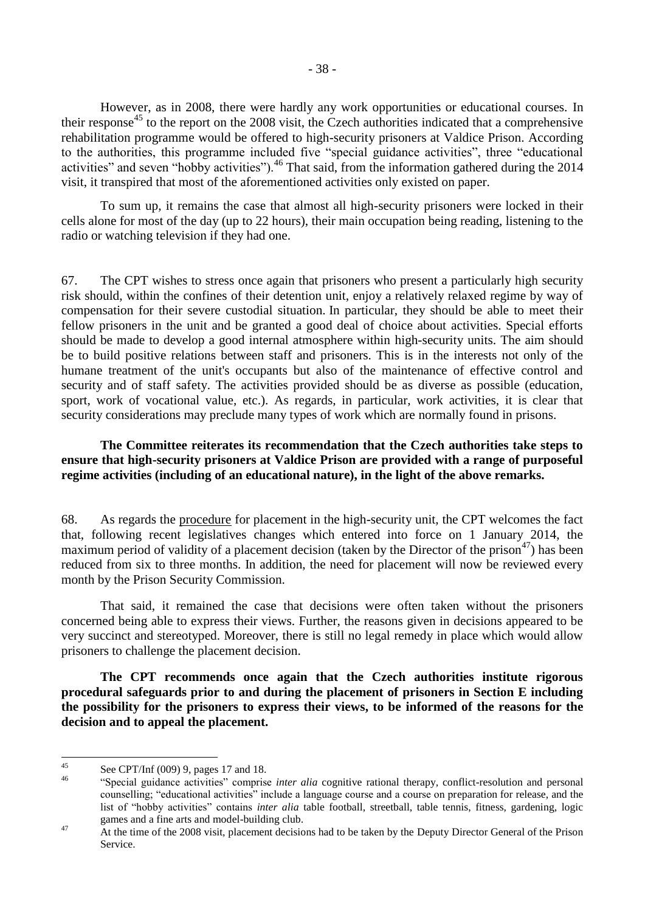However, as in 2008, there were hardly any work opportunities or educational courses. In their response[45] to the report on the 2008 visit, the Czech authorities indicated that a comprehensive rehabilitation programme would be offered to high-security prisoners at Valdice Prison. According to the authorities, this programme included five "special guidance activities", three "educational activities" and seven "hobby activities").[46] That said, from the information gathered during the 2014 visit, it transpired that most of the aforementioned activities only existed on paper.

To sum up, it remains the case that almost all high-security prisoners were locked in their cells alone for most of the day (up to 22 hours), their main occupation being reading, listening to the radio or watching television if they had one.

67. The CPT wishes to stress once again that prisoners who present a particularly high security risk should, within the confines of their detention unit, enjoy a relatively relaxed regime by way of compensation for their severe custodial situation. In particular, they should be able to meet their fellow prisoners in the unit and be granted a good deal of choice about activities. Special efforts should be made to develop a good internal atmosphere within high-security units. The aim should be to build positive relations between staff and prisoners. This is in the interests not only of the humane treatment of the unit's occupants but also of the maintenance of effective control and security and of staff safety. The activities provided should be as diverse as possible (education, sport, work of vocational value, etc.). As regards, in particular, work activities, it is clear that security considerations may preclude many types of work which are normally found in prisons.

**The Committee reiterates its recommendation that the Czech authorities take steps to ensure that high-security prisoners at Valdice Prison are provided with a range of purposeful regime activities (including of an educational nature), in the light of the above remarks.**

68. As regards the procedure for placement in the high-security unit, the CPT welcomes the fact that, following recent legislatives changes which entered into force on 1 January 2014, the maximum period of validity of a placement decision (taken by the Director of the prison[47]) has been reduced from six to three months. In addition, the need for placement will now be reviewed every month by the Prison Security Commission.

That said, it remained the case that decisions were often taken without the prisoners concerned being able to express their views. Further, the reasons given in decisions appeared to be very succinct and stereotyped. Moreover, there is still no legal remedy in place which would allow prisoners to challenge the placement decision.

**The CPT recommends once again that the Czech authorities institute rigorous procedural safeguards prior to and during the placement of prisoners in Section E including the possibility for the prisoners to express their views, to be informed of the reasons for the decision and to appeal the placement.**

---

[45] See CPT/Inf (009) 9, pages 17 and 18.

[46] "Special guidance activities" comprise *inter alia* cognitive rational therapy, conflict-resolution and personal counselling; "educational activities" include a language course and a course on preparation for release, and the list of "hobby activities" contains *inter alia* table football, streetball, table tennis, fitness, gardening, logic games and a fine arts and model-building club.

[47] At the time of the 2008 visit, placement decisions had to be taken by the Deputy Director General of the Prison Service.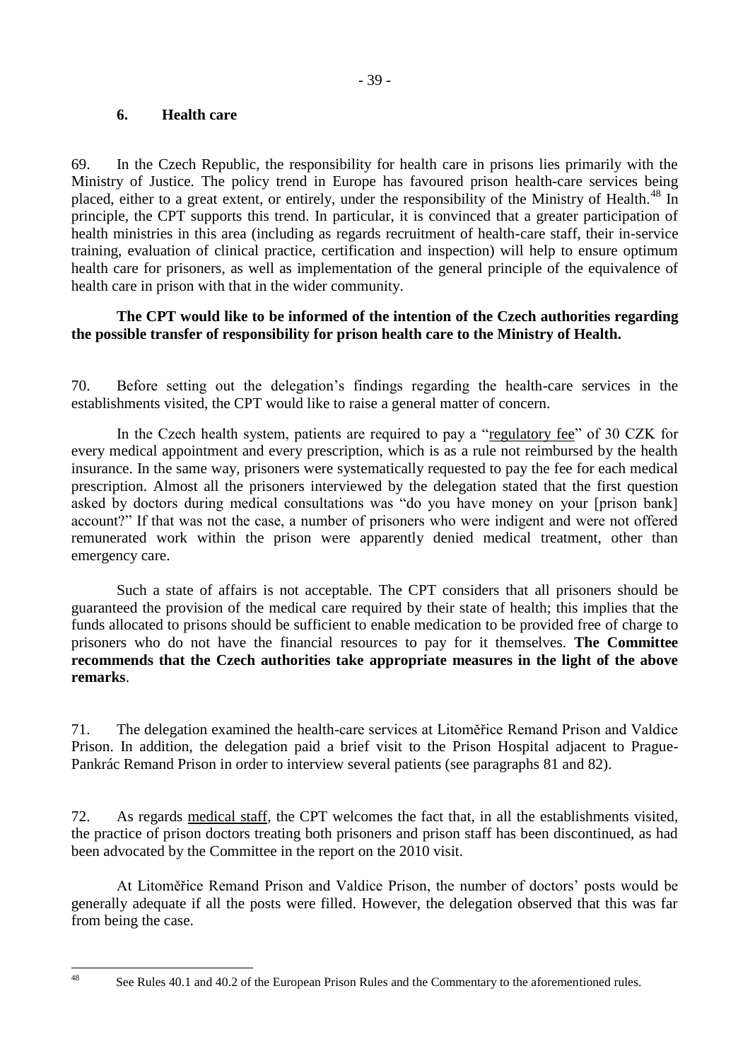### 6. Health care

69. In the Czech Republic, the responsibility for health care in prisons lies primarily with the Ministry of Justice. The policy trend in Europe has favoured prison health-care services being placed, either to a great extent, or entirely, under the responsibility of the Ministry of Health.[48] In principle, the CPT supports this trend. In particular, it is convinced that a greater participation of health ministries in this area (including as regards recruitment of health-care staff, their in-service training, evaluation of clinical practice, certification and inspection) will help to ensure optimum health care for prisoners, as well as implementation of the general principle of the equivalence of health care in prison with that in the wider community.

**The CPT would like to be informed of the intention of the Czech authorities regarding the possible transfer of responsibility for prison health care to the Ministry of Health.**

70. Before setting out the delegation's findings regarding the health-care services in the establishments visited, the CPT would like to raise a general matter of concern.

In the Czech health system, patients are required to pay a "regulatory fee" of 30 CZK for every medical appointment and every prescription, which is as a rule not reimbursed by the health insurance. In the same way, prisoners were systematically requested to pay the fee for each medical prescription. Almost all the prisoners interviewed by the delegation stated that the first question asked by doctors during medical consultations was "do you have money on your [prison bank] account?" If that was not the case, a number of prisoners who were indigent and were not offered remunerated work within the prison were apparently denied medical treatment, other than emergency care.

Such a state of affairs is not acceptable. The CPT considers that all prisoners should be guaranteed the provision of the medical care required by their state of health; this implies that the funds allocated to prisons should be sufficient to enable medication to be provided free of charge to prisoners who do not have the financial resources to pay for it themselves. **The Committee recommends that the Czech authorities take appropriate measures in the light of the above remarks**.

71. The delegation examined the health-care services at Litoměřice Remand Prison and Valdice Prison. In addition, the delegation paid a brief visit to the Prison Hospital adjacent to Prague-Pankrác Remand Prison in order to interview several patients (see paragraphs 81 and 82).

72. As regards medical staff, the CPT welcomes the fact that, in all the establishments visited, the practice of prison doctors treating both prisoners and prison staff has been discontinued, as had been advocated by the Committee in the report on the 2010 visit.

At Litoměřice Remand Prison and Valdice Prison, the number of doctors' posts would be generally adequate if all the posts were filled. However, the delegation observed that this was far from being the case.

[48] See Rules 40.1 and 40.2 of the European Prison Rules and the Commentary to the aforementioned rules.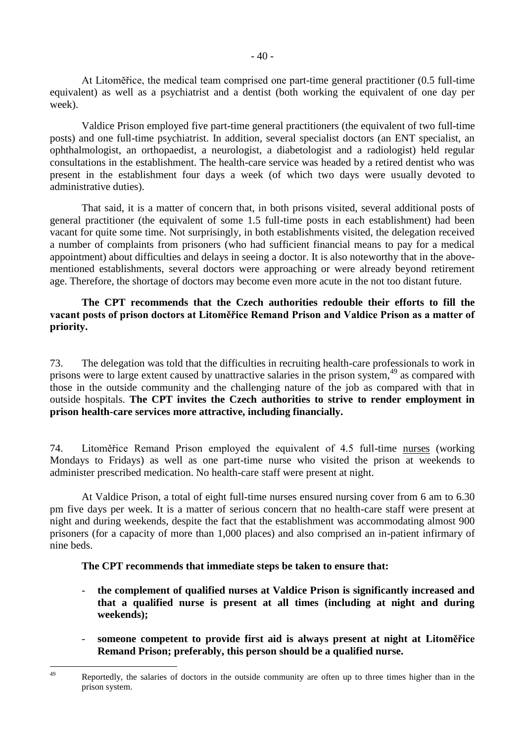At Litoměřice, the medical team comprised one part-time general practitioner (0.5 full-time equivalent) as well as a psychiatrist and a dentist (both working the equivalent of one day per week).

Valdice Prison employed five part-time general practitioners (the equivalent of two full-time posts) and one full-time psychiatrist. In addition, several specialist doctors (an ENT specialist, an ophthalmologist, an orthopaedist, a neurologist, a diabetologist and a radiologist) held regular consultations in the establishment. The health-care service was headed by a retired dentist who was present in the establishment four days a week (of which two days were usually devoted to administrative duties).

That said, it is a matter of concern that, in both prisons visited, several additional posts of general practitioner (the equivalent of some 1.5 full-time posts in each establishment) had been vacant for quite some time. Not surprisingly, in both establishments visited, the delegation received a number of complaints from prisoners (who had sufficient financial means to pay for a medical appointment) about difficulties and delays in seeing a doctor. It is also noteworthy that in the above-mentioned establishments, several doctors were approaching or were already beyond retirement age. Therefore, the shortage of doctors may become even more acute in the not too distant future.

**The CPT recommends that the Czech authorities redouble their efforts to fill the vacant posts of prison doctors at Litoměřice Remand Prison and Valdice Prison as a matter of priority.**

73. The delegation was told that the difficulties in recruiting health-care professionals to work in prisons were to large extent caused by unattractive salaries in the prison system,[49] as compared with those in the outside community and the challenging nature of the job as compared with that in outside hospitals. **The CPT invites the Czech authorities to strive to render employment in prison health-care services more attractive, including financially.**

74. Litoměřice Remand Prison employed the equivalent of 4.5 full-time nurses (working Mondays to Fridays) as well as one part-time nurse who visited the prison at weekends to administer prescribed medication. No health-care staff were present at night.

At Valdice Prison, a total of eight full-time nurses ensured nursing cover from 6 am to 6.30 pm five days per week. It is a matter of serious concern that no health-care staff were present at night and during weekends, despite the fact that the establishment was accommodating almost 900 prisoners (for a capacity of more than 1,000 places) and also comprised an in-patient infirmary of nine beds.

**The CPT recommends that immediate steps be taken to ensure that:**

- **the complement of qualified nurses at Valdice Prison is significantly increased and that a qualified nurse is present at all times (including at night and during weekends);**

- **someone competent to provide first aid is always present at night at Litoměřice Remand Prison; preferably, this person should be a qualified nurse.**

[49] Reportedly, the salaries of doctors in the outside community are often up to three times higher than in the prison system.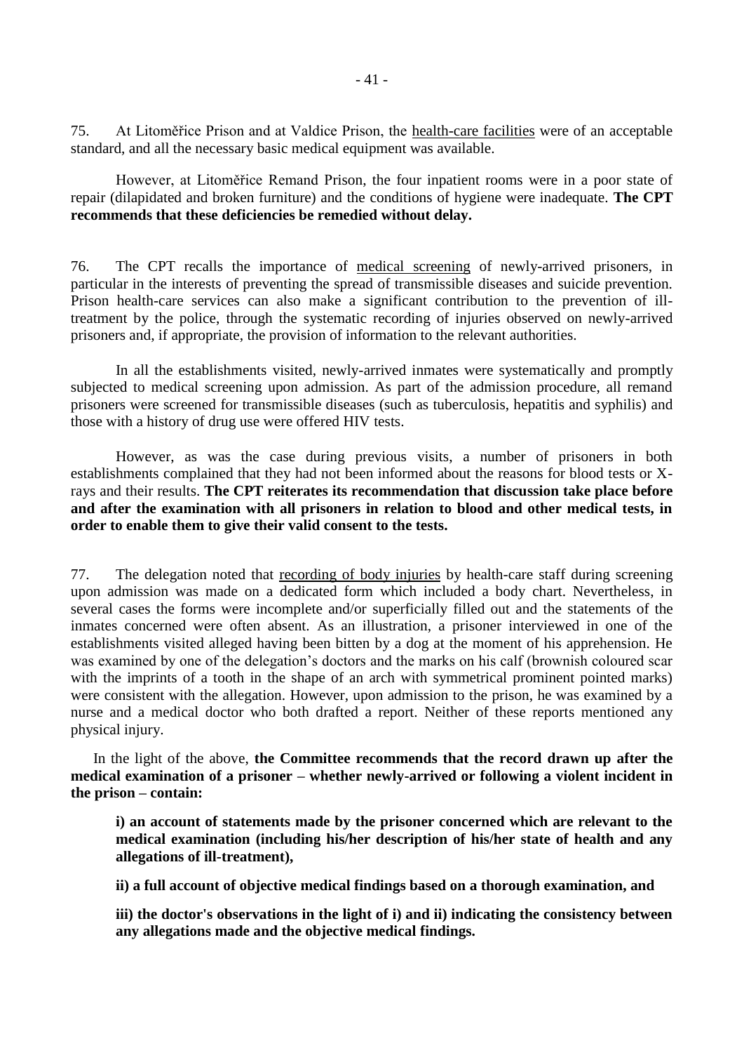75. At Litoměřice Prison and at Valdice Prison, the health-care facilities were of an acceptable standard, and all the necessary basic medical equipment was available.

However, at Litoměřice Remand Prison, the four inpatient rooms were in a poor state of repair (dilapidated and broken furniture) and the conditions of hygiene were inadequate. **The CPT recommends that these deficiencies be remedied without delay.**

76. The CPT recalls the importance of medical screening of newly-arrived prisoners, in particular in the interests of preventing the spread of transmissible diseases and suicide prevention. Prison health-care services can also make a significant contribution to the prevention of ill-treatment by the police, through the systematic recording of injuries observed on newly-arrived prisoners and, if appropriate, the provision of information to the relevant authorities.

In all the establishments visited, newly-arrived inmates were systematically and promptly subjected to medical screening upon admission. As part of the admission procedure, all remand prisoners were screened for transmissible diseases (such as tuberculosis, hepatitis and syphilis) and those with a history of drug use were offered HIV tests.

However, as was the case during previous visits, a number of prisoners in both establishments complained that they had not been informed about the reasons for blood tests or X-rays and their results. **The CPT reiterates its recommendation that discussion take place before and after the examination with all prisoners in relation to blood and other medical tests, in order to enable them to give their valid consent to the tests.**

77. The delegation noted that recording of body injuries by health-care staff during screening upon admission was made on a dedicated form which included a body chart. Nevertheless, in several cases the forms were incomplete and/or superficially filled out and the statements of the inmates concerned were often absent. As an illustration, a prisoner interviewed in one of the establishments visited alleged having been bitten by a dog at the moment of his apprehension. He was examined by one of the delegation's doctors and the marks on his calf (brownish coloured scar with the imprints of a tooth in the shape of an arch with symmetrical prominent pointed marks) were consistent with the allegation. However, upon admission to the prison, he was examined by a nurse and a medical doctor who both drafted a report. Neither of these reports mentioned any physical injury.

In the light of the above, **the Committee recommends that the record drawn up after the medical examination of a prisoner – whether newly-arrived or following a violent incident in the prison – contain:**

**i) an account of statements made by the prisoner concerned which are relevant to the medical examination (including his/her description of his/her state of health and any allegations of ill-treatment),**

**ii) a full account of objective medical findings based on a thorough examination, and**

**iii) the doctor's observations in the light of i) and ii) indicating the consistency between any allegations made and the objective medical findings.**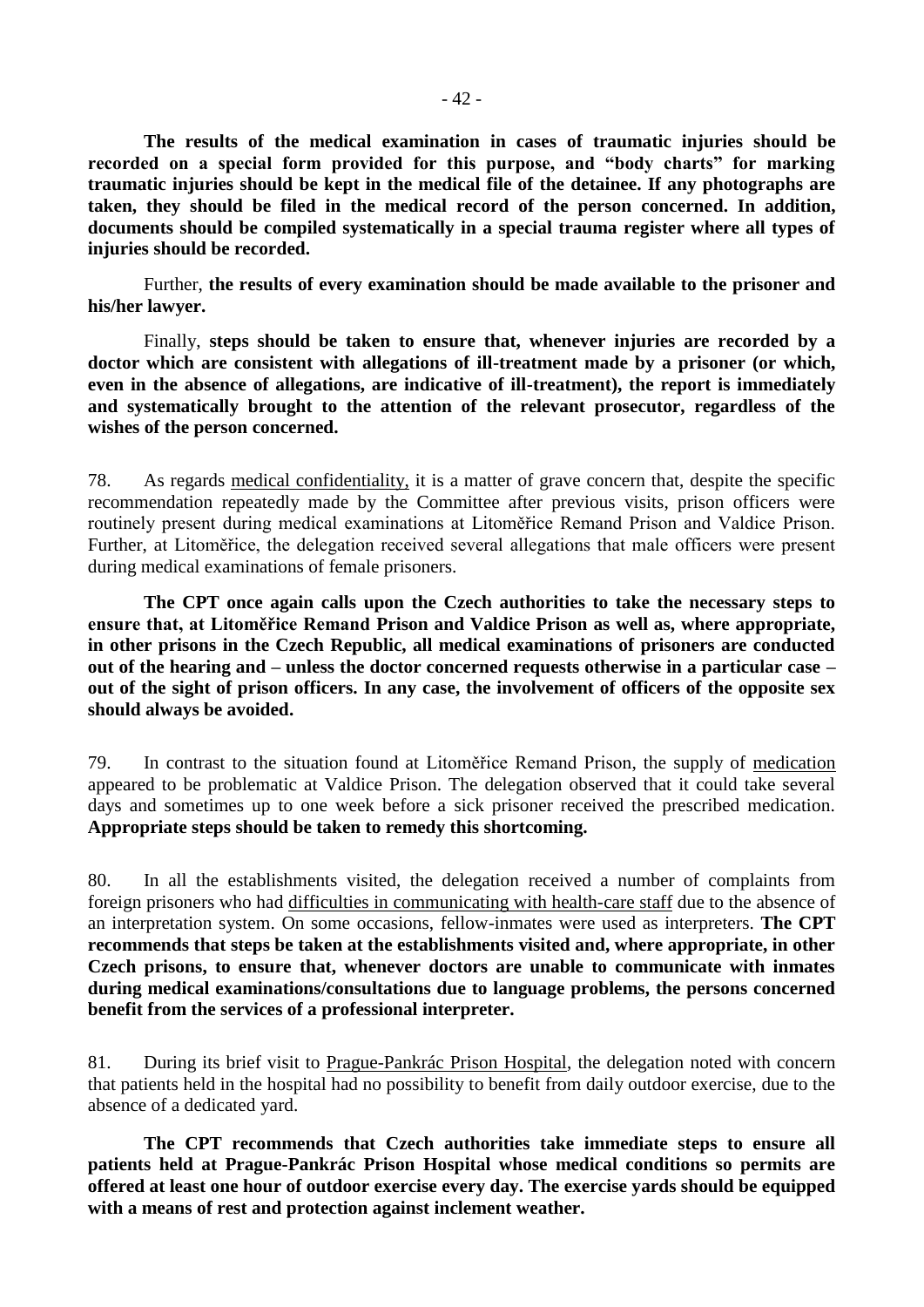**The results of the medical examination in cases of traumatic injuries should be recorded on a special form provided for this purpose, and "body charts" for marking traumatic injuries should be kept in the medical file of the detainee. If any photographs are taken, they should be filed in the medical record of the person concerned. In addition, documents should be compiled systematically in a special trauma register where all types of injuries should be recorded.**

Further, **the results of every examination should be made available to the prisoner and his/her lawyer.**

Finally, **steps should be taken to ensure that, whenever injuries are recorded by a doctor which are consistent with allegations of ill-treatment made by a prisoner (or which, even in the absence of allegations, are indicative of ill-treatment), the report is immediately and systematically brought to the attention of the relevant prosecutor, regardless of the wishes of the person concerned.**

78. As regards medical confidentiality, it is a matter of grave concern that, despite the specific recommendation repeatedly made by the Committee after previous visits, prison officers were routinely present during medical examinations at Litoměřice Remand Prison and Valdice Prison. Further, at Litoměřice, the delegation received several allegations that male officers were present during medical examinations of female prisoners.

**The CPT once again calls upon the Czech authorities to take the necessary steps to ensure that, at Litoměřice Remand Prison and Valdice Prison as well as, where appropriate, in other prisons in the Czech Republic, all medical examinations of prisoners are conducted out of the hearing and – unless the doctor concerned requests otherwise in a particular case – out of the sight of prison officers. In any case, the involvement of officers of the opposite sex should always be avoided.**

79. In contrast to the situation found at Litoměřice Remand Prison, the supply of medication appeared to be problematic at Valdice Prison. The delegation observed that it could take several days and sometimes up to one week before a sick prisoner received the prescribed medication. **Appropriate steps should be taken to remedy this shortcoming.**

80. In all the establishments visited, the delegation received a number of complaints from foreign prisoners who had difficulties in communicating with health-care staff due to the absence of an interpretation system. On some occasions, fellow-inmates were used as interpreters. **The CPT recommends that steps be taken at the establishments visited and, where appropriate, in other Czech prisons, to ensure that, whenever doctors are unable to communicate with inmates during medical examinations/consultations due to language problems, the persons concerned benefit from the services of a professional interpreter.**

81. During its brief visit to Prague-Pankrác Prison Hospital, the delegation noted with concern that patients held in the hospital had no possibility to benefit from daily outdoor exercise, due to the absence of a dedicated yard.

**The CPT recommends that Czech authorities take immediate steps to ensure all patients held at Prague-Pankrác Prison Hospital whose medical conditions so permits are offered at least one hour of outdoor exercise every day. The exercise yards should be equipped with a means of rest and protection against inclement weather.**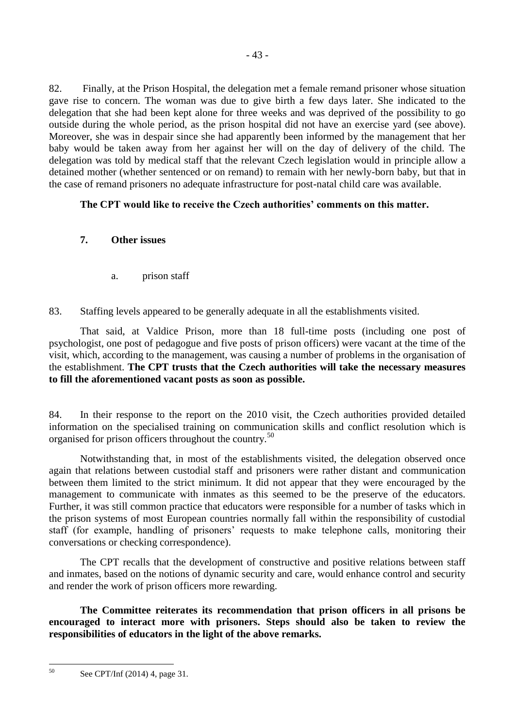82. Finally, at the Prison Hospital, the delegation met a female remand prisoner whose situation gave rise to concern. The woman was due to give birth a few days later. She indicated to the delegation that she had been kept alone for three weeks and was deprived of the possibility to go outside during the whole period, as the prison hospital did not have an exercise yard (see above). Moreover, she was in despair since she had apparently been informed by the management that her baby would be taken away from her against her will on the day of delivery of the child. The delegation was told by medical staff that the relevant Czech legislation would in principle allow a detained mother (whether sentenced or on remand) to remain with her newly-born baby, but that in the case of remand prisoners no adequate infrastructure for post-natal child care was available.

**The CPT would like to receive the Czech authorities' comments on this matter.**

### 7. Other issues

#### a. prison staff

83. Staffing levels appeared to be generally adequate in all the establishments visited.

That said, at Valdice Prison, more than 18 full-time posts (including one post of psychologist, one post of pedagogue and five posts of prison officers) were vacant at the time of the visit, which, according to the management, was causing a number of problems in the organisation of the establishment. **The CPT trusts that the Czech authorities will take the necessary measures to fill the aforementioned vacant posts as soon as possible.**

84. In their response to the report on the 2010 visit, the Czech authorities provided detailed information on the specialised training on communication skills and conflict resolution which is organised for prison officers throughout the country.[50]

Notwithstanding that, in most of the establishments visited, the delegation observed once again that relations between custodial staff and prisoners were rather distant and communication between them limited to the strict minimum. It did not appear that they were encouraged by the management to communicate with inmates as this seemed to be the preserve of the educators. Further, it was still common practice that educators were responsible for a number of tasks which in the prison systems of most European countries normally fall within the responsibility of custodial staff (for example, handling of prisoners' requests to make telephone calls, monitoring their conversations or checking correspondence).

The CPT recalls that the development of constructive and positive relations between staff and inmates, based on the notions of dynamic security and care, would enhance control and security and render the work of prison officers more rewarding.

**The Committee reiterates its recommendation that prison officers in all prisons be encouraged to interact more with prisoners. Steps should also be taken to review the responsibilities of educators in the light of the above remarks.**

---

[50] See CPT/Inf (2014) 4, page 31.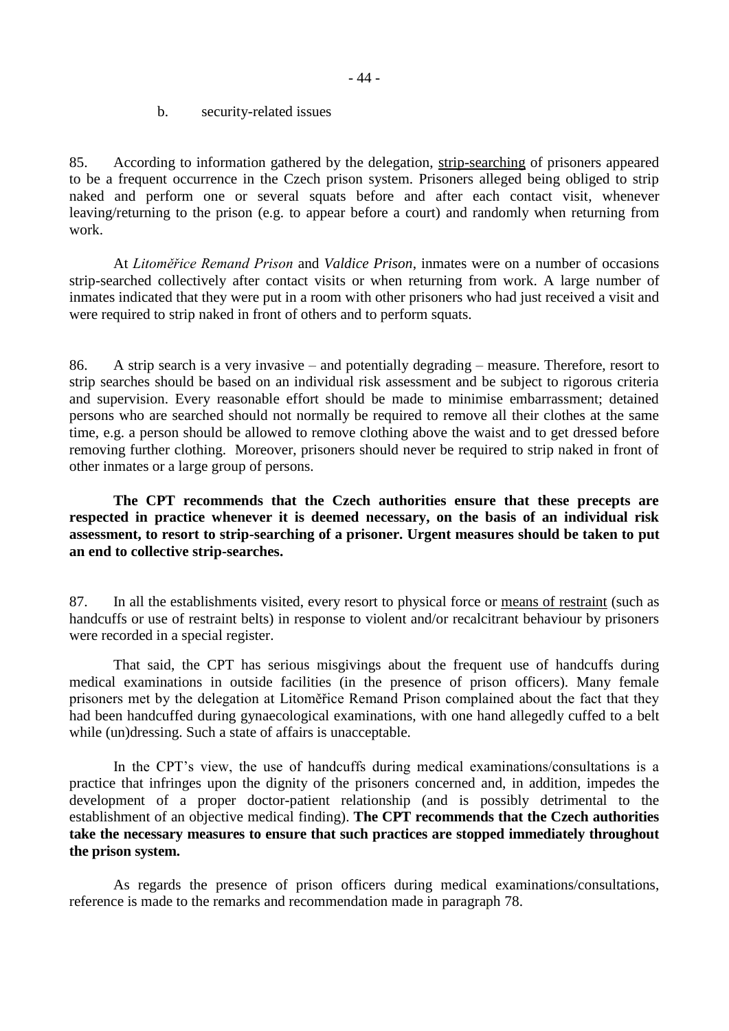b. security-related issues

85. According to information gathered by the delegation, strip-searching of prisoners appeared to be a frequent occurrence in the Czech prison system. Prisoners alleged being obliged to strip naked and perform one or several squats before and after each contact visit, whenever leaving/returning to the prison (e.g. to appear before a court) and randomly when returning from work.

At *Litoměřice Remand Prison* and *Valdice Prison*, inmates were on a number of occasions strip-searched collectively after contact visits or when returning from work. A large number of inmates indicated that they were put in a room with other prisoners who had just received a visit and were required to strip naked in front of others and to perform squats.

86. A strip search is a very invasive – and potentially degrading – measure. Therefore, resort to strip searches should be based on an individual risk assessment and be subject to rigorous criteria and supervision. Every reasonable effort should be made to minimise embarrassment; detained persons who are searched should not normally be required to remove all their clothes at the same time, e.g. a person should be allowed to remove clothing above the waist and to get dressed before removing further clothing. Moreover, prisoners should never be required to strip naked in front of other inmates or a large group of persons.

**The CPT recommends that the Czech authorities ensure that these precepts are respected in practice whenever it is deemed necessary, on the basis of an individual risk assessment, to resort to strip-searching of a prisoner. Urgent measures should be taken to put an end to collective strip-searches.**

87. In all the establishments visited, every resort to physical force or means of restraint (such as handcuffs or use of restraint belts) in response to violent and/or recalcitrant behaviour by prisoners were recorded in a special register.

That said, the CPT has serious misgivings about the frequent use of handcuffs during medical examinations in outside facilities (in the presence of prison officers). Many female prisoners met by the delegation at Litoměřice Remand Prison complained about the fact that they had been handcuffed during gynaecological examinations, with one hand allegedly cuffed to a belt while (un)dressing. Such a state of affairs is unacceptable.

In the CPT's view, the use of handcuffs during medical examinations/consultations is a practice that infringes upon the dignity of the prisoners concerned and, in addition, impedes the development of a proper doctor-patient relationship (and is possibly detrimental to the establishment of an objective medical finding). **The CPT recommends that the Czech authorities take the necessary measures to ensure that such practices are stopped immediately throughout the prison system.**

As regards the presence of prison officers during medical examinations/consultations, reference is made to the remarks and recommendation made in paragraph 78.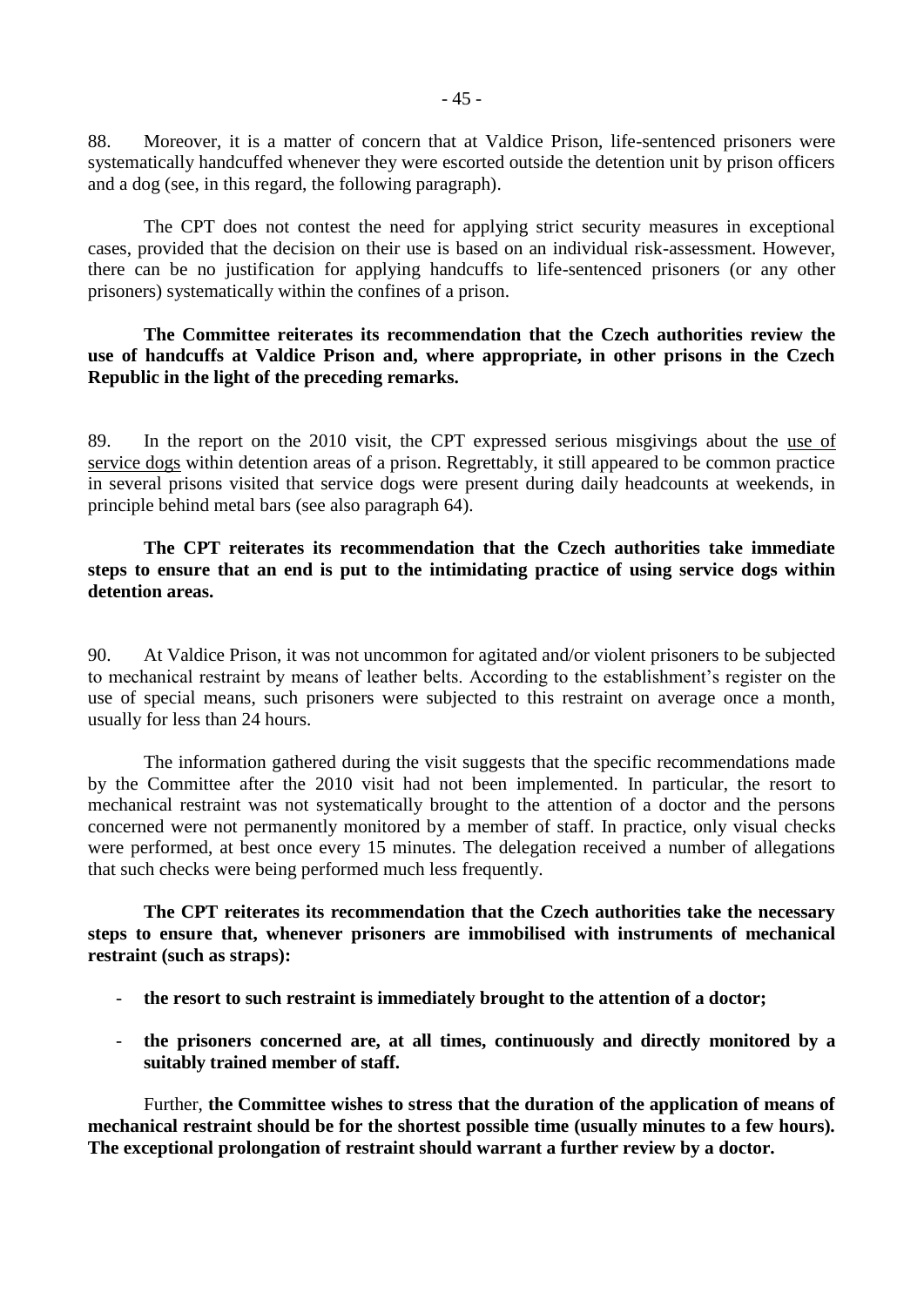88. Moreover, it is a matter of concern that at Valdice Prison, life-sentenced prisoners were systematically handcuffed whenever they were escorted outside the detention unit by prison officers and a dog (see, in this regard, the following paragraph).

The CPT does not contest the need for applying strict security measures in exceptional cases, provided that the decision on their use is based on an individual risk-assessment. However, there can be no justification for applying handcuffs to life-sentenced prisoners (or any other prisoners) systematically within the confines of a prison.

**The Committee reiterates its recommendation that the Czech authorities review the use of handcuffs at Valdice Prison and, where appropriate, in other prisons in the Czech Republic in the light of the preceding remarks.**

89. In the report on the 2010 visit, the CPT expressed serious misgivings about the use of service dogs within detention areas of a prison. Regrettably, it still appeared to be common practice in several prisons visited that service dogs were present during daily headcounts at weekends, in principle behind metal bars (see also paragraph 64).

**The CPT reiterates its recommendation that the Czech authorities take immediate steps to ensure that an end is put to the intimidating practice of using service dogs within detention areas.**

90. At Valdice Prison, it was not uncommon for agitated and/or violent prisoners to be subjected to mechanical restraint by means of leather belts. According to the establishment's register on the use of special means, such prisoners were subjected to this restraint on average once a month, usually for less than 24 hours.

The information gathered during the visit suggests that the specific recommendations made by the Committee after the 2010 visit had not been implemented. In particular, the resort to mechanical restraint was not systematically brought to the attention of a doctor and the persons concerned were not permanently monitored by a member of staff. In practice, only visual checks were performed, at best once every 15 minutes. The delegation received a number of allegations that such checks were being performed much less frequently.

**The CPT reiterates its recommendation that the Czech authorities take the necessary steps to ensure that, whenever prisoners are immobilised with instruments of mechanical restraint (such as straps):**

- **the resort to such restraint is immediately brought to the attention of a doctor;**
- **the prisoners concerned are, at all times, continuously and directly monitored by a suitably trained member of staff.**

Further, **the Committee wishes to stress that the duration of the application of means of mechanical restraint should be for the shortest possible time (usually minutes to a few hours). The exceptional prolongation of restraint should warrant a further review by a doctor.**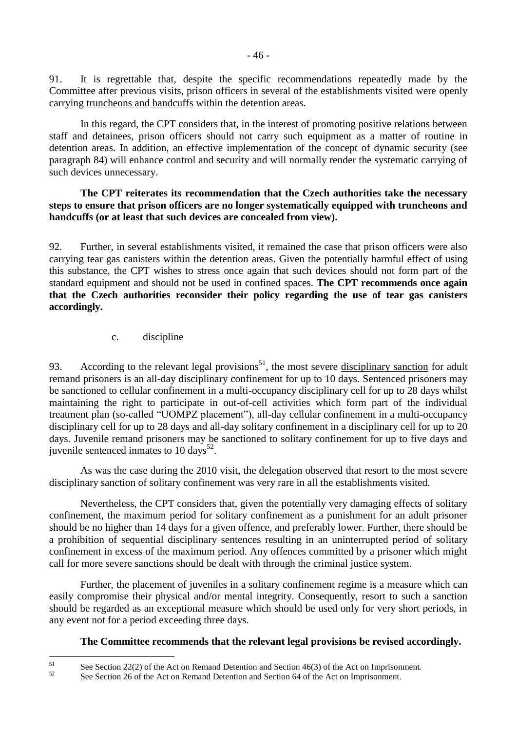91. It is regrettable that, despite the specific recommendations repeatedly made by the Committee after previous visits, prison officers in several of the establishments visited were openly carrying truncheons and handcuffs within the detention areas.

In this regard, the CPT considers that, in the interest of promoting positive relations between staff and detainees, prison officers should not carry such equipment as a matter of routine in detention areas. In addition, an effective implementation of the concept of dynamic security (see paragraph 84) will enhance control and security and will normally render the systematic carrying of such devices unnecessary.

**The CPT reiterates its recommendation that the Czech authorities take the necessary steps to ensure that prison officers are no longer systematically equipped with truncheons and handcuffs (or at least that such devices are concealed from view).**

92. Further, in several establishments visited, it remained the case that prison officers were also carrying tear gas canisters within the detention areas. Given the potentially harmful effect of using this substance, the CPT wishes to stress once again that such devices should not form part of the standard equipment and should not be used in confined spaces. **The CPT recommends once again that the Czech authorities reconsider their policy regarding the use of tear gas canisters accordingly.**

c. discipline

93. According to the relevant legal provisions[51], the most severe disciplinary sanction for adult remand prisoners is an all-day disciplinary confinement for up to 10 days. Sentenced prisoners may be sanctioned to cellular confinement in a multi-occupancy disciplinary cell for up to 28 days whilst maintaining the right to participate in out-of-cell activities which form part of the individual treatment plan (so-called "UOMPZ placement"), all-day cellular confinement in a multi-occupancy disciplinary cell for up to 28 days and all-day solitary confinement in a disciplinary cell for up to 20 days. Juvenile remand prisoners may be sanctioned to solitary confinement for up to five days and juvenile sentenced inmates to 10 days[52].

As was the case during the 2010 visit, the delegation observed that resort to the most severe disciplinary sanction of solitary confinement was very rare in all the establishments visited.

Nevertheless, the CPT considers that, given the potentially very damaging effects of solitary confinement, the maximum period for solitary confinement as a punishment for an adult prisoner should be no higher than 14 days for a given offence, and preferably lower. Further, there should be a prohibition of sequential disciplinary sentences resulting in an uninterrupted period of solitary confinement in excess of the maximum period. Any offences committed by a prisoner which might call for more severe sanctions should be dealt with through the criminal justice system.

Further, the placement of juveniles in a solitary confinement regime is a measure which can easily compromise their physical and/or mental integrity. Consequently, resort to such a sanction should be regarded as an exceptional measure which should be used only for very short periods, in any event not for a period exceeding three days.

**The Committee recommends that the relevant legal provisions be revised accordingly.**

---

[51] See Section 22(2) of the Act on Remand Detention and Section 46(3) of the Act on Imprisonment.

[52] See Section 26 of the Act on Remand Detention and Section 64 of the Act on Imprisonment.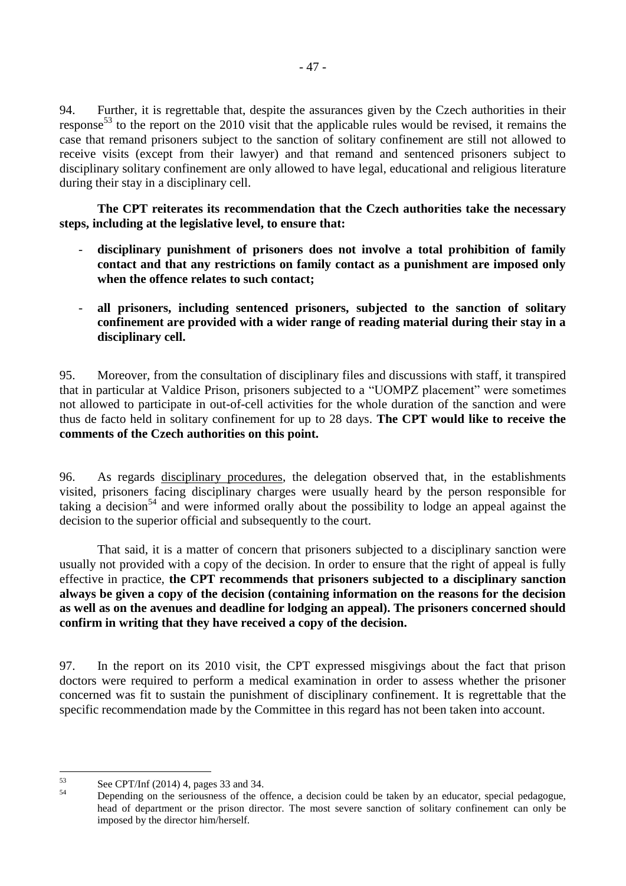94. Further, it is regrettable that, despite the assurances given by the Czech authorities in their response[53] to the report on the 2010 visit that the applicable rules would be revised, it remains the case that remand prisoners subject to the sanction of solitary confinement are still not allowed to receive visits (except from their lawyer) and that remand and sentenced prisoners subject to disciplinary solitary confinement are only allowed to have legal, educational and religious literature during their stay in a disciplinary cell.

**The CPT reiterates its recommendation that the Czech authorities take the necessary steps, including at the legislative level, to ensure that:**

- **disciplinary punishment of prisoners does not involve a total prohibition of family contact and that any restrictions on family contact as a punishment are imposed only when the offence relates to such contact;**

- **all prisoners, including sentenced prisoners, subjected to the sanction of solitary confinement are provided with a wider range of reading material during their stay in a disciplinary cell.**

95. Moreover, from the consultation of disciplinary files and discussions with staff, it transpired that in particular at Valdice Prison, prisoners subjected to a "UOMPZ placement" were sometimes not allowed to participate in out-of-cell activities for the whole duration of the sanction and were thus de facto held in solitary confinement for up to 28 days. **The CPT would like to receive the comments of the Czech authorities on this point.**

96. As regards disciplinary procedures, the delegation observed that, in the establishments visited, prisoners facing disciplinary charges were usually heard by the person responsible for taking a decision[54] and were informed orally about the possibility to lodge an appeal against the decision to the superior official and subsequently to the court.

That said, it is a matter of concern that prisoners subjected to a disciplinary sanction were usually not provided with a copy of the decision. In order to ensure that the right of appeal is fully effective in practice, **the CPT recommends that prisoners subjected to a disciplinary sanction always be given a copy of the decision (containing information on the reasons for the decision as well as on the avenues and deadline for lodging an appeal). The prisoners concerned should confirm in writing that they have received a copy of the decision.**

97. In the report on its 2010 visit, the CPT expressed misgivings about the fact that prison doctors were required to perform a medical examination in order to assess whether the prisoner concerned was fit to sustain the punishment of disciplinary confinement. It is regrettable that the specific recommendation made by the Committee in this regard has not been taken into account.

---

[53] See CPT/Inf (2014) 4, pages 33 and 34.

[54] Depending on the seriousness of the offence, a decision could be taken by an educator, special pedagogue, head of department or the prison director. The most severe sanction of solitary confinement can only be imposed by the director him/herself.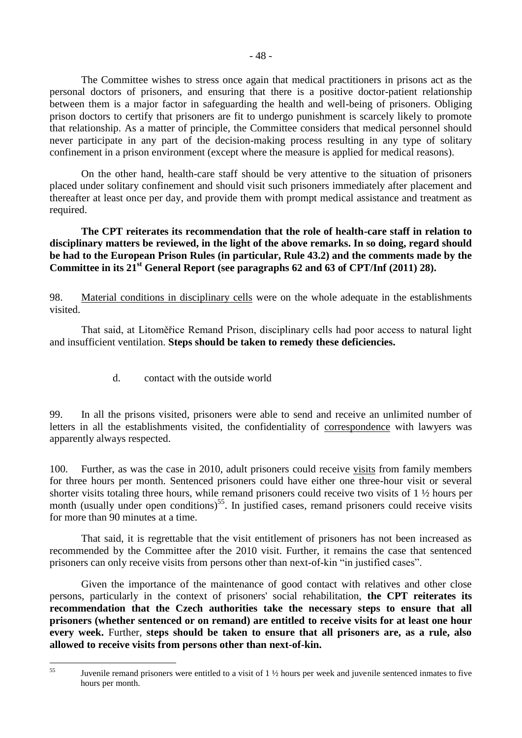The Committee wishes to stress once again that medical practitioners in prisons act as the personal doctors of prisoners, and ensuring that there is a positive doctor-patient relationship between them is a major factor in safeguarding the health and well-being of prisoners. Obliging prison doctors to certify that prisoners are fit to undergo punishment is scarcely likely to promote that relationship. As a matter of principle, the Committee considers that medical personnel should never participate in any part of the decision-making process resulting in any type of solitary confinement in a prison environment (except where the measure is applied for medical reasons).

On the other hand, health-care staff should be very attentive to the situation of prisoners placed under solitary confinement and should visit such prisoners immediately after placement and thereafter at least once per day, and provide them with prompt medical assistance and treatment as required.

**The CPT reiterates its recommendation that the role of health-care staff in relation to disciplinary matters be reviewed, in the light of the above remarks. In so doing, regard should be had to the European Prison Rules (in particular, Rule 43.2) and the comments made by the Committee in its 21st General Report (see paragraphs 62 and 63 of CPT/Inf (2011) 28).**

98. Material conditions in disciplinary cells were on the whole adequate in the establishments visited.

That said, at Litoměřice Remand Prison, disciplinary cells had poor access to natural light and insufficient ventilation. **Steps should be taken to remedy these deficiencies.**

d. contact with the outside world

99. In all the prisons visited, prisoners were able to send and receive an unlimited number of letters in all the establishments visited, the confidentiality of correspondence with lawyers was apparently always respected.

100. Further, as was the case in 2010, adult prisoners could receive visits from family members for three hours per month. Sentenced prisoners could have either one three-hour visit or several shorter visits totaling three hours, while remand prisoners could receive two visits of 1 ½ hours per month (usually under open conditions)[55]. In justified cases, remand prisoners could receive visits for more than 90 minutes at a time.

That said, it is regrettable that the visit entitlement of prisoners has not been increased as recommended by the Committee after the 2010 visit. Further, it remains the case that sentenced prisoners can only receive visits from persons other than next-of-kin "in justified cases".

Given the importance of the maintenance of good contact with relatives and other close persons, particularly in the context of prisoners' social rehabilitation, **the CPT reiterates its recommendation that the Czech authorities take the necessary steps to ensure that all prisoners (whether sentenced or on remand) are entitled to receive visits for at least one hour every week.** Further, **steps should be taken to ensure that all prisoners are, as a rule, also allowed to receive visits from persons other than next-of-kin.**

[55] Juvenile remand prisoners were entitled to a visit of 1 ½ hours per week and juvenile sentenced inmates to five hours per month.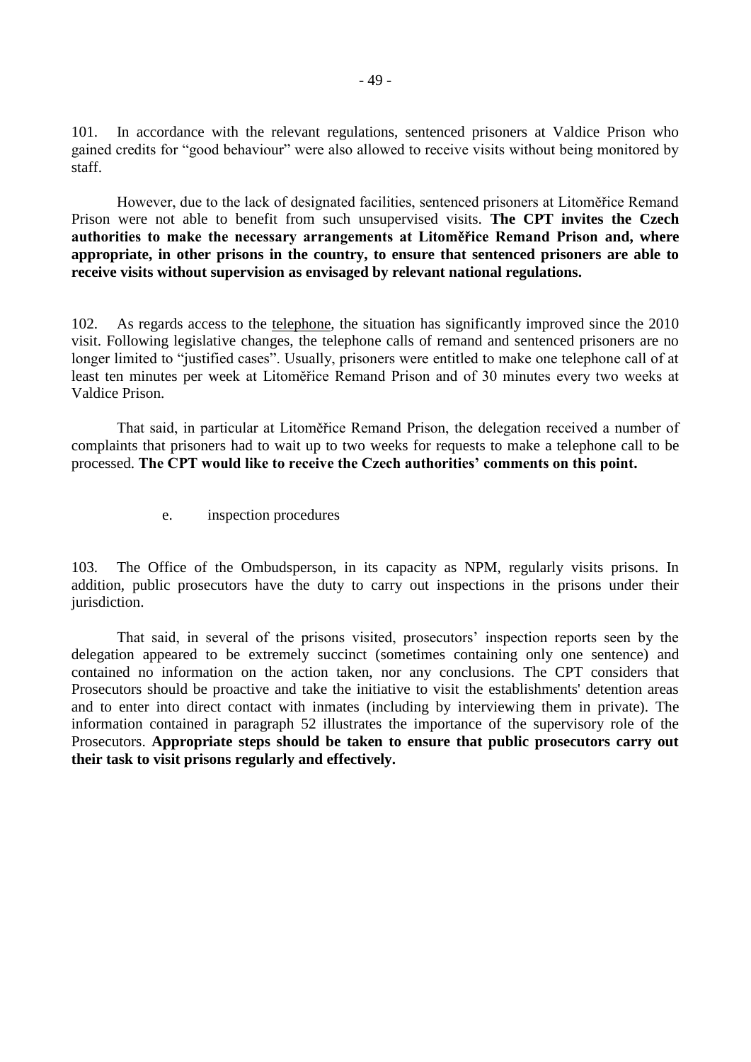101. In accordance with the relevant regulations, sentenced prisoners at Valdice Prison who gained credits for "good behaviour" were also allowed to receive visits without being monitored by staff.

However, due to the lack of designated facilities, sentenced prisoners at Litoměřice Remand Prison were not able to benefit from such unsupervised visits. **The CPT invites the Czech authorities to make the necessary arrangements at Litoměřice Remand Prison and, where appropriate, in other prisons in the country, to ensure that sentenced prisoners are able to receive visits without supervision as envisaged by relevant national regulations.**

102. As regards access to the telephone, the situation has significantly improved since the 2010 visit. Following legislative changes, the telephone calls of remand and sentenced prisoners are no longer limited to "justified cases". Usually, prisoners were entitled to make one telephone call of at least ten minutes per week at Litoměřice Remand Prison and of 30 minutes every two weeks at Valdice Prison.

That said, in particular at Litoměřice Remand Prison, the delegation received a number of complaints that prisoners had to wait up to two weeks for requests to make a telephone call to be processed. **The CPT would like to receive the Czech authorities' comments on this point.**

### e. inspection procedures

103. The Office of the Ombudsperson, in its capacity as NPM, regularly visits prisons. In addition, public prosecutors have the duty to carry out inspections in the prisons under their jurisdiction.

That said, in several of the prisons visited, prosecutors' inspection reports seen by the delegation appeared to be extremely succinct (sometimes containing only one sentence) and contained no information on the action taken, nor any conclusions. The CPT considers that Prosecutors should be proactive and take the initiative to visit the establishments' detention areas and to enter into direct contact with inmates (including by interviewing them in private). The information contained in paragraph 52 illustrates the importance of the supervisory role of the Prosecutors. **Appropriate steps should be taken to ensure that public prosecutors carry out their task to visit prisons regularly and effectively.**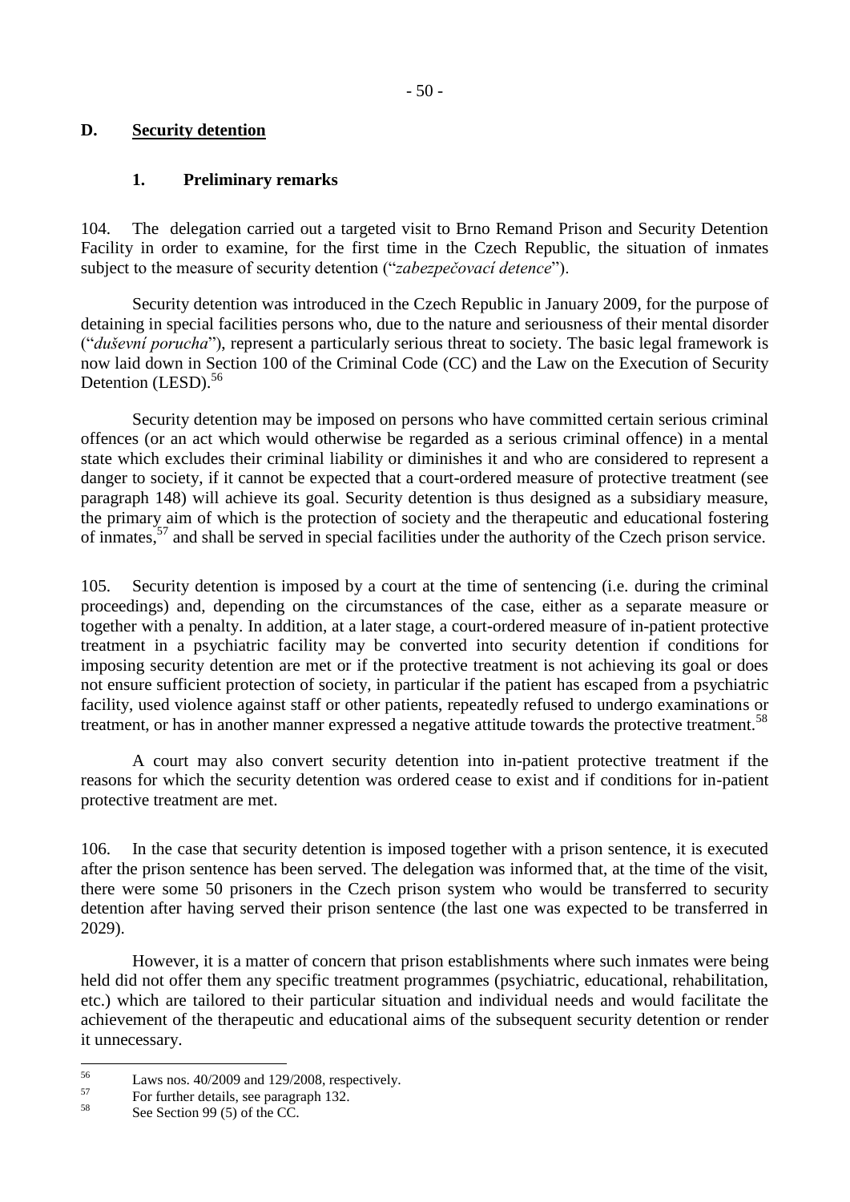## D. Security detention

### 1. Preliminary remarks

104. The delegation carried out a targeted visit to Brno Remand Prison and Security Detention Facility in order to examine, for the first time in the Czech Republic, the situation of inmates subject to the measure of security detention ("*zabezpečovací detence*").

Security detention was introduced in the Czech Republic in January 2009, for the purpose of detaining in special facilities persons who, due to the nature and seriousness of their mental disorder ("*duševní porucha*"), represent a particularly serious threat to society. The basic legal framework is now laid down in Section 100 of the Criminal Code (CC) and the Law on the Execution of Security Detention (LESD).[56]

Security detention may be imposed on persons who have committed certain serious criminal offences (or an act which would otherwise be regarded as a serious criminal offence) in a mental state which excludes their criminal liability or diminishes it and who are considered to represent a danger to society, if it cannot be expected that a court-ordered measure of protective treatment (see paragraph 148) will achieve its goal. Security detention is thus designed as a subsidiary measure, the primary aim of which is the protection of society and the therapeutic and educational fostering of inmates,[57] and shall be served in special facilities under the authority of the Czech prison service.

105. Security detention is imposed by a court at the time of sentencing (i.e. during the criminal proceedings) and, depending on the circumstances of the case, either as a separate measure or together with a penalty. In addition, at a later stage, a court-ordered measure of in-patient protective treatment in a psychiatric facility may be converted into security detention if conditions for imposing security detention are met or if the protective treatment is not achieving its goal or does not ensure sufficient protection of society, in particular if the patient has escaped from a psychiatric facility, used violence against staff or other patients, repeatedly refused to undergo examinations or treatment, or has in another manner expressed a negative attitude towards the protective treatment.[58]

A court may also convert security detention into in-patient protective treatment if the reasons for which the security detention was ordered cease to exist and if conditions for in-patient protective treatment are met.

106. In the case that security detention is imposed together with a prison sentence, it is executed after the prison sentence has been served. The delegation was informed that, at the time of the visit, there were some 50 prisoners in the Czech prison system who would be transferred to security detention after having served their prison sentence (the last one was expected to be transferred in 2029).

However, it is a matter of concern that prison establishments where such inmates were being held did not offer them any specific treatment programmes (psychiatric, educational, rehabilitation, etc.) which are tailored to their particular situation and individual needs and would facilitate the achievement of the therapeutic and educational aims of the subsequent security detention or render it unnecessary.

---

[56] Laws nos. 40/2009 and 129/2008, respectively.

[57] For further details, see paragraph 132.

[58] See Section 99 (5) of the CC.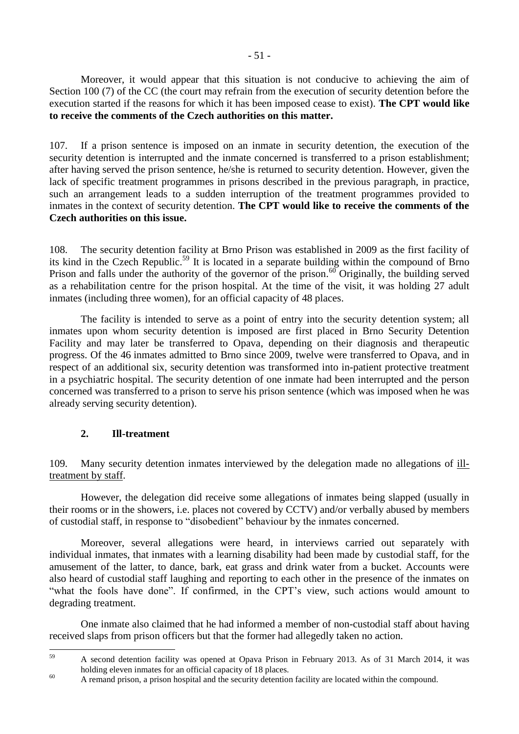Moreover, it would appear that this situation is not conducive to achieving the aim of Section 100 (7) of the CC (the court may refrain from the execution of security detention before the execution started if the reasons for which it has been imposed cease to exist). **The CPT would like to receive the comments of the Czech authorities on this matter.**

107. If a prison sentence is imposed on an inmate in security detention, the execution of the security detention is interrupted and the inmate concerned is transferred to a prison establishment; after having served the prison sentence, he/she is returned to security detention. However, given the lack of specific treatment programmes in prisons described in the previous paragraph, in practice, such an arrangement leads to a sudden interruption of the treatment programmes provided to inmates in the context of security detention. **The CPT would like to receive the comments of the Czech authorities on this issue.**

108. The security detention facility at Brno Prison was established in 2009 as the first facility of its kind in the Czech Republic.[59] It is located in a separate building within the compound of Brno Prison and falls under the authority of the governor of the prison.[60] Originally, the building served as a rehabilitation centre for the prison hospital. At the time of the visit, it was holding 27 adult inmates (including three women), for an official capacity of 48 places.

The facility is intended to serve as a point of entry into the security detention system; all inmates upon whom security detention is imposed are first placed in Brno Security Detention Facility and may later be transferred to Opava, depending on their diagnosis and therapeutic progress. Of the 46 inmates admitted to Brno since 2009, twelve were transferred to Opava, and in respect of an additional six, security detention was transformed into in-patient protective treatment in a psychiatric hospital. The security detention of one inmate had been interrupted and the person concerned was transferred to a prison to serve his prison sentence (which was imposed when he was already serving security detention).

## 2. Ill-treatment

109. Many security detention inmates interviewed by the delegation made no allegations of ill-treatment by staff.

However, the delegation did receive some allegations of inmates being slapped (usually in their rooms or in the showers, i.e. places not covered by CCTV) and/or verbally abused by members of custodial staff, in response to "disobedient" behaviour by the inmates concerned.

Moreover, several allegations were heard, in interviews carried out separately with individual inmates, that inmates with a learning disability had been made by custodial staff, for the amusement of the latter, to dance, bark, eat grass and drink water from a bucket. Accounts were also heard of custodial staff laughing and reporting to each other in the presence of the inmates on "what the fools have done". If confirmed, in the CPT's view, such actions would amount to degrading treatment.

One inmate also claimed that he had informed a member of non-custodial staff about having received slaps from prison officers but that the former had allegedly taken no action.

---

[59] A second detention facility was opened at Opava Prison in February 2013. As of 31 March 2014, it was holding eleven inmates for an official capacity of 18 places.

[60] A remand prison, a prison hospital and the security detention facility are located within the compound.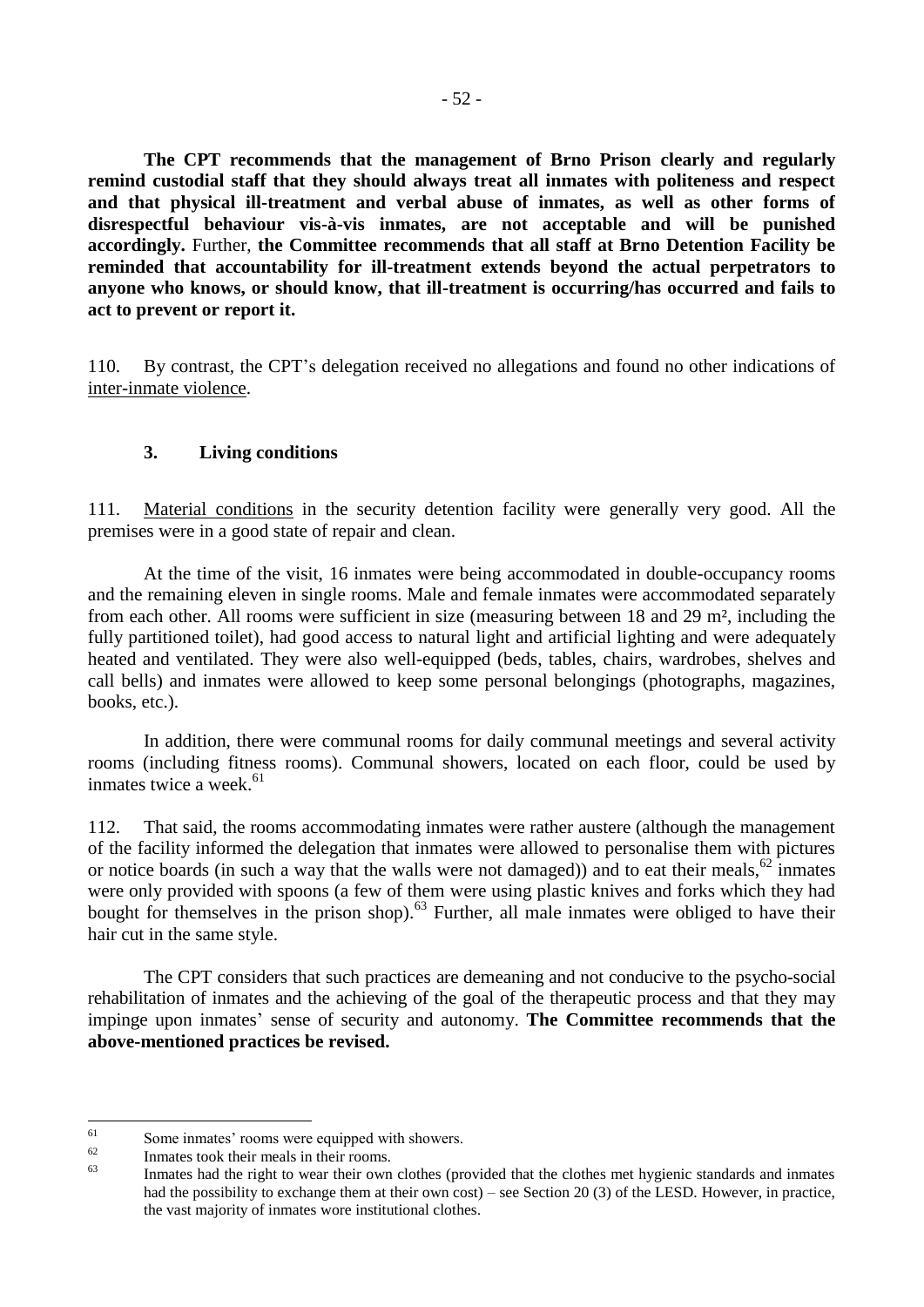**The CPT recommends that the management of Brno Prison clearly and regularly remind custodial staff that they should always treat all inmates with politeness and respect and that physical ill-treatment and verbal abuse of inmates, as well as other forms of disrespectful behaviour vis-à-vis inmates, are not acceptable and will be punished accordingly.** Further, **the Committee recommends that all staff at Brno Detention Facility be reminded that accountability for ill-treatment extends beyond the actual perpetrators to anyone who knows, or should know, that ill-treatment is occurring/has occurred and fails to act to prevent or report it.**

110. By contrast, the CPT's delegation received no allegations and found no other indications of inter-inmate violence.

### 3. Living conditions

111. Material conditions in the security detention facility were generally very good. All the premises were in a good state of repair and clean.

At the time of the visit, 16 inmates were being accommodated in double-occupancy rooms and the remaining eleven in single rooms. Male and female inmates were accommodated separately from each other. All rooms were sufficient in size (measuring between 18 and 29 m², including the fully partitioned toilet), had good access to natural light and artificial lighting and were adequately heated and ventilated. They were also well-equipped (beds, tables, chairs, wardrobes, shelves and call bells) and inmates were allowed to keep some personal belongings (photographs, magazines, books, etc.).

In addition, there were communal rooms for daily communal meetings and several activity rooms (including fitness rooms). Communal showers, located on each floor, could be used by inmates twice a week.[61]

112. That said, the rooms accommodating inmates were rather austere (although the management of the facility informed the delegation that inmates were allowed to personalise them with pictures or notice boards (in such a way that the walls were not damaged)) and to eat their meals,[62] inmates were only provided with spoons (a few of them were using plastic knives and forks which they had bought for themselves in the prison shop).[63] Further, all male inmates were obliged to have their hair cut in the same style.

The CPT considers that such practices are demeaning and not conducive to the psycho-social rehabilitation of inmates and the achieving of the goal of the therapeutic process and that they may impinge upon inmates' sense of security and autonomy. **The Committee recommends that the above-mentioned practices be revised.**

---

[61] Some inmates' rooms were equipped with showers.

[62] Inmates took their meals in their rooms.

[63] Inmates had the right to wear their own clothes (provided that the clothes met hygienic standards and inmates had the possibility to exchange them at their own cost) – see Section 20 (3) of the LESD. However, in practice, the vast majority of inmates wore institutional clothes.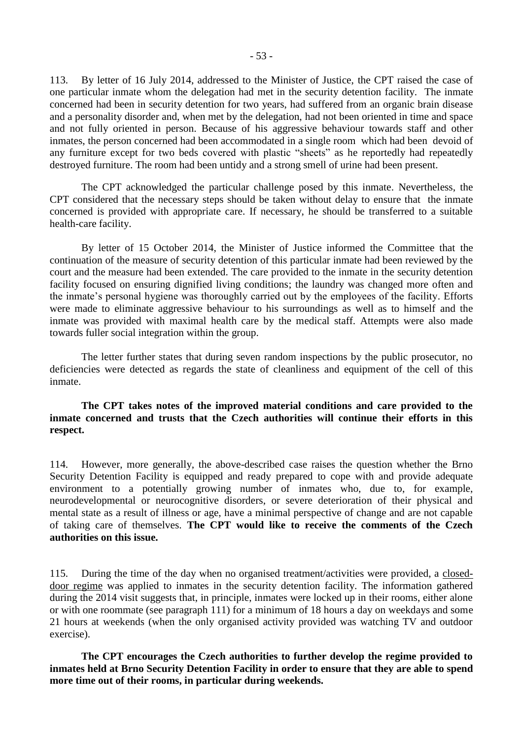113. By letter of 16 July 2014, addressed to the Minister of Justice, the CPT raised the case of one particular inmate whom the delegation had met in the security detention facility. The inmate concerned had been in security detention for two years, had suffered from an organic brain disease and a personality disorder and, when met by the delegation, had not been oriented in time and space and not fully oriented in person. Because of his aggressive behaviour towards staff and other inmates, the person concerned had been accommodated in a single room which had been devoid of any furniture except for two beds covered with plastic "sheets" as he reportedly had repeatedly destroyed furniture. The room had been untidy and a strong smell of urine had been present.

The CPT acknowledged the particular challenge posed by this inmate. Nevertheless, the CPT considered that the necessary steps should be taken without delay to ensure that the inmate concerned is provided with appropriate care. If necessary, he should be transferred to a suitable health-care facility.

By letter of 15 October 2014, the Minister of Justice informed the Committee that the continuation of the measure of security detention of this particular inmate had been reviewed by the court and the measure had been extended. The care provided to the inmate in the security detention facility focused on ensuring dignified living conditions; the laundry was changed more often and the inmate's personal hygiene was thoroughly carried out by the employees of the facility. Efforts were made to eliminate aggressive behaviour to his surroundings as well as to himself and the inmate was provided with maximal health care by the medical staff. Attempts were also made towards fuller social integration within the group.

The letter further states that during seven random inspections by the public prosecutor, no deficiencies were detected as regards the state of cleanliness and equipment of the cell of this inmate.

**The CPT takes notes of the improved material conditions and care provided to the inmate concerned and trusts that the Czech authorities will continue their efforts in this respect.**

114. However, more generally, the above-described case raises the question whether the Brno Security Detention Facility is equipped and ready prepared to cope with and provide adequate environment to a potentially growing number of inmates who, due to, for example, neurodevelopmental or neurocognitive disorders, or severe deterioration of their physical and mental state as a result of illness or age, have a minimal perspective of change and are not capable of taking care of themselves. **The CPT would like to receive the comments of the Czech authorities on this issue.**

115. During the time of the day when no organised treatment/activities were provided, a closed-door regime was applied to inmates in the security detention facility. The information gathered during the 2014 visit suggests that, in principle, inmates were locked up in their rooms, either alone or with one roommate (see paragraph 111) for a minimum of 18 hours a day on weekdays and some 21 hours at weekends (when the only organised activity provided was watching TV and outdoor exercise).

**The CPT encourages the Czech authorities to further develop the regime provided to inmates held at Brno Security Detention Facility in order to ensure that they are able to spend more time out of their rooms, in particular during weekends.**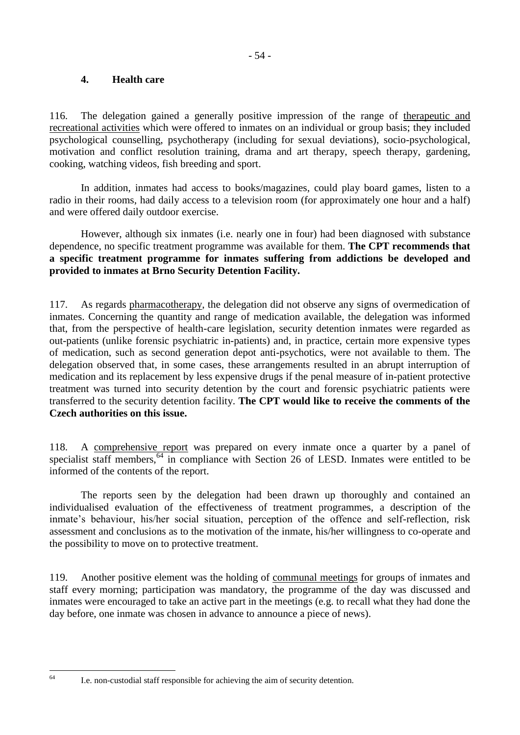### 4. Health care

116. The delegation gained a generally positive impression of the range of therapeutic and recreational activities which were offered to inmates on an individual or group basis; they included psychological counselling, psychotherapy (including for sexual deviations), socio-psychological, motivation and conflict resolution training, drama and art therapy, speech therapy, gardening, cooking, watching videos, fish breeding and sport.

In addition, inmates had access to books/magazines, could play board games, listen to a radio in their rooms, had daily access to a television room (for approximately one hour and a half) and were offered daily outdoor exercise.

However, although six inmates (i.e. nearly one in four) had been diagnosed with substance dependence, no specific treatment programme was available for them. **The CPT recommends that a specific treatment programme for inmates suffering from addictions be developed and provided to inmates at Brno Security Detention Facility.**

117. As regards pharmacotherapy, the delegation did not observe any signs of overmedication of inmates. Concerning the quantity and range of medication available, the delegation was informed that, from the perspective of health-care legislation, security detention inmates were regarded as out-patients (unlike forensic psychiatric in-patients) and, in practice, certain more expensive types of medication, such as second generation depot anti-psychotics, were not available to them. The delegation observed that, in some cases, these arrangements resulted in an abrupt interruption of medication and its replacement by less expensive drugs if the penal measure of in-patient protective treatment was turned into security detention by the court and forensic psychiatric patients were transferred to the security detention facility. **The CPT would like to receive the comments of the Czech authorities on this issue.**

118. A comprehensive report was prepared on every inmate once a quarter by a panel of specialist staff members,[64] in compliance with Section 26 of LESD. Inmates were entitled to be informed of the contents of the report.

The reports seen by the delegation had been drawn up thoroughly and contained an individualised evaluation of the effectiveness of treatment programmes, a description of the inmate's behaviour, his/her social situation, perception of the offence and self-reflection, risk assessment and conclusions as to the motivation of the inmate, his/her willingness to co-operate and the possibility to move on to protective treatment.

119. Another positive element was the holding of communal meetings for groups of inmates and staff every morning; participation was mandatory, the programme of the day was discussed and inmates were encouraged to take an active part in the meetings (e.g. to recall what they had done the day before, one inmate was chosen in advance to announce a piece of news).

[64] I.e. non-custodial staff responsible for achieving the aim of security detention.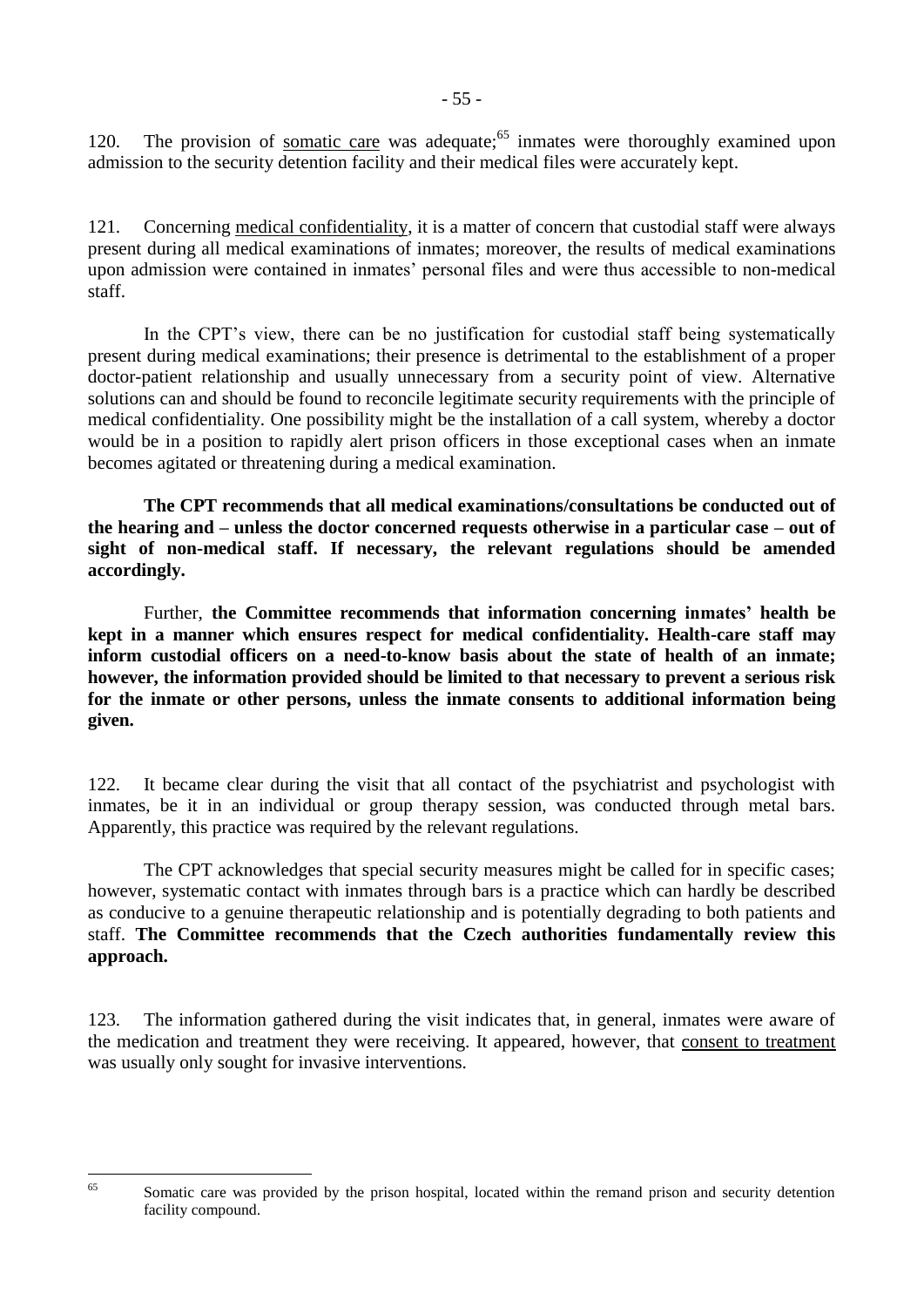120. The provision of somatic care was adequate;[65] inmates were thoroughly examined upon admission to the security detention facility and their medical files were accurately kept.

121. Concerning medical confidentiality, it is a matter of concern that custodial staff were always present during all medical examinations of inmates; moreover, the results of medical examinations upon admission were contained in inmates' personal files and were thus accessible to non-medical staff.

In the CPT's view, there can be no justification for custodial staff being systematically present during medical examinations; their presence is detrimental to the establishment of a proper doctor-patient relationship and usually unnecessary from a security point of view. Alternative solutions can and should be found to reconcile legitimate security requirements with the principle of medical confidentiality. One possibility might be the installation of a call system, whereby a doctor would be in a position to rapidly alert prison officers in those exceptional cases when an inmate becomes agitated or threatening during a medical examination.

**The CPT recommends that all medical examinations/consultations be conducted out of the hearing and – unless the doctor concerned requests otherwise in a particular case – out of sight of non-medical staff. If necessary, the relevant regulations should be amended accordingly.**

Further, **the Committee recommends that information concerning inmates' health be kept in a manner which ensures respect for medical confidentiality. Health-care staff may inform custodial officers on a need-to-know basis about the state of health of an inmate; however, the information provided should be limited to that necessary to prevent a serious risk for the inmate or other persons, unless the inmate consents to additional information being given.**

122. It became clear during the visit that all contact of the psychiatrist and psychologist with inmates, be it in an individual or group therapy session, was conducted through metal bars. Apparently, this practice was required by the relevant regulations.

The CPT acknowledges that special security measures might be called for in specific cases; however, systematic contact with inmates through bars is a practice which can hardly be described as conducive to a genuine therapeutic relationship and is potentially degrading to both patients and staff. **The Committee recommends that the Czech authorities fundamentally review this approach.**

123. The information gathered during the visit indicates that, in general, inmates were aware of the medication and treatment they were receiving. It appeared, however, that consent to treatment was usually only sought for invasive interventions.

---

[65] Somatic care was provided by the prison hospital, located within the remand prison and security detention facility compound.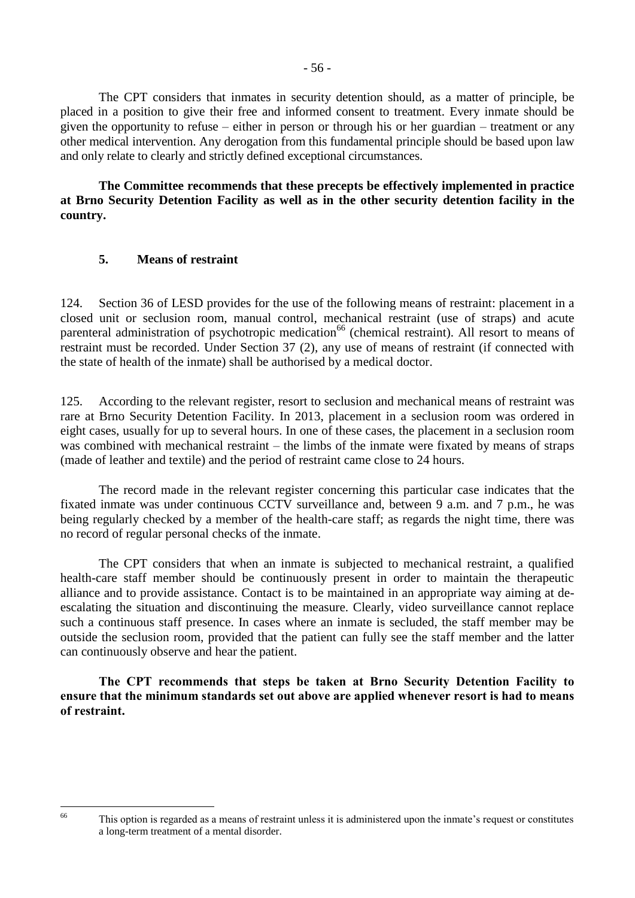The CPT considers that inmates in security detention should, as a matter of principle, be placed in a position to give their free and informed consent to treatment. Every inmate should be given the opportunity to refuse – either in person or through his or her guardian – treatment or any other medical intervention. Any derogation from this fundamental principle should be based upon law and only relate to clearly and strictly defined exceptional circumstances.

**The Committee recommends that these precepts be effectively implemented in practice at Brno Security Detention Facility as well as in the other security detention facility in the country.**

## 5. Means of restraint

124. Section 36 of LESD provides for the use of the following means of restraint: placement in a closed unit or seclusion room, manual control, mechanical restraint (use of straps) and acute parenteral administration of psychotropic medication[66] (chemical restraint). All resort to means of restraint must be recorded. Under Section 37 (2), any use of means of restraint (if connected with the state of health of the inmate) shall be authorised by a medical doctor.

125. According to the relevant register, resort to seclusion and mechanical means of restraint was rare at Brno Security Detention Facility. In 2013, placement in a seclusion room was ordered in eight cases, usually for up to several hours. In one of these cases, the placement in a seclusion room was combined with mechanical restraint – the limbs of the inmate were fixated by means of straps (made of leather and textile) and the period of restraint came close to 24 hours.

The record made in the relevant register concerning this particular case indicates that the fixated inmate was under continuous CCTV surveillance and, between 9 a.m. and 7 p.m., he was being regularly checked by a member of the health-care staff; as regards the night time, there was no record of regular personal checks of the inmate.

The CPT considers that when an inmate is subjected to mechanical restraint, a qualified health-care staff member should be continuously present in order to maintain the therapeutic alliance and to provide assistance. Contact is to be maintained in an appropriate way aiming at de-escalating the situation and discontinuing the measure. Clearly, video surveillance cannot replace such a continuous staff presence. In cases where an inmate is secluded, the staff member may be outside the seclusion room, provided that the patient can fully see the staff member and the latter can continuously observe and hear the patient.

**The CPT recommends that steps be taken at Brno Security Detention Facility to ensure that the minimum standards set out above are applied whenever resort is had to means of restraint.**

---

[66] This option is regarded as a means of restraint unless it is administered upon the inmate's request or constitutes a long-term treatment of a mental disorder.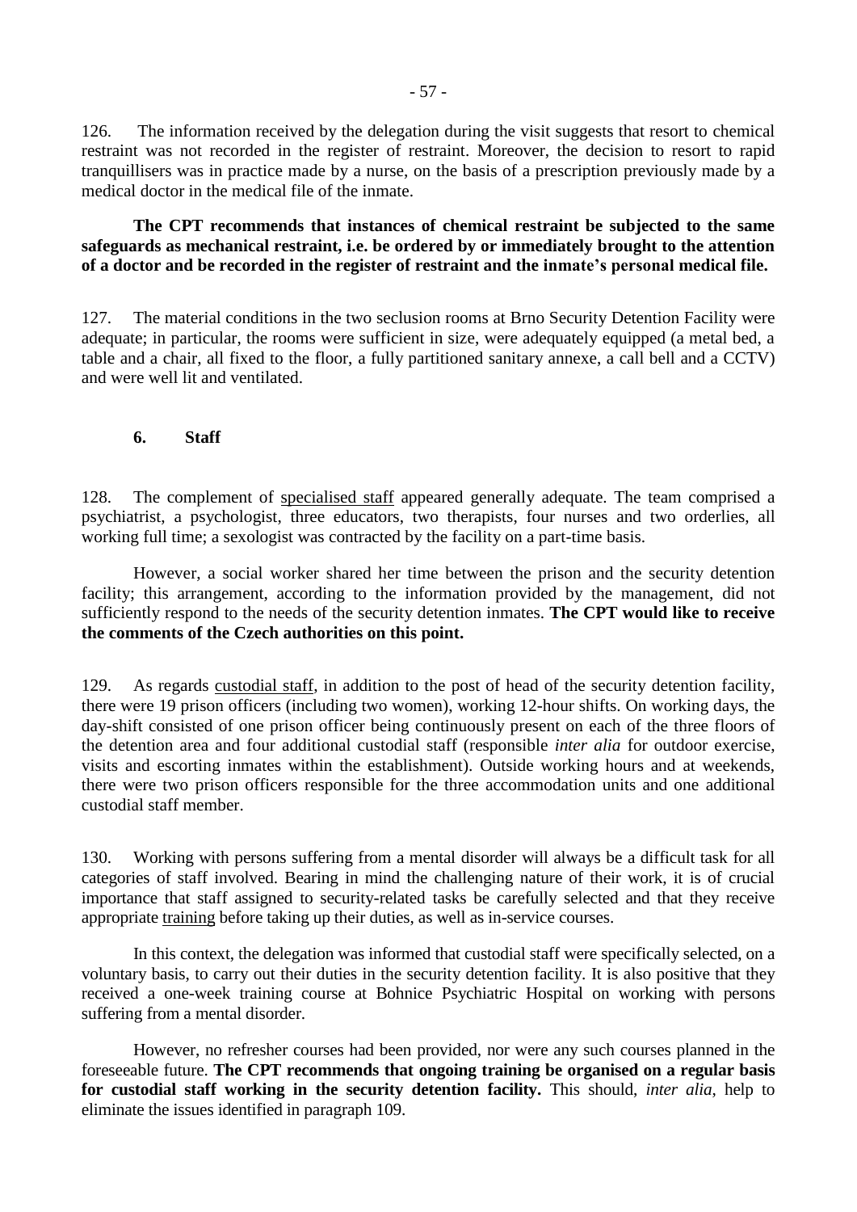126. The information received by the delegation during the visit suggests that resort to chemical restraint was not recorded in the register of restraint. Moreover, the decision to resort to rapid tranquillisers was in practice made by a nurse, on the basis of a prescription previously made by a medical doctor in the medical file of the inmate.

**The CPT recommends that instances of chemical restraint be subjected to the same safeguards as mechanical restraint, i.e. be ordered by or immediately brought to the attention of a doctor and be recorded in the register of restraint and the inmate's personal medical file.**

127. The material conditions in the two seclusion rooms at Brno Security Detention Facility were adequate; in particular, the rooms were sufficient in size, were adequately equipped (a metal bed, a table and a chair, all fixed to the floor, a fully partitioned sanitary annexe, a call bell and a CCTV) and were well lit and ventilated.

### 6. Staff

128. The complement of specialised staff appeared generally adequate. The team comprised a psychiatrist, a psychologist, three educators, two therapists, four nurses and two orderlies, all working full time; a sexologist was contracted by the facility on a part-time basis.

However, a social worker shared her time between the prison and the security detention facility; this arrangement, according to the information provided by the management, did not sufficiently respond to the needs of the security detention inmates. **The CPT would like to receive the comments of the Czech authorities on this point.**

129. As regards custodial staff, in addition to the post of head of the security detention facility, there were 19 prison officers (including two women), working 12-hour shifts. On working days, the day-shift consisted of one prison officer being continuously present on each of the three floors of the detention area and four additional custodial staff (responsible *inter alia* for outdoor exercise, visits and escorting inmates within the establishment). Outside working hours and at weekends, there were two prison officers responsible for the three accommodation units and one additional custodial staff member.

130. Working with persons suffering from a mental disorder will always be a difficult task for all categories of staff involved. Bearing in mind the challenging nature of their work, it is of crucial importance that staff assigned to security-related tasks be carefully selected and that they receive appropriate training before taking up their duties, as well as in-service courses.

In this context, the delegation was informed that custodial staff were specifically selected, on a voluntary basis, to carry out their duties in the security detention facility. It is also positive that they received a one-week training course at Bohnice Psychiatric Hospital on working with persons suffering from a mental disorder.

However, no refresher courses had been provided, nor were any such courses planned in the foreseeable future. **The CPT recommends that ongoing training be organised on a regular basis for custodial staff working in the security detention facility.** This should, *inter alia*, help to eliminate the issues identified in paragraph 109.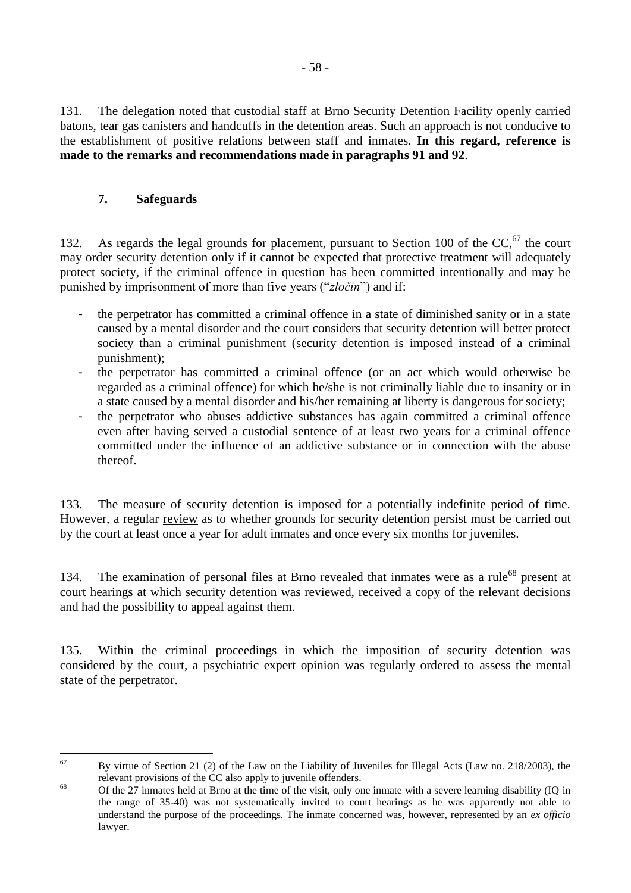131. The delegation noted that custodial staff at Brno Security Detention Facility openly carried batons, tear gas canisters and handcuffs in the detention areas. Such an approach is not conducive to the establishment of positive relations between staff and inmates. **In this regard, reference is made to the remarks and recommendations made in paragraphs 91 and 92**.

### 7. Safeguards

132. As regards the legal grounds for placement, pursuant to Section 100 of the CC,[67] the court may order security detention only if it cannot be expected that protective treatment will adequately protect society, if the criminal offence in question has been committed intentionally and may be punished by imprisonment of more than five years ("*zločin*") and if:

- the perpetrator has committed a criminal offence in a state of diminished sanity or in a state caused by a mental disorder and the court considers that security detention will better protect society than a criminal punishment (security detention is imposed instead of a criminal punishment);
- the perpetrator has committed a criminal offence (or an act which would otherwise be regarded as a criminal offence) for which he/she is not criminally liable due to insanity or in a state caused by a mental disorder and his/her remaining at liberty is dangerous for society;
- the perpetrator who abuses addictive substances has again committed a criminal offence even after having served a custodial sentence of at least two years for a criminal offence committed under the influence of an addictive substance or in connection with the abuse thereof.

133. The measure of security detention is imposed for a potentially indefinite period of time. However, a regular review as to whether grounds for security detention persist must be carried out by the court at least once a year for adult inmates and once every six months for juveniles.

134. The examination of personal files at Brno revealed that inmates were as a rule[68] present at court hearings at which security detention was reviewed, received a copy of the relevant decisions and had the possibility to appeal against them.

135. Within the criminal proceedings in which the imposition of security detention was considered by the court, a psychiatric expert opinion was regularly ordered to assess the mental state of the perpetrator.

---

[67] By virtue of Section 21 (2) of the Law on the Liability of Juveniles for Illegal Acts (Law no. 218/2003), the relevant provisions of the CC also apply to juvenile offenders.

[68] Of the 27 inmates held at Brno at the time of the visit, only one inmate with a severe learning disability (IQ in the range of 35-40) was not systematically invited to court hearings as he was apparently not able to understand the purpose of the proceedings. The inmate concerned was, however, represented by an *ex officio* lawyer.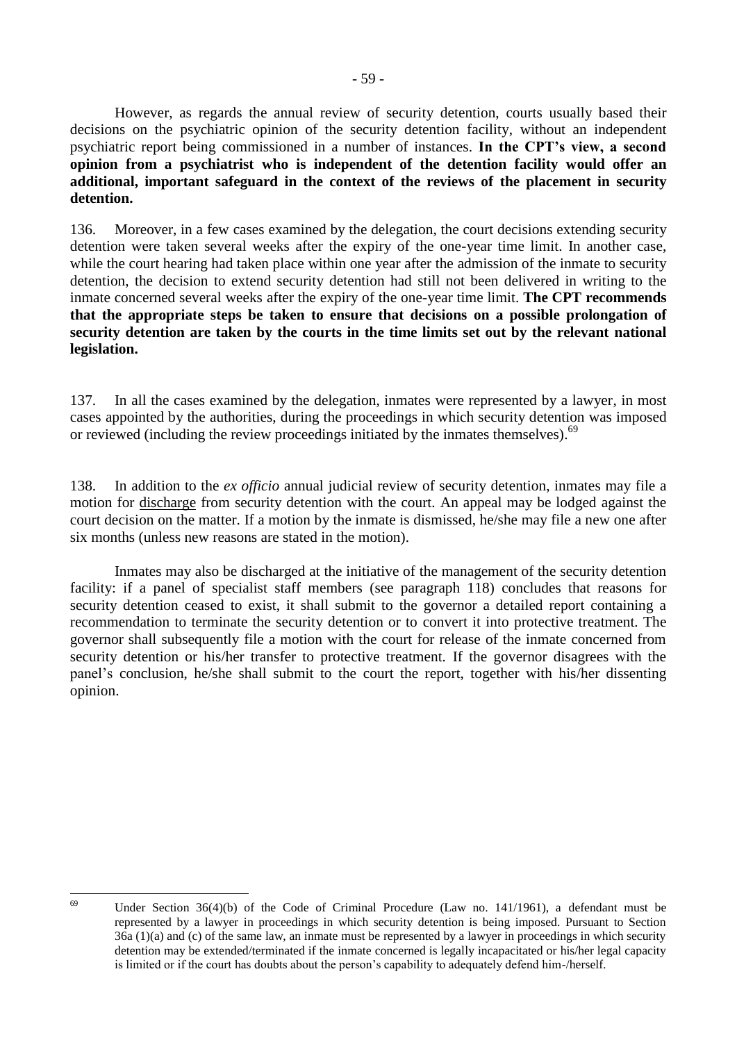However, as regards the annual review of security detention, courts usually based their decisions on the psychiatric opinion of the security detention facility, without an independent psychiatric report being commissioned in a number of instances. **In the CPT's view, a second opinion from a psychiatrist who is independent of the detention facility would offer an additional, important safeguard in the context of the reviews of the placement in security detention.**

136. Moreover, in a few cases examined by the delegation, the court decisions extending security detention were taken several weeks after the expiry of the one-year time limit. In another case, while the court hearing had taken place within one year after the admission of the inmate to security detention, the decision to extend security detention had still not been delivered in writing to the inmate concerned several weeks after the expiry of the one-year time limit. **The CPT recommends that the appropriate steps be taken to ensure that decisions on a possible prolongation of security detention are taken by the courts in the time limits set out by the relevant national legislation.**

137. In all the cases examined by the delegation, inmates were represented by a lawyer, in most cases appointed by the authorities, during the proceedings in which security detention was imposed or reviewed (including the review proceedings initiated by the inmates themselves).[69]

138. In addition to the *ex officio* annual judicial review of security detention, inmates may file a motion for discharge from security detention with the court. An appeal may be lodged against the court decision on the matter. If a motion by the inmate is dismissed, he/she may file a new one after six months (unless new reasons are stated in the motion).

Inmates may also be discharged at the initiative of the management of the security detention facility: if a panel of specialist staff members (see paragraph 118) concludes that reasons for security detention ceased to exist, it shall submit to the governor a detailed report containing a recommendation to terminate the security detention or to convert it into protective treatment. The governor shall subsequently file a motion with the court for release of the inmate concerned from security detention or his/her transfer to protective treatment. If the governor disagrees with the panel's conclusion, he/she shall submit to the court the report, together with his/her dissenting opinion.

---

[69] Under Section 36(4)(b) of the Code of Criminal Procedure (Law no. 141/1961), a defendant must be represented by a lawyer in proceedings in which security detention is being imposed. Pursuant to Section 36a (1)(a) and (c) of the same law, an inmate must be represented by a lawyer in proceedings in which security detention may be extended/terminated if the inmate concerned is legally incapacitated or his/her legal capacity is limited or if the court has doubts about the person's capability to adequately defend him-/herself.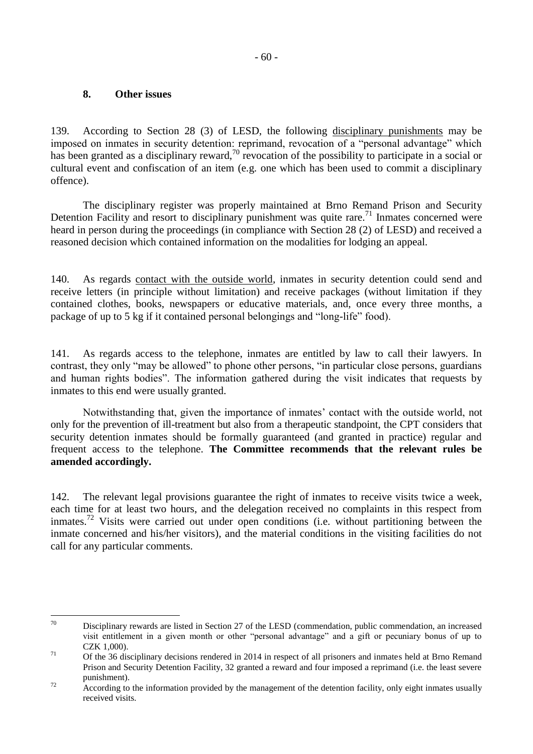## 8. Other issues

139. According to Section 28 (3) of LESD, the following disciplinary punishments may be imposed on inmates in security detention: reprimand, revocation of a "personal advantage" which has been granted as a disciplinary reward,[70] revocation of the possibility to participate in a social or cultural event and confiscation of an item (e.g. one which has been used to commit a disciplinary offence).

The disciplinary register was properly maintained at Brno Remand Prison and Security Detention Facility and resort to disciplinary punishment was quite rare.[71] Inmates concerned were heard in person during the proceedings (in compliance with Section 28 (2) of LESD) and received a reasoned decision which contained information on the modalities for lodging an appeal.

140. As regards contact with the outside world, inmates in security detention could send and receive letters (in principle without limitation) and receive packages (without limitation if they contained clothes, books, newspapers or educative materials, and, once every three months, a package of up to 5 kg if it contained personal belongings and "long-life" food).

141. As regards access to the telephone, inmates are entitled by law to call their lawyers. In contrast, they only "may be allowed" to phone other persons, "in particular close persons, guardians and human rights bodies". The information gathered during the visit indicates that requests by inmates to this end were usually granted.

Notwithstanding that, given the importance of inmates' contact with the outside world, not only for the prevention of ill-treatment but also from a therapeutic standpoint, the CPT considers that security detention inmates should be formally guaranteed (and granted in practice) regular and frequent access to the telephone. **The Committee recommends that the relevant rules be amended accordingly.**

142. The relevant legal provisions guarantee the right of inmates to receive visits twice a week, each time for at least two hours, and the delegation received no complaints in this respect from inmates.[72] Visits were carried out under open conditions (i.e. without partitioning between the inmate concerned and his/her visitors), and the material conditions in the visiting facilities do not call for any particular comments.

---

[70] Disciplinary rewards are listed in Section 27 of the LESD (commendation, public commendation, an increased visit entitlement in a given month or other "personal advantage" and a gift or pecuniary bonus of up to CZK 1,000).

[71] Of the 36 disciplinary decisions rendered in 2014 in respect of all prisoners and inmates held at Brno Remand Prison and Security Detention Facility, 32 granted a reward and four imposed a reprimand (i.e. the least severe punishment).

[72] According to the information provided by the management of the detention facility, only eight inmates usually received visits.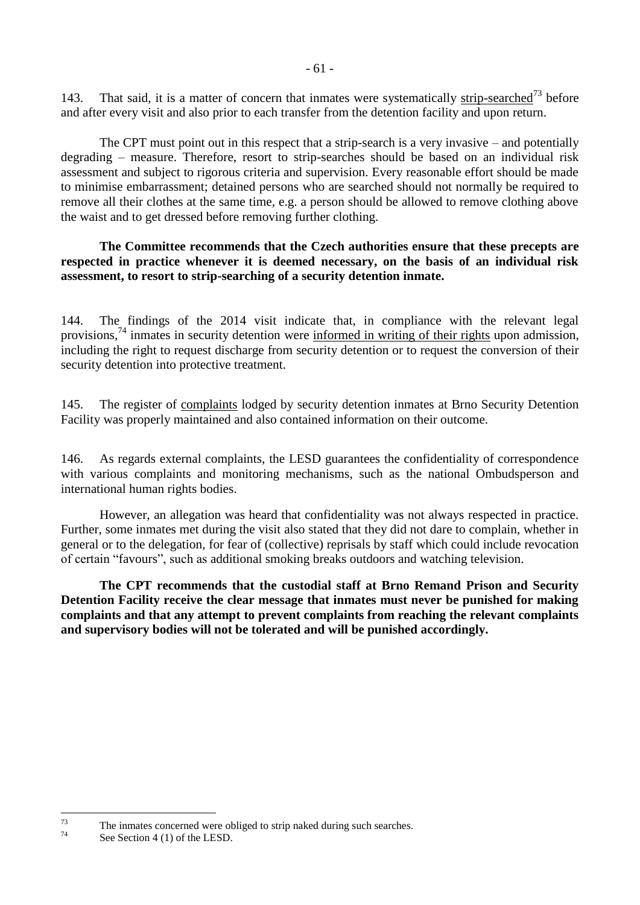143. That said, it is a matter of concern that inmates were systematically strip-searched[73] before and after every visit and also prior to each transfer from the detention facility and upon return.

The CPT must point out in this respect that a strip-search is a very invasive – and potentially degrading – measure. Therefore, resort to strip-searches should be based on an individual risk assessment and subject to rigorous criteria and supervision. Every reasonable effort should be made to minimise embarrassment; detained persons who are searched should not normally be required to remove all their clothes at the same time, e.g. a person should be allowed to remove clothing above the waist and to get dressed before removing further clothing.

**The Committee recommends that the Czech authorities ensure that these precepts are respected in practice whenever it is deemed necessary, on the basis of an individual risk assessment, to resort to strip-searching of a security detention inmate.**

144. The findings of the 2014 visit indicate that, in compliance with the relevant legal provisions,[74] inmates in security detention were informed in writing of their rights upon admission, including the right to request discharge from security detention or to request the conversion of their security detention into protective treatment.

145. The register of complaints lodged by security detention inmates at Brno Security Detention Facility was properly maintained and also contained information on their outcome.

146. As regards external complaints, the LESD guarantees the confidentiality of correspondence with various complaints and monitoring mechanisms, such as the national Ombudsperson and international human rights bodies.

However, an allegation was heard that confidentiality was not always respected in practice. Further, some inmates met during the visit also stated that they did not dare to complain, whether in general or to the delegation, for fear of (collective) reprisals by staff which could include revocation of certain "favours", such as additional smoking breaks outdoors and watching television.

**The CPT recommends that the custodial staff at Brno Remand Prison and Security Detention Facility receive the clear message that inmates must never be punished for making complaints and that any attempt to prevent complaints from reaching the relevant complaints and supervisory bodies will not be tolerated and will be punished accordingly.**

---

[73] The inmates concerned were obliged to strip naked during such searches.

[74] See Section 4 (1) of the LESD.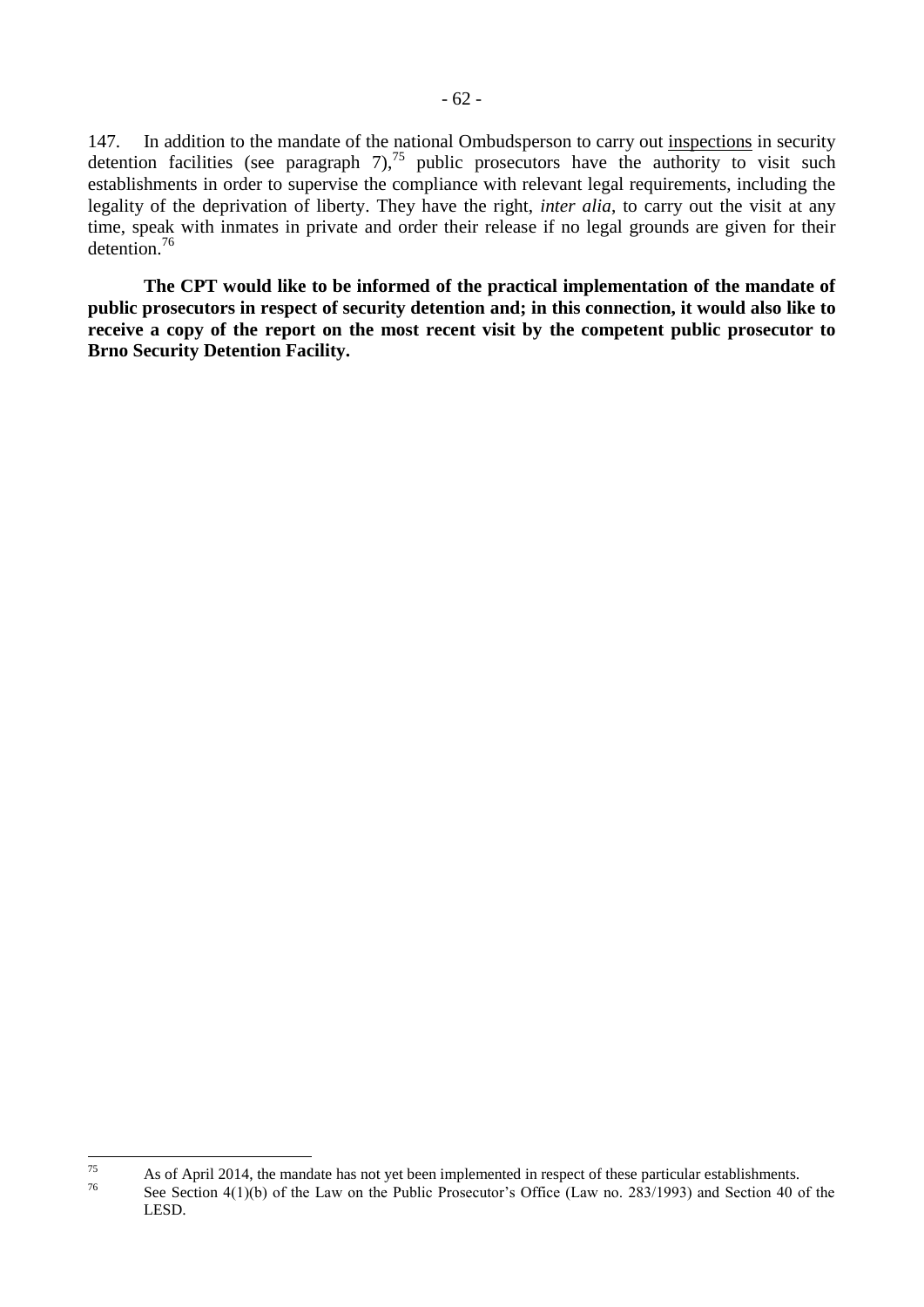147. In addition to the mandate of the national Ombudsperson to carry out inspections in security detention facilities (see paragraph 7),[75] public prosecutors have the authority to visit such establishments in order to supervise the compliance with relevant legal requirements, including the legality of the deprivation of liberty. They have the right, *inter alia*, to carry out the visit at any time, speak with inmates in private and order their release if no legal grounds are given for their detention.[76]

**The CPT would like to be informed of the practical implementation of the mandate of public prosecutors in respect of security detention and; in this connection, it would also like to receive a copy of the report on the most recent visit by the competent public prosecutor to Brno Security Detention Facility.**

---

[75] As of April 2014, the mandate has not yet been implemented in respect of these particular establishments.

[76] See Section 4(1)(b) of the Law on the Public Prosecutor's Office (Law no. 283/1993) and Section 40 of the LESD.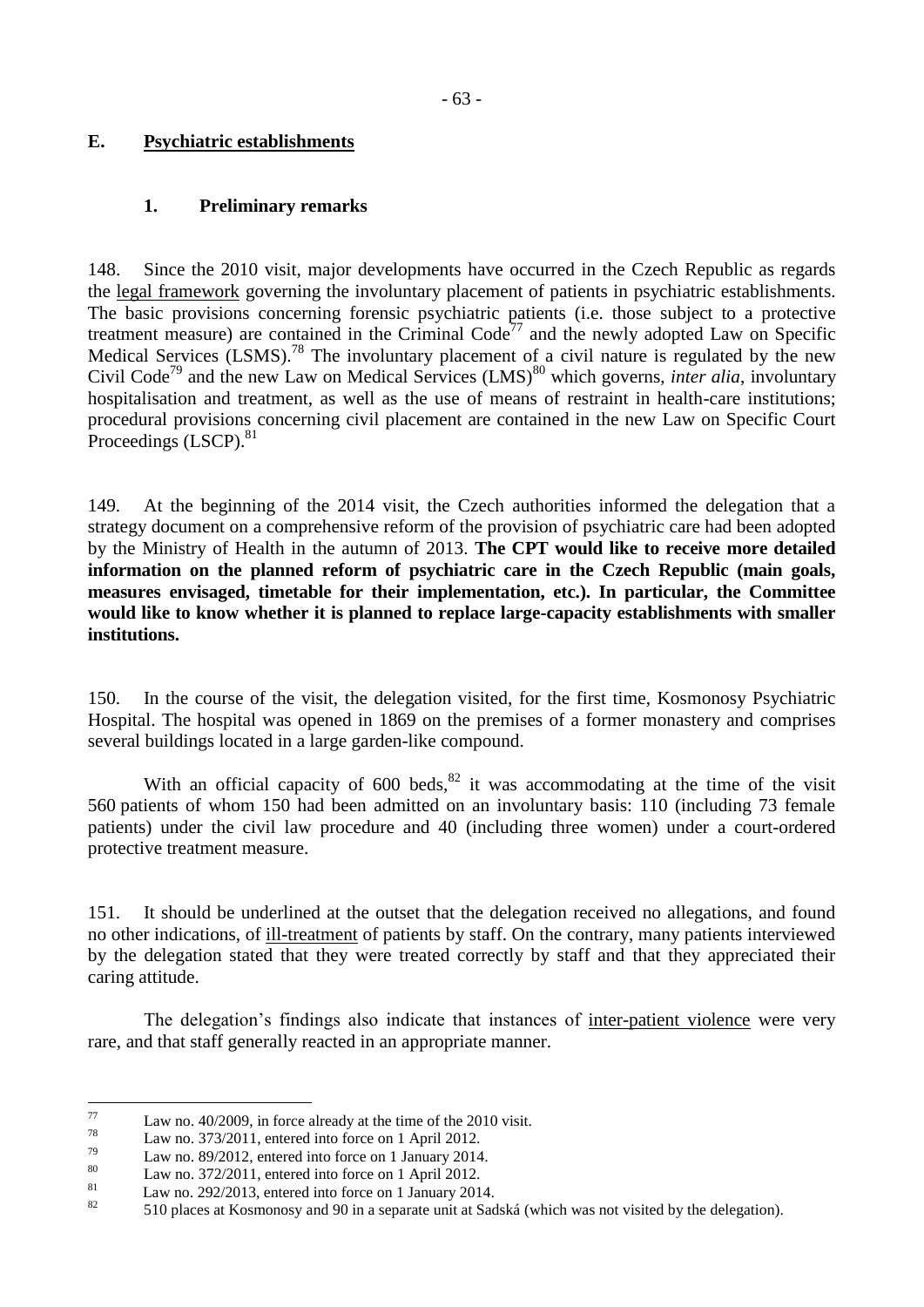## E. Psychiatric establishments

### 1. Preliminary remarks

148. Since the 2010 visit, major developments have occurred in the Czech Republic as regards the legal framework governing the involuntary placement of patients in psychiatric establishments. The basic provisions concerning forensic psychiatric patients (i.e. those subject to a protective treatment measure) are contained in the Criminal Code[77] and the newly adopted Law on Specific Medical Services (LSMS).[78] The involuntary placement of a civil nature is regulated by the new Civil Code[79] and the new Law on Medical Services (LMS)[80] which governs, *inter alia*, involuntary hospitalisation and treatment, as well as the use of means of restraint in health-care institutions; procedural provisions concerning civil placement are contained in the new Law on Specific Court Proceedings (LSCP).[81]

149. At the beginning of the 2014 visit, the Czech authorities informed the delegation that a strategy document on a comprehensive reform of the provision of psychiatric care had been adopted by the Ministry of Health in the autumn of 2013. **The CPT would like to receive more detailed information on the planned reform of psychiatric care in the Czech Republic (main goals, measures envisaged, timetable for their implementation, etc.). In particular, the Committee would like to know whether it is planned to replace large-capacity establishments with smaller institutions.**

150. In the course of the visit, the delegation visited, for the first time, Kosmonosy Psychiatric Hospital. The hospital was opened in 1869 on the premises of a former monastery and comprises several buildings located in a large garden-like compound.

With an official capacity of 600 beds,[82] it was accommodating at the time of the visit 560 patients of whom 150 had been admitted on an involuntary basis: 110 (including 73 female patients) under the civil law procedure and 40 (including three women) under a court-ordered protective treatment measure.

151. It should be underlined at the outset that the delegation received no allegations, and found no other indications, of ill-treatment of patients by staff. On the contrary, many patients interviewed by the delegation stated that they were treated correctly by staff and that they appreciated their caring attitude.

The delegation's findings also indicate that instances of inter-patient violence were very rare, and that staff generally reacted in an appropriate manner.

---

[77] Law no. 40/2009, in force already at the time of the 2010 visit.

[78] Law no. 373/2011, entered into force on 1 April 2012.

[79] Law no. 89/2012, entered into force on 1 January 2014.

[80] Law no. 372/2011, entered into force on 1 April 2012.

[81] Law no. 292/2013, entered into force on 1 January 2014.

[82] 510 places at Kosmonosy and 90 in a separate unit at Sadská (which was not visited by the delegation).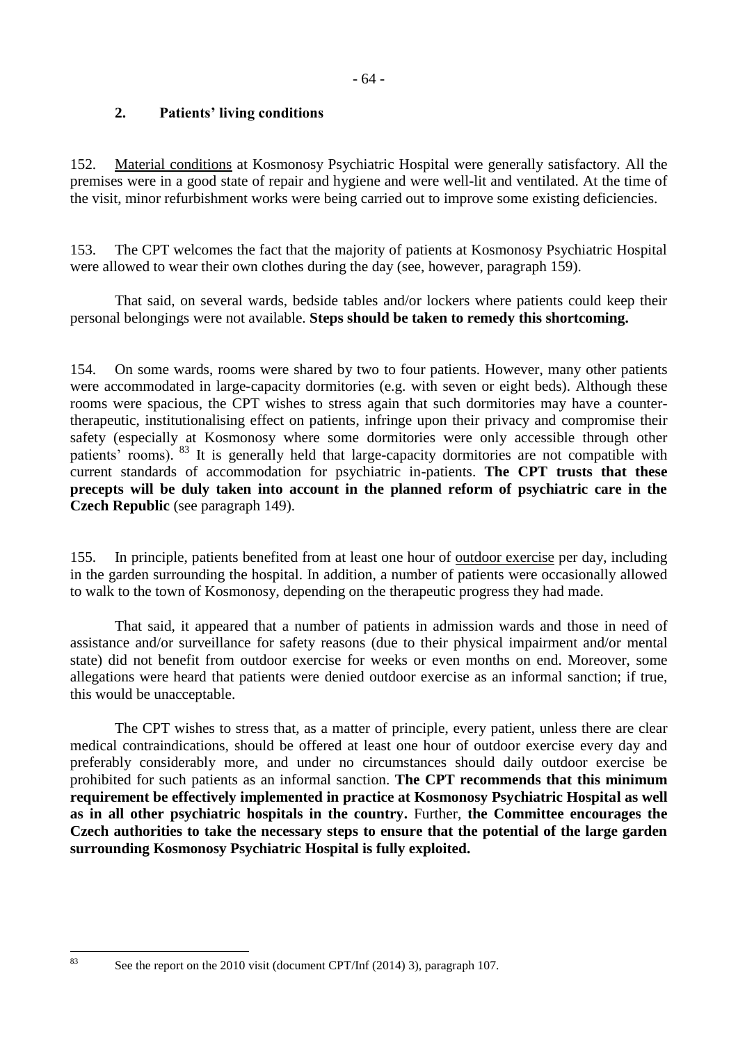## 2. Patients' living conditions

152. Material conditions at Kosmonosy Psychiatric Hospital were generally satisfactory. All the premises were in a good state of repair and hygiene and were well-lit and ventilated. At the time of the visit, minor refurbishment works were being carried out to improve some existing deficiencies.

153. The CPT welcomes the fact that the majority of patients at Kosmonosy Psychiatric Hospital were allowed to wear their own clothes during the day (see, however, paragraph 159).

That said, on several wards, bedside tables and/or lockers where patients could keep their personal belongings were not available. **Steps should be taken to remedy this shortcoming.**

154. On some wards, rooms were shared by two to four patients. However, many other patients were accommodated in large-capacity dormitories (e.g. with seven or eight beds). Although these rooms were spacious, the CPT wishes to stress again that such dormitories may have a counter-therapeutic, institutionalising effect on patients, infringe upon their privacy and compromise their safety (especially at Kosmonosy where some dormitories were only accessible through other patients' rooms). [83] It is generally held that large-capacity dormitories are not compatible with current standards of accommodation for psychiatric in-patients. **The CPT trusts that these precepts will be duly taken into account in the planned reform of psychiatric care in the Czech Republic** (see paragraph 149).

155. In principle, patients benefited from at least one hour of outdoor exercise per day, including in the garden surrounding the hospital. In addition, a number of patients were occasionally allowed to walk to the town of Kosmonosy, depending on the therapeutic progress they had made.

That said, it appeared that a number of patients in admission wards and those in need of assistance and/or surveillance for safety reasons (due to their physical impairment and/or mental state) did not benefit from outdoor exercise for weeks or even months on end. Moreover, some allegations were heard that patients were denied outdoor exercise as an informal sanction; if true, this would be unacceptable.

The CPT wishes to stress that, as a matter of principle, every patient, unless there are clear medical contraindications, should be offered at least one hour of outdoor exercise every day and preferably considerably more, and under no circumstances should daily outdoor exercise be prohibited for such patients as an informal sanction. **The CPT recommends that this minimum requirement be effectively implemented in practice at Kosmonosy Psychiatric Hospital as well as in all other psychiatric hospitals in the country.** Further, **the Committee encourages the Czech authorities to take the necessary steps to ensure that the potential of the large garden surrounding Kosmonosy Psychiatric Hospital is fully exploited.**

---

[83] See the report on the 2010 visit (document CPT/Inf (2014) 3), paragraph 107.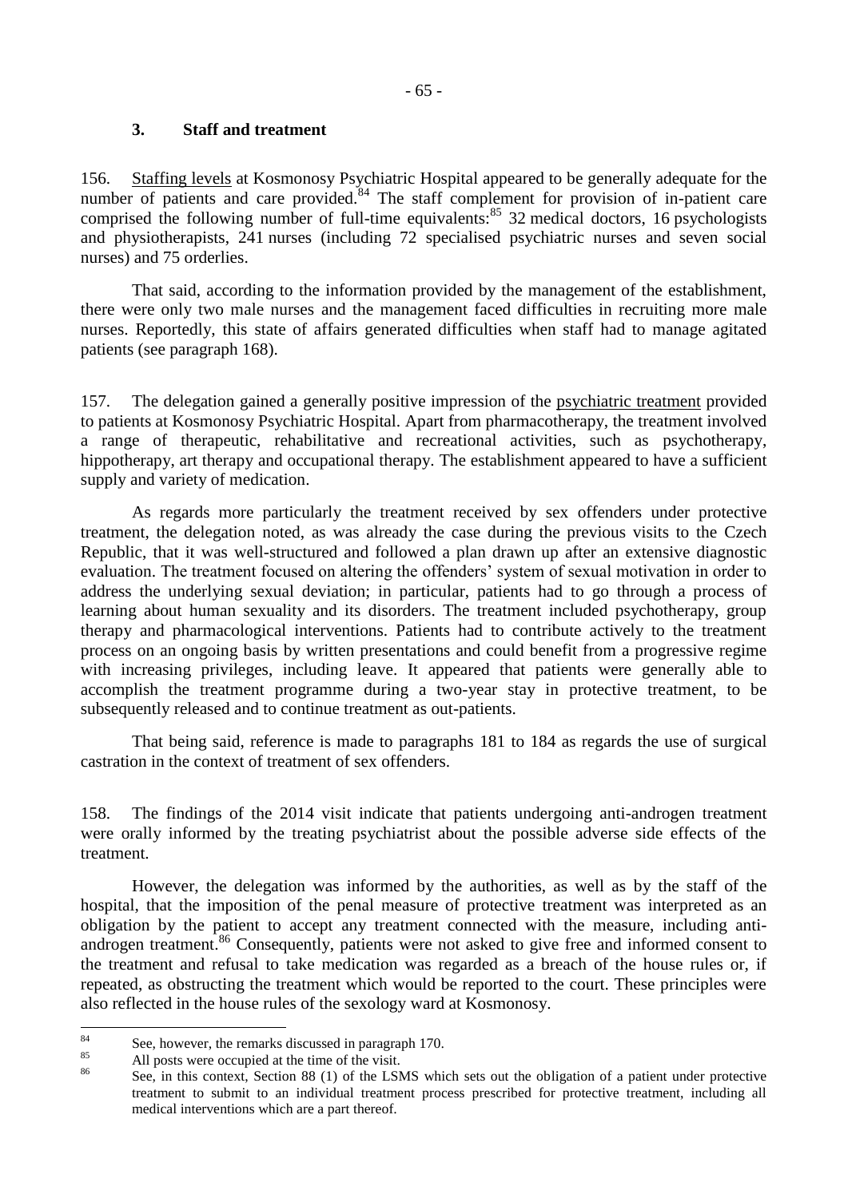### 3. Staff and treatment

156. Staffing levels at Kosmonosy Psychiatric Hospital appeared to be generally adequate for the number of patients and care provided.[84] The staff complement for provision of in-patient care comprised the following number of full-time equivalents:[85] 32 medical doctors, 16 psychologists and physiotherapists, 241 nurses (including 72 specialised psychiatric nurses and seven social nurses) and 75 orderlies.

That said, according to the information provided by the management of the establishment, there were only two male nurses and the management faced difficulties in recruiting more male nurses. Reportedly, this state of affairs generated difficulties when staff had to manage agitated patients (see paragraph 168).

157. The delegation gained a generally positive impression of the psychiatric treatment provided to patients at Kosmonosy Psychiatric Hospital. Apart from pharmacotherapy, the treatment involved a range of therapeutic, rehabilitative and recreational activities, such as psychotherapy, hippotherapy, art therapy and occupational therapy. The establishment appeared to have a sufficient supply and variety of medication.

As regards more particularly the treatment received by sex offenders under protective treatment, the delegation noted, as was already the case during the previous visits to the Czech Republic, that it was well-structured and followed a plan drawn up after an extensive diagnostic evaluation. The treatment focused on altering the offenders' system of sexual motivation in order to address the underlying sexual deviation; in particular, patients had to go through a process of learning about human sexuality and its disorders. The treatment included psychotherapy, group therapy and pharmacological interventions. Patients had to contribute actively to the treatment process on an ongoing basis by written presentations and could benefit from a progressive regime with increasing privileges, including leave. It appeared that patients were generally able to accomplish the treatment programme during a two-year stay in protective treatment, to be subsequently released and to continue treatment as out-patients.

That being said, reference is made to paragraphs 181 to 184 as regards the use of surgical castration in the context of treatment of sex offenders.

158. The findings of the 2014 visit indicate that patients undergoing anti-androgen treatment were orally informed by the treating psychiatrist about the possible adverse side effects of the treatment.

However, the delegation was informed by the authorities, as well as by the staff of the hospital, that the imposition of the penal measure of protective treatment was interpreted as an obligation by the patient to accept any treatment connected with the measure, including anti-androgen treatment.[86] Consequently, patients were not asked to give free and informed consent to the treatment and refusal to take medication was regarded as a breach of the house rules or, if repeated, as obstructing the treatment which would be reported to the court. These principles were also reflected in the house rules of the sexology ward at Kosmonosy.

---

[84] See, however, the remarks discussed in paragraph 170.

[85] All posts were occupied at the time of the visit.

[86] See, in this context, Section 88 (1) of the LSMS which sets out the obligation of a patient under protective treatment to submit to an individual treatment process prescribed for protective treatment, including all medical interventions which are a part thereof.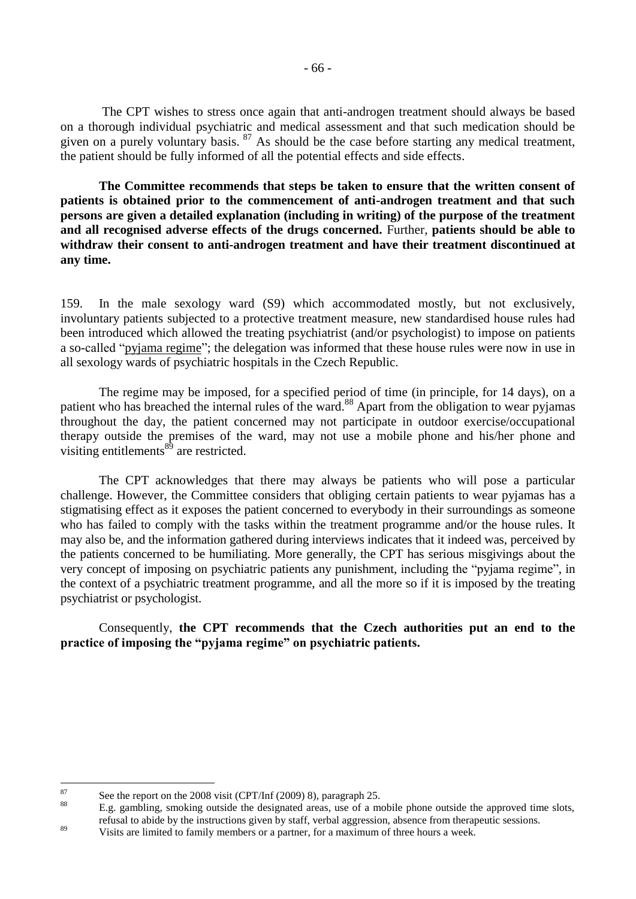The CPT wishes to stress once again that anti-androgen treatment should always be based on a thorough individual psychiatric and medical assessment and that such medication should be given on a purely voluntary basis. [87] As should be the case before starting any medical treatment, the patient should be fully informed of all the potential effects and side effects.

**The Committee recommends that steps be taken to ensure that the written consent of patients is obtained prior to the commencement of anti-androgen treatment and that such persons are given a detailed explanation (including in writing) of the purpose of the treatment and all recognised adverse effects of the drugs concerned.** Further, **patients should be able to withdraw their consent to anti-androgen treatment and have their treatment discontinued at any time.**

159. In the male sexology ward (S9) which accommodated mostly, but not exclusively, involuntary patients subjected to a protective treatment measure, new standardised house rules had been introduced which allowed the treating psychiatrist (and/or psychologist) to impose on patients a so-called "pyjama regime"; the delegation was informed that these house rules were now in use in all sexology wards of psychiatric hospitals in the Czech Republic.

The regime may be imposed, for a specified period of time (in principle, for 14 days), on a patient who has breached the internal rules of the ward.[88] Apart from the obligation to wear pyjamas throughout the day, the patient concerned may not participate in outdoor exercise/occupational therapy outside the premises of the ward, may not use a mobile phone and his/her phone and visiting entitlements[89] are restricted.

The CPT acknowledges that there may always be patients who will pose a particular challenge. However, the Committee considers that obliging certain patients to wear pyjamas has a stigmatising effect as it exposes the patient concerned to everybody in their surroundings as someone who has failed to comply with the tasks within the treatment programme and/or the house rules. It may also be, and the information gathered during interviews indicates that it indeed was, perceived by the patients concerned to be humiliating. More generally, the CPT has serious misgivings about the very concept of imposing on psychiatric patients any punishment, including the "pyjama regime", in the context of a psychiatric treatment programme, and all the more so if it is imposed by the treating psychiatrist or psychologist.

Consequently, **the CPT recommends that the Czech authorities put an end to the practice of imposing the "pyjama regime" on psychiatric patients.**

---

[87] See the report on the 2008 visit (CPT/Inf (2009) 8), paragraph 25.

[88] E.g. gambling, smoking outside the designated areas, use of a mobile phone outside the approved time slots, refusal to abide by the instructions given by staff, verbal aggression, absence from therapeutic sessions.

[89] Visits are limited to family members or a partner, for a maximum of three hours a week.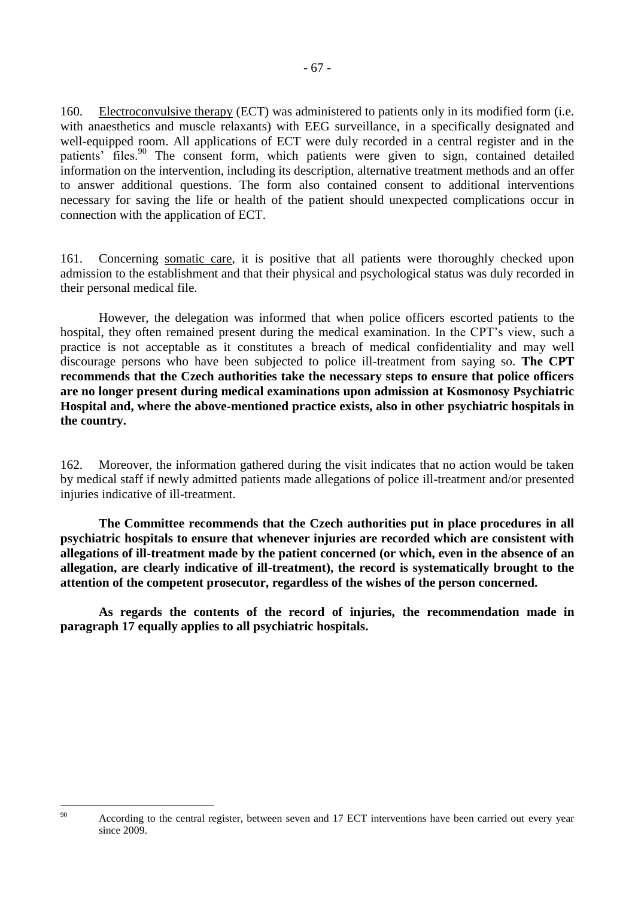160. Electroconvulsive therapy (ECT) was administered to patients only in its modified form (i.e. with anaesthetics and muscle relaxants) with EEG surveillance, in a specifically designated and well-equipped room. All applications of ECT were duly recorded in a central register and in the patients' files.[90] The consent form, which patients were given to sign, contained detailed information on the intervention, including its description, alternative treatment methods and an offer to answer additional questions. The form also contained consent to additional interventions necessary for saving the life or health of the patient should unexpected complications occur in connection with the application of ECT.

161. Concerning somatic care, it is positive that all patients were thoroughly checked upon admission to the establishment and that their physical and psychological status was duly recorded in their personal medical file.

However, the delegation was informed that when police officers escorted patients to the hospital, they often remained present during the medical examination. In the CPT's view, such a practice is not acceptable as it constitutes a breach of medical confidentiality and may well discourage persons who have been subjected to police ill-treatment from saying so. **The CPT recommends that the Czech authorities take the necessary steps to ensure that police officers are no longer present during medical examinations upon admission at Kosmonosy Psychiatric Hospital and, where the above-mentioned practice exists, also in other psychiatric hospitals in the country.**

162. Moreover, the information gathered during the visit indicates that no action would be taken by medical staff if newly admitted patients made allegations of police ill-treatment and/or presented injuries indicative of ill-treatment.

**The Committee recommends that the Czech authorities put in place procedures in all psychiatric hospitals to ensure that whenever injuries are recorded which are consistent with allegations of ill-treatment made by the patient concerned (or which, even in the absence of an allegation, are clearly indicative of ill-treatment), the record is systematically brought to the attention of the competent prosecutor, regardless of the wishes of the person concerned.**

**As regards the contents of the record of injuries, the recommendation made in paragraph 17 equally applies to all psychiatric hospitals.**

---

[90] According to the central register, between seven and 17 ECT interventions have been carried out every year since 2009.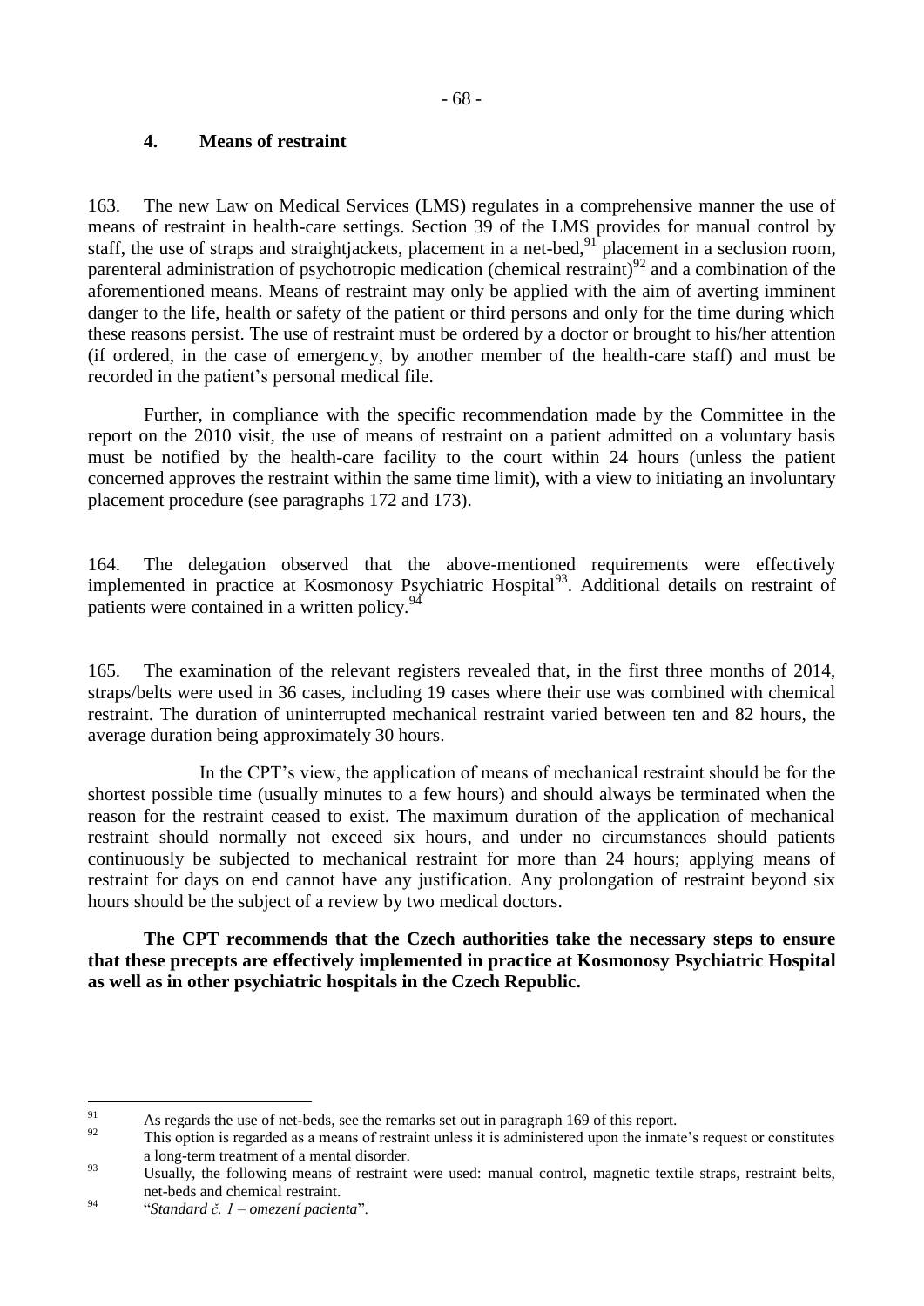### 4. Means of restraint

163. The new Law on Medical Services (LMS) regulates in a comprehensive manner the use of means of restraint in health-care settings. Section 39 of the LMS provides for manual control by staff, the use of straps and straightjackets, placement in a net-bed,[91] placement in a seclusion room, parenteral administration of psychotropic medication (chemical restraint)[92] and a combination of the aforementioned means. Means of restraint may only be applied with the aim of averting imminent danger to the life, health or safety of the patient or third persons and only for the time during which these reasons persist. The use of restraint must be ordered by a doctor or brought to his/her attention (if ordered, in the case of emergency, by another member of the health-care staff) and must be recorded in the patient's personal medical file.

Further, in compliance with the specific recommendation made by the Committee in the report on the 2010 visit, the use of means of restraint on a patient admitted on a voluntary basis must be notified by the health-care facility to the court within 24 hours (unless the patient concerned approves the restraint within the same time limit), with a view to initiating an involuntary placement procedure (see paragraphs 172 and 173).

164. The delegation observed that the above-mentioned requirements were effectively implemented in practice at Kosmonosy Psychiatric Hospital[93]. Additional details on restraint of patients were contained in a written policy.[94]

165. The examination of the relevant registers revealed that, in the first three months of 2014, straps/belts were used in 36 cases, including 19 cases where their use was combined with chemical restraint. The duration of uninterrupted mechanical restraint varied between ten and 82 hours, the average duration being approximately 30 hours.

In the CPT's view, the application of means of mechanical restraint should be for the shortest possible time (usually minutes to a few hours) and should always be terminated when the reason for the restraint ceased to exist. The maximum duration of the application of mechanical restraint should normally not exceed six hours, and under no circumstances should patients continuously be subjected to mechanical restraint for more than 24 hours; applying means of restraint for days on end cannot have any justification. Any prolongation of restraint beyond six hours should be the subject of a review by two medical doctors.

**The CPT recommends that the Czech authorities take the necessary steps to ensure that these precepts are effectively implemented in practice at Kosmonosy Psychiatric Hospital as well as in other psychiatric hospitals in the Czech Republic.**

---

[91] As regards the use of net-beds, see the remarks set out in paragraph 169 of this report.

[92] This option is regarded as a means of restraint unless it is administered upon the inmate's request or constitutes a long-term treatment of a mental disorder.

[93] Usually, the following means of restraint were used: manual control, magnetic textile straps, restraint belts, net-beds and chemical restraint.

[94] "*Standard č. 1 – omezení pacienta*".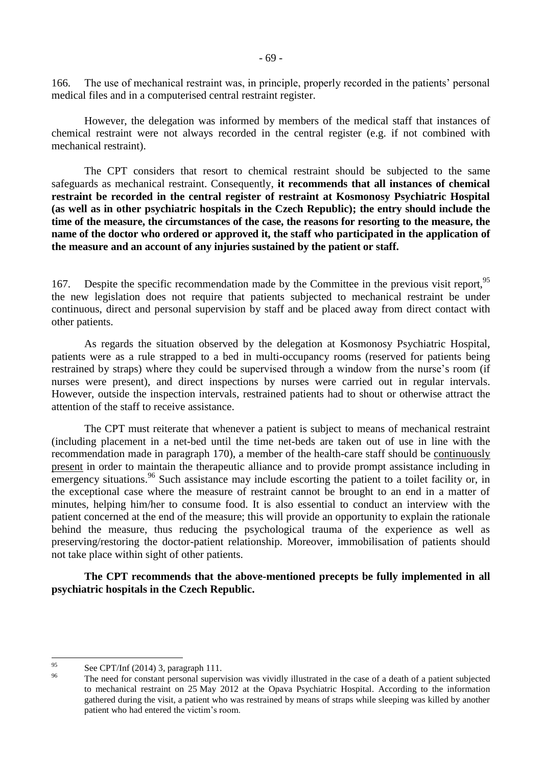166. The use of mechanical restraint was, in principle, properly recorded in the patients' personal medical files and in a computerised central restraint register.

However, the delegation was informed by members of the medical staff that instances of chemical restraint were not always recorded in the central register (e.g. if not combined with mechanical restraint).

The CPT considers that resort to chemical restraint should be subjected to the same safeguards as mechanical restraint. Consequently, **it recommends that all instances of chemical restraint be recorded in the central register of restraint at Kosmonosy Psychiatric Hospital (as well as in other psychiatric hospitals in the Czech Republic); the entry should include the time of the measure, the circumstances of the case, the reasons for resorting to the measure, the name of the doctor who ordered or approved it, the staff who participated in the application of the measure and an account of any injuries sustained by the patient or staff.**

167. Despite the specific recommendation made by the Committee in the previous visit report,[95] the new legislation does not require that patients subjected to mechanical restraint be under continuous, direct and personal supervision by staff and be placed away from direct contact with other patients.

As regards the situation observed by the delegation at Kosmonosy Psychiatric Hospital, patients were as a rule strapped to a bed in multi-occupancy rooms (reserved for patients being restrained by straps) where they could be supervised through a window from the nurse's room (if nurses were present), and direct inspections by nurses were carried out in regular intervals. However, outside the inspection intervals, restrained patients had to shout or otherwise attract the attention of the staff to receive assistance.

The CPT must reiterate that whenever a patient is subject to means of mechanical restraint (including placement in a net-bed until the time net-beds are taken out of use in line with the recommendation made in paragraph 170), a member of the health-care staff should be <u>continuously present</u> in order to maintain the therapeutic alliance and to provide prompt assistance including in emergency situations.[96] Such assistance may include escorting the patient to a toilet facility or, in the exceptional case where the measure of restraint cannot be brought to an end in a matter of minutes, helping him/her to consume food. It is also essential to conduct an interview with the patient concerned at the end of the measure; this will provide an opportunity to explain the rationale behind the measure, thus reducing the psychological trauma of the experience as well as preserving/restoring the doctor-patient relationship. Moreover, immobilisation of patients should not take place within sight of other patients.

**The CPT recommends that the above-mentioned precepts be fully implemented in all psychiatric hospitals in the Czech Republic.**

---

[95] See CPT/Inf (2014) 3, paragraph 111.

[96] The need for constant personal supervision was vividly illustrated in the case of a death of a patient subjected to mechanical restraint on 25 May 2012 at the Opava Psychiatric Hospital. According to the information gathered during the visit, a patient who was restrained by means of straps while sleeping was killed by another patient who had entered the victim's room.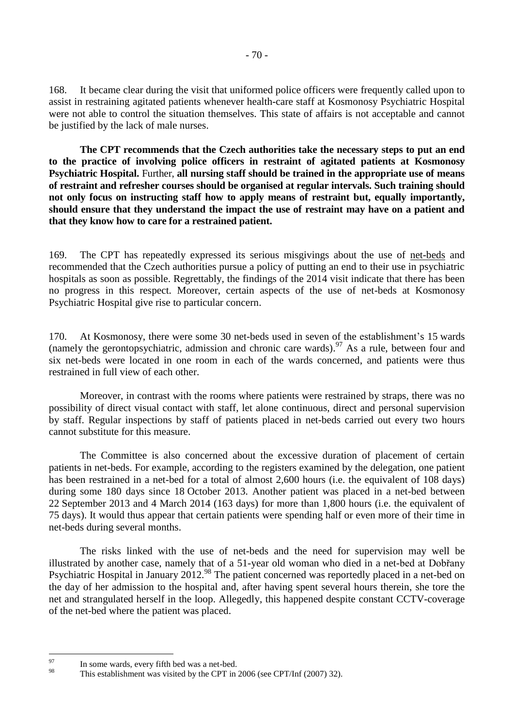168. It became clear during the visit that uniformed police officers were frequently called upon to assist in restraining agitated patients whenever health-care staff at Kosmonosy Psychiatric Hospital were not able to control the situation themselves. This state of affairs is not acceptable and cannot be justified by the lack of male nurses.

**The CPT recommends that the Czech authorities take the necessary steps to put an end to the practice of involving police officers in restraint of agitated patients at Kosmonosy Psychiatric Hospital.** Further, **all nursing staff should be trained in the appropriate use of means of restraint and refresher courses should be organised at regular intervals. Such training should not only focus on instructing staff how to apply means of restraint but, equally importantly, should ensure that they understand the impact the use of restraint may have on a patient and that they know how to care for a restrained patient.**

169. The CPT has repeatedly expressed its serious misgivings about the use of net-beds and recommended that the Czech authorities pursue a policy of putting an end to their use in psychiatric hospitals as soon as possible. Regrettably, the findings of the 2014 visit indicate that there has been no progress in this respect. Moreover, certain aspects of the use of net-beds at Kosmonosy Psychiatric Hospital give rise to particular concern.

170. At Kosmonosy, there were some 30 net-beds used in seven of the establishment's 15 wards (namely the gerontopsychiatric, admission and chronic care wards).[97] As a rule, between four and six net-beds were located in one room in each of the wards concerned, and patients were thus restrained in full view of each other.

Moreover, in contrast with the rooms where patients were restrained by straps, there was no possibility of direct visual contact with staff, let alone continuous, direct and personal supervision by staff. Regular inspections by staff of patients placed in net-beds carried out every two hours cannot substitute for this measure.

The Committee is also concerned about the excessive duration of placement of certain patients in net-beds. For example, according to the registers examined by the delegation, one patient has been restrained in a net-bed for a total of almost 2,600 hours (i.e. the equivalent of 108 days) during some 180 days since 18 October 2013. Another patient was placed in a net-bed between 22 September 2013 and 4 March 2014 (163 days) for more than 1,800 hours (i.e. the equivalent of 75 days). It would thus appear that certain patients were spending half or even more of their time in net-beds during several months.

The risks linked with the use of net-beds and the need for supervision may well be illustrated by another case, namely that of a 51-year old woman who died in a net-bed at Dobřany Psychiatric Hospital in January 2012.[98] The patient concerned was reportedly placed in a net-bed on the day of her admission to the hospital and, after having spent several hours therein, she tore the net and strangulated herself in the loop. Allegedly, this happened despite constant CCTV-coverage of the net-bed where the patient was placed.

---

[97] In some wards, every fifth bed was a net-bed.

[98] This establishment was visited by the CPT in 2006 (see CPT/Inf (2007) 32).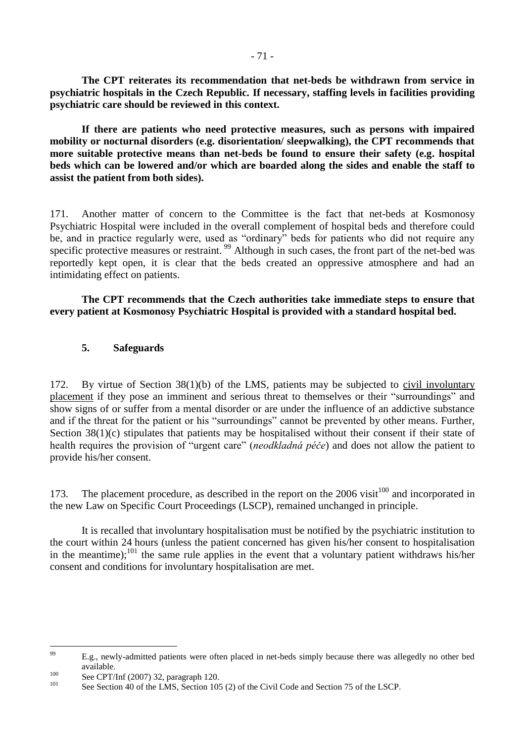**The CPT reiterates its recommendation that net-beds be withdrawn from service in psychiatric hospitals in the Czech Republic. If necessary, staffing levels in facilities providing psychiatric care should be reviewed in this context.**

**If there are patients who need protective measures, such as persons with impaired mobility or nocturnal disorders (e.g. disorientation/ sleepwalking), the CPT recommends that more suitable protective means than net-beds be found to ensure their safety (e.g. hospital beds which can be lowered and/or which are boarded along the sides and enable the staff to assist the patient from both sides).**

171. Another matter of concern to the Committee is the fact that net-beds at Kosmonosy Psychiatric Hospital were included in the overall complement of hospital beds and therefore could be, and in practice regularly were, used as "ordinary" beds for patients who did not require any specific protective measures or restraint.[99] Although in such cases, the front part of the net-bed was reportedly kept open, it is clear that the beds created an oppressive atmosphere and had an intimidating effect on patients.

**The CPT recommends that the Czech authorities take immediate steps to ensure that every patient at Kosmonosy Psychiatric Hospital is provided with a standard hospital bed.**

### 5. Safeguards

172. By virtue of Section 38(1)(b) of the LMS, patients may be subjected to civil involuntary placement if they pose an imminent and serious threat to themselves or their "surroundings" and show signs of or suffer from a mental disorder or are under the influence of an addictive substance and if the threat for the patient or his "surroundings" cannot be prevented by other means. Further, Section 38(1)(c) stipulates that patients may be hospitalised without their consent if their state of health requires the provision of "urgent care" (*neodkladná péče*) and does not allow the patient to provide his/her consent.

173. The placement procedure, as described in the report on the 2006 visit[100] and incorporated in the new Law on Specific Court Proceedings (LSCP), remained unchanged in principle.

It is recalled that involuntary hospitalisation must be notified by the psychiatric institution to the court within 24 hours (unless the patient concerned has given his/her consent to hospitalisation in the meantime);[101] the same rule applies in the event that a voluntary patient withdraws his/her consent and conditions for involuntary hospitalisation are met.

---

[99] E.g., newly-admitted patients were often placed in net-beds simply because there was allegedly no other bed available.

[100] See CPT/Inf (2007) 32, paragraph 120.

[101] See Section 40 of the LMS, Section 105 (2) of the Civil Code and Section 75 of the LSCP.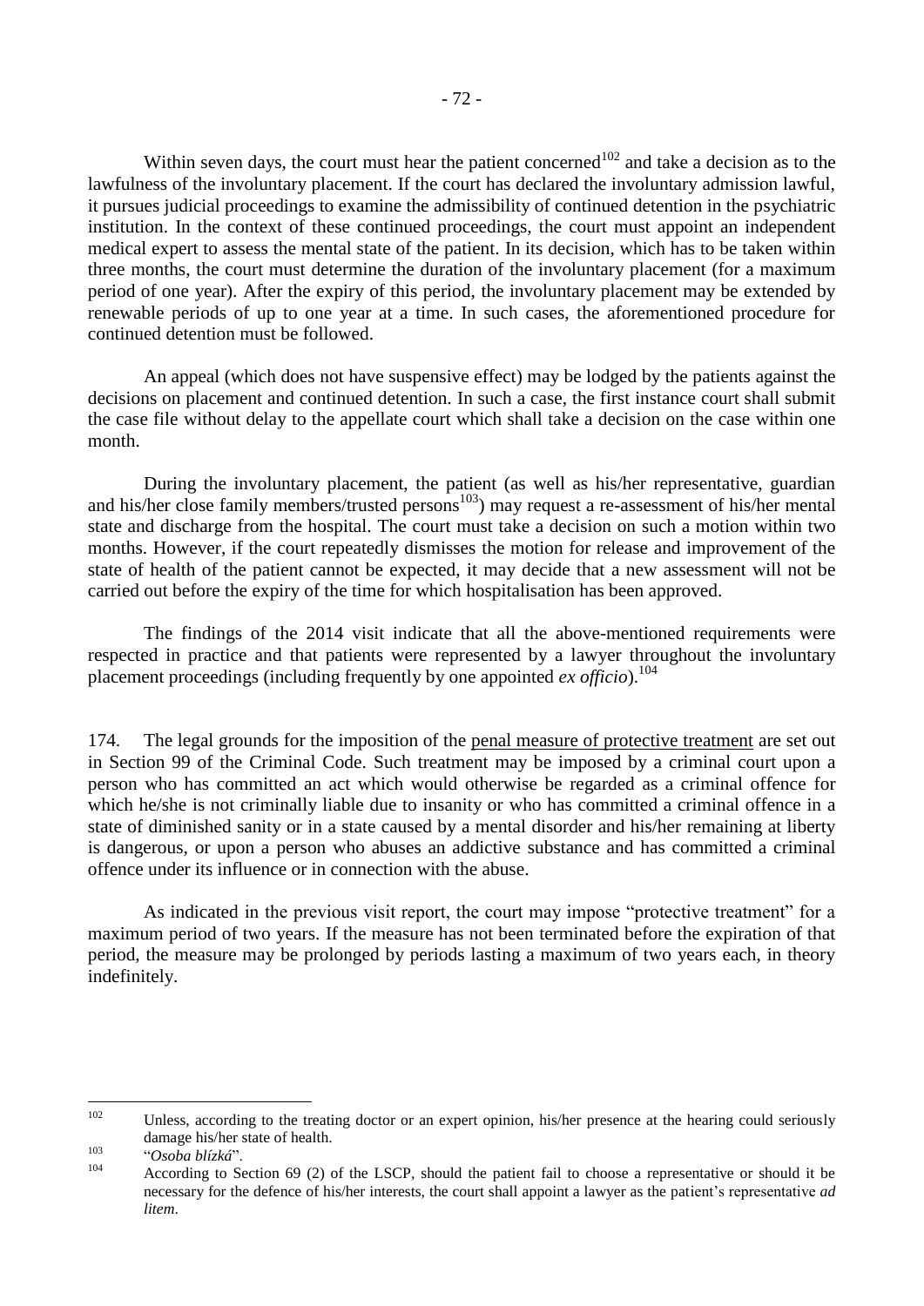Within seven days, the court must hear the patient concerned[102] and take a decision as to the lawfulness of the involuntary placement. If the court has declared the involuntary admission lawful, it pursues judicial proceedings to examine the admissibility of continued detention in the psychiatric institution. In the context of these continued proceedings, the court must appoint an independent medical expert to assess the mental state of the patient. In its decision, which has to be taken within three months, the court must determine the duration of the involuntary placement (for a maximum period of one year). After the expiry of this period, the involuntary placement may be extended by renewable periods of up to one year at a time. In such cases, the aforementioned procedure for continued detention must be followed.

An appeal (which does not have suspensive effect) may be lodged by the patients against the decisions on placement and continued detention. In such a case, the first instance court shall submit the case file without delay to the appellate court which shall take a decision on the case within one month.

During the involuntary placement, the patient (as well as his/her representative, guardian and his/her close family members/trusted persons[103]) may request a re-assessment of his/her mental state and discharge from the hospital. The court must take a decision on such a motion within two months. However, if the court repeatedly dismisses the motion for release and improvement of the state of health of the patient cannot be expected, it may decide that a new assessment will not be carried out before the expiry of the time for which hospitalisation has been approved.

The findings of the 2014 visit indicate that all the above-mentioned requirements were respected in practice and that patients were represented by a lawyer throughout the involuntary placement proceedings (including frequently by one appointed *ex officio*).[104]

174. The legal grounds for the imposition of the <u>penal measure of protective treatment</u> are set out in Section 99 of the Criminal Code. Such treatment may be imposed by a criminal court upon a person who has committed an act which would otherwise be regarded as a criminal offence for which he/she is not criminally liable due to insanity or who has committed a criminal offence in a state of diminished sanity or in a state caused by a mental disorder and his/her remaining at liberty is dangerous, or upon a person who abuses an addictive substance and has committed a criminal offence under its influence or in connection with the abuse.

As indicated in the previous visit report, the court may impose "protective treatment" for a maximum period of two years. If the measure has not been terminated before the expiration of that period, the measure may be prolonged by periods lasting a maximum of two years each, in theory indefinitely.

---

[102] Unless, according to the treating doctor or an expert opinion, his/her presence at the hearing could seriously damage his/her state of health.

[103] "*Osoba blízká*".

[104] According to Section 69 (2) of the LSCP, should the patient fail to choose a representative or should it be necessary for the defence of his/her interests, the court shall appoint a lawyer as the patient's representative *ad litem*.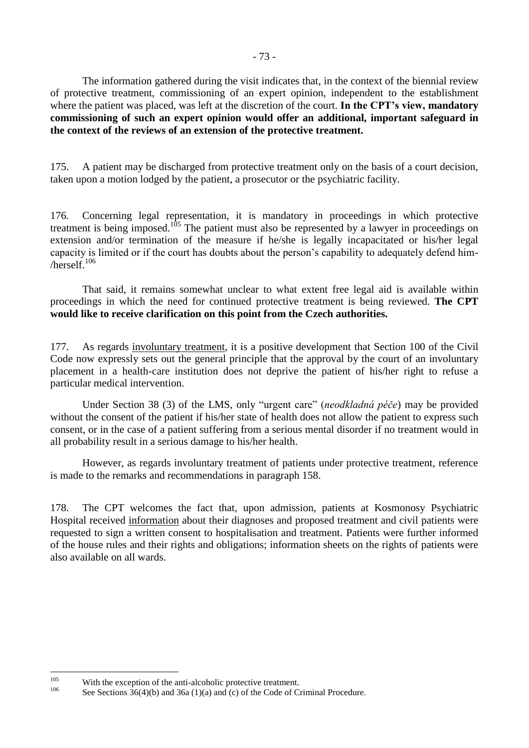The information gathered during the visit indicates that, in the context of the biennial review of protective treatment, commissioning of an expert opinion, independent to the establishment where the patient was placed, was left at the discretion of the court. **In the CPT's view, mandatory commissioning of such an expert opinion would offer an additional, important safeguard in the context of the reviews of an extension of the protective treatment.**

175. A patient may be discharged from protective treatment only on the basis of a court decision, taken upon a motion lodged by the patient, a prosecutor or the psychiatric facility.

176. Concerning legal representation, it is mandatory in proceedings in which protective treatment is being imposed.[105] The patient must also be represented by a lawyer in proceedings on extension and/or termination of the measure if he/she is legally incapacitated or his/her legal capacity is limited or if the court has doubts about the person's capability to adequately defend him-/herself.[106]

That said, it remains somewhat unclear to what extent free legal aid is available within proceedings in which the need for continued protective treatment is being reviewed. **The CPT would like to receive clarification on this point from the Czech authorities.**

177. As regards involuntary treatment, it is a positive development that Section 100 of the Civil Code now expressly sets out the general principle that the approval by the court of an involuntary placement in a health-care institution does not deprive the patient of his/her right to refuse a particular medical intervention.

Under Section 38 (3) of the LMS, only "urgent care" (*neodkladná péče*) may be provided without the consent of the patient if his/her state of health does not allow the patient to express such consent, or in the case of a patient suffering from a serious mental disorder if no treatment would in all probability result in a serious damage to his/her health.

However, as regards involuntary treatment of patients under protective treatment, reference is made to the remarks and recommendations in paragraph 158.

178. The CPT welcomes the fact that, upon admission, patients at Kosmonosy Psychiatric Hospital received information about their diagnoses and proposed treatment and civil patients were requested to sign a written consent to hospitalisation and treatment. Patients were further informed of the house rules and their rights and obligations; information sheets on the rights of patients were also available on all wards.

---

[105] With the exception of the anti-alcoholic protective treatment.

[106] See Sections 36(4)(b) and 36a (1)(a) and (c) of the Code of Criminal Procedure.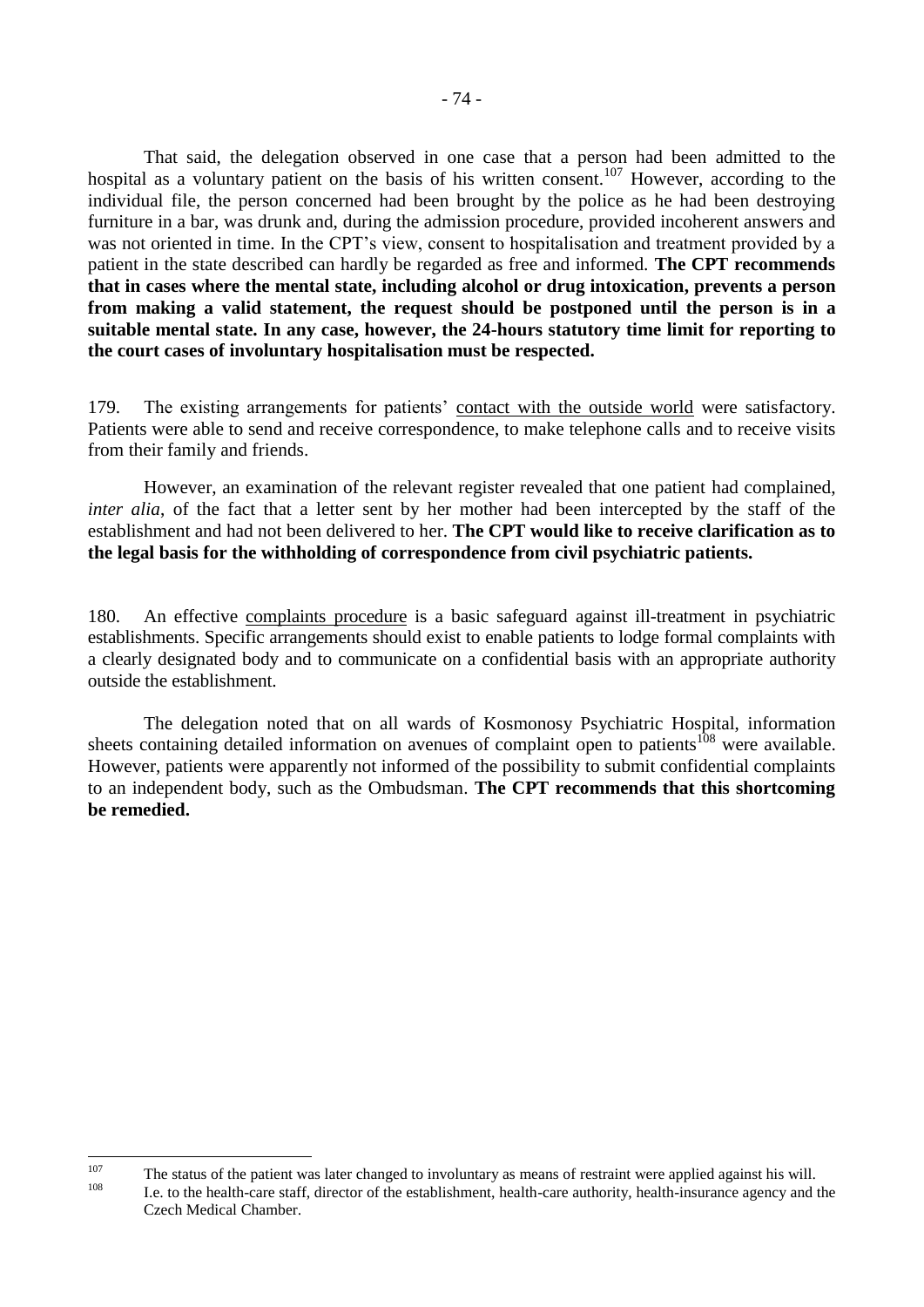That said, the delegation observed in one case that a person had been admitted to the hospital as a voluntary patient on the basis of his written consent.[107] However, according to the individual file, the person concerned had been brought by the police as he had been destroying furniture in a bar, was drunk and, during the admission procedure, provided incoherent answers and was not oriented in time. In the CPT's view, consent to hospitalisation and treatment provided by a patient in the state described can hardly be regarded as free and informed. **The CPT recommends that in cases where the mental state, including alcohol or drug intoxication, prevents a person from making a valid statement, the request should be postponed until the person is in a suitable mental state. In any case, however, the 24-hours statutory time limit for reporting to the court cases of involuntary hospitalisation must be respected.**

179. The existing arrangements for patients' contact with the outside world were satisfactory. Patients were able to send and receive correspondence, to make telephone calls and to receive visits from their family and friends.

However, an examination of the relevant register revealed that one patient had complained, *inter alia*, of the fact that a letter sent by her mother had been intercepted by the staff of the establishment and had not been delivered to her. **The CPT would like to receive clarification as to the legal basis for the withholding of correspondence from civil psychiatric patients.**

180. An effective complaints procedure is a basic safeguard against ill-treatment in psychiatric establishments. Specific arrangements should exist to enable patients to lodge formal complaints with a clearly designated body and to communicate on a confidential basis with an appropriate authority outside the establishment.

The delegation noted that on all wards of Kosmonosy Psychiatric Hospital, information sheets containing detailed information on avenues of complaint open to patients[108] were available. However, patients were apparently not informed of the possibility to submit confidential complaints to an independent body, such as the Ombudsman. **The CPT recommends that this shortcoming be remedied.**

---

[107] The status of the patient was later changed to involuntary as means of restraint were applied against his will.

[108] I.e. to the health-care staff, director of the establishment, health-care authority, health-insurance agency and the Czech Medical Chamber.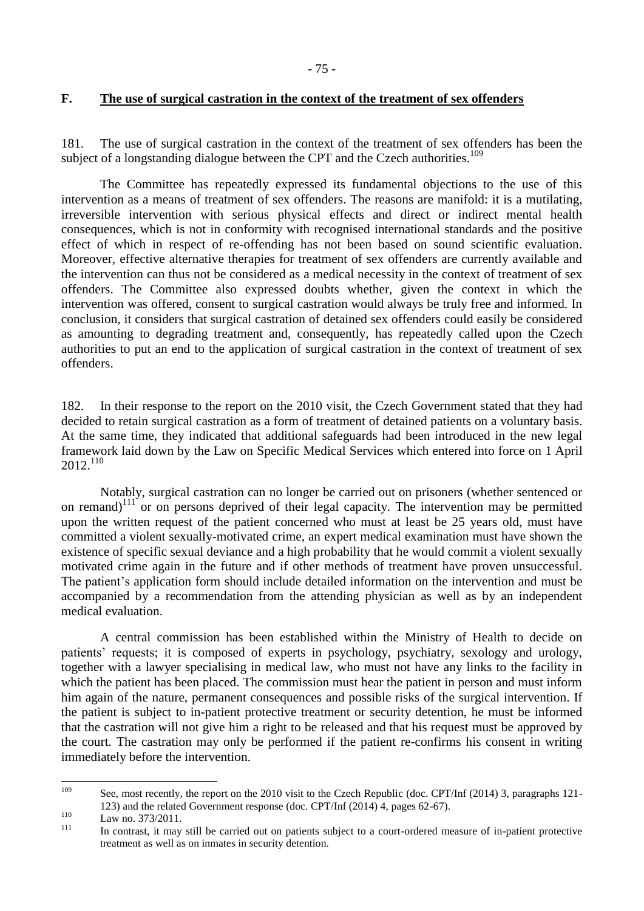## F. The use of surgical castration in the context of the treatment of sex offenders

181. The use of surgical castration in the context of the treatment of sex offenders has been the subject of a longstanding dialogue between the CPT and the Czech authorities.[109]

The Committee has repeatedly expressed its fundamental objections to the use of this intervention as a means of treatment of sex offenders. The reasons are manifold: it is a mutilating, irreversible intervention with serious physical effects and direct or indirect mental health consequences, which is not in conformity with recognised international standards and the positive effect of which in respect of re-offending has not been based on sound scientific evaluation. Moreover, effective alternative therapies for treatment of sex offenders are currently available and the intervention can thus not be considered as a medical necessity in the context of treatment of sex offenders. The Committee also expressed doubts whether, given the context in which the intervention was offered, consent to surgical castration would always be truly free and informed. In conclusion, it considers that surgical castration of detained sex offenders could easily be considered as amounting to degrading treatment and, consequently, has repeatedly called upon the Czech authorities to put an end to the application of surgical castration in the context of treatment of sex offenders.

182. In their response to the report on the 2010 visit, the Czech Government stated that they had decided to retain surgical castration as a form of treatment of detained patients on a voluntary basis. At the same time, they indicated that additional safeguards had been introduced in the new legal framework laid down by the Law on Specific Medical Services which entered into force on 1 April 2012.[110]

Notably, surgical castration can no longer be carried out on prisoners (whether sentenced or on remand)[111] or on persons deprived of their legal capacity. The intervention may be permitted upon the written request of the patient concerned who must at least be 25 years old, must have committed a violent sexually-motivated crime, an expert medical examination must have shown the existence of specific sexual deviance and a high probability that he would commit a violent sexually motivated crime again in the future and if other methods of treatment have proven unsuccessful. The patient's application form should include detailed information on the intervention and must be accompanied by a recommendation from the attending physician as well as by an independent medical evaluation.

A central commission has been established within the Ministry of Health to decide on patients' requests; it is composed of experts in psychology, psychiatry, sexology and urology, together with a lawyer specialising in medical law, who must not have any links to the facility in which the patient has been placed. The commission must hear the patient in person and must inform him again of the nature, permanent consequences and possible risks of the surgical intervention. If the patient is subject to in-patient protective treatment or security detention, he must be informed that the castration will not give him a right to be released and that his request must be approved by the court. The castration may only be performed if the patient re-confirms his consent in writing immediately before the intervention.

---

[109] See, most recently, the report on the 2010 visit to the Czech Republic (doc. CPT/Inf (2014) 3, paragraphs 121-123) and the related Government response (doc. CPT/Inf (2014) 4, pages 62-67).

[110] Law no. 373/2011.

[111] In contrast, it may still be carried out on patients subject to a court-ordered measure of in-patient protective treatment as well as on inmates in security detention.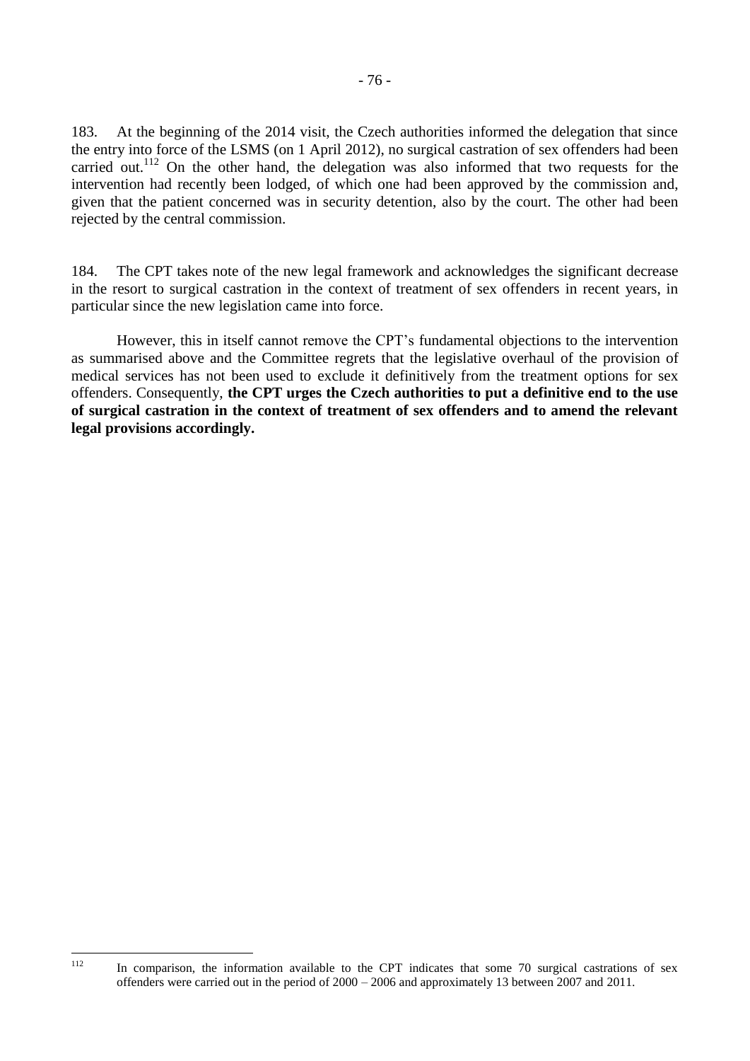183. At the beginning of the 2014 visit, the Czech authorities informed the delegation that since the entry into force of the LSMS (on 1 April 2012), no surgical castration of sex offenders had been carried out.[112] On the other hand, the delegation was also informed that two requests for the intervention had recently been lodged, of which one had been approved by the commission and, given that the patient concerned was in security detention, also by the court. The other had been rejected by the central commission.

184. The CPT takes note of the new legal framework and acknowledges the significant decrease in the resort to surgical castration in the context of treatment of sex offenders in recent years, in particular since the new legislation came into force.

However, this in itself cannot remove the CPT's fundamental objections to the intervention as summarised above and the Committee regrets that the legislative overhaul of the provision of medical services has not been used to exclude it definitively from the treatment options for sex offenders. Consequently, **the CPT urges the Czech authorities to put a definitive end to the use of surgical castration in the context of treatment of sex offenders and to amend the relevant legal provisions accordingly.**

---

[112] In comparison, the information available to the CPT indicates that some 70 surgical castrations of sex offenders were carried out in the period of 2000 – 2006 and approximately 13 between 2007 and 2011.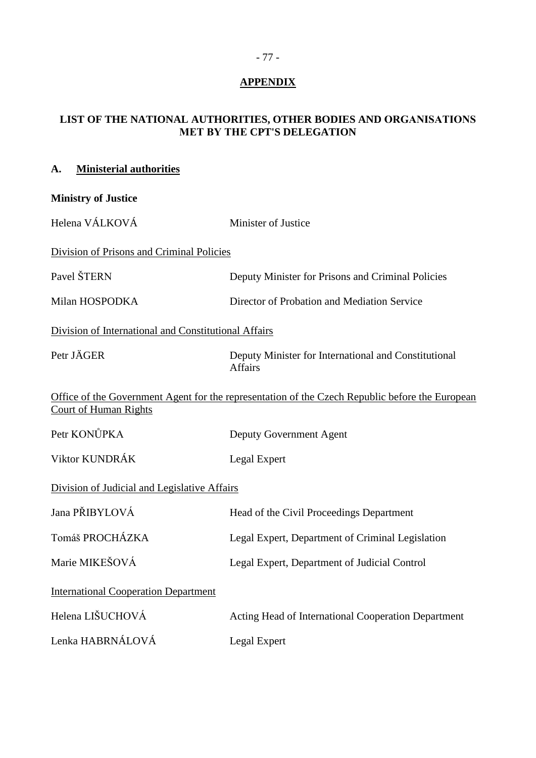# APPENDIX

## LIST OF THE NATIONAL AUTHORITIES, OTHER BODIES AND ORGANISATIONS MET BY THE CPT'S DELEGATION

### A. Ministerial authorities

**Ministry of Justice**

| | |
|---|---|
| Helena VÁLKOVÁ | Minister of Justice |

Division of Prisons and Criminal Policies

| | |
|---|---|
| Pavel ŠTERN | Deputy Minister for Prisons and Criminal Policies |
| Milan HOSPODKA | Director of Probation and Mediation Service |

Division of International and Constitutional Affairs

| | |
|---|---|
| Petr JÄGER | Deputy Minister for International and Constitutional Affairs |

Office of the Government Agent for the representation of the Czech Republic before the European Court of Human Rights

| | |
|---|---|
| Petr KONŮPKA | Deputy Government Agent |
| Viktor KUNDRÁK | Legal Expert |

Division of Judicial and Legislative Affairs

| | |
|---|---|
| Jana PŘIBYLOVÁ | Head of the Civil Proceedings Department |
| Tomáš PROCHÁZKA | Legal Expert, Department of Criminal Legislation |
| Marie MIKEŠOVÁ | Legal Expert, Department of Judicial Control |

International Cooperation Department

| | |
|---|---|
| Helena LIŠUCHOVÁ | Acting Head of International Cooperation Department |
| Lenka HABRNÁLOVÁ | Legal Expert |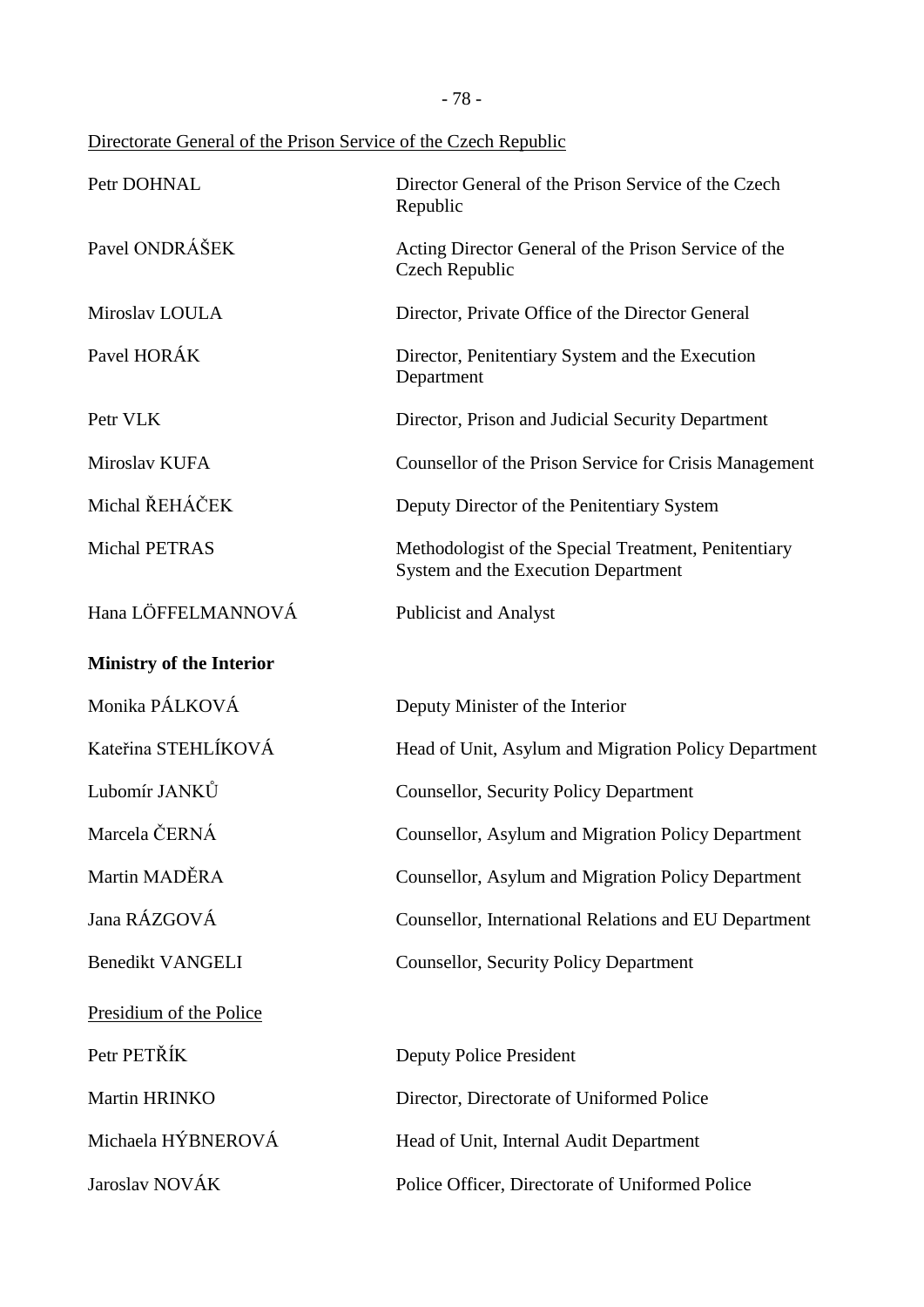<u>Directorate General of the Prison Service of the Czech Republic</u>

| | |
|---|---|
| Petr DOHNAL | Director General of the Prison Service of the Czech Republic |
| Pavel ONDRÁŠEK | Acting Director General of the Prison Service of the Czech Republic |
| Miroslav LOULA | Director, Private Office of the Director General |
| Pavel HORÁK | Director, Penitentiary System and the Execution Department |
| Petr VLK | Director, Prison and Judicial Security Department |
| Miroslav KUFA | Counsellor of the Prison Service for Crisis Management |
| Michal ŘEHÁČEK | Deputy Director of the Penitentiary System |
| Michal PETRAS | Methodologist of the Special Treatment, Penitentiary System and the Execution Department |
| Hana LÖFFELMANNOVÁ | Publicist and Analyst |

**Ministry of the Interior**

| | |
|---|---|
| Monika PÁLKOVÁ | Deputy Minister of the Interior |
| Kateřina STEHLÍKOVÁ | Head of Unit, Asylum and Migration Policy Department |
| Lubomír JANKŮ | Counsellor, Security Policy Department |
| Marcela ČERNÁ | Counsellor, Asylum and Migration Policy Department |
| Martin MADĚRA | Counsellor, Asylum and Migration Policy Department |
| Jana RÁZGOVÁ | Counsellor, International Relations and EU Department |
| Benedikt VANGELI | Counsellor, Security Policy Department |

<u>Presidium of the Police</u>

| | |
|---|---|
| Petr PETŘÍK | Deputy Police President |
| Martin HRINKO | Director, Directorate of Uniformed Police |
| Michaela HÝBNEROVÁ | Head of Unit, Internal Audit Department |
| Jaroslav NOVÁK | Police Officer, Directorate of Uniformed Police |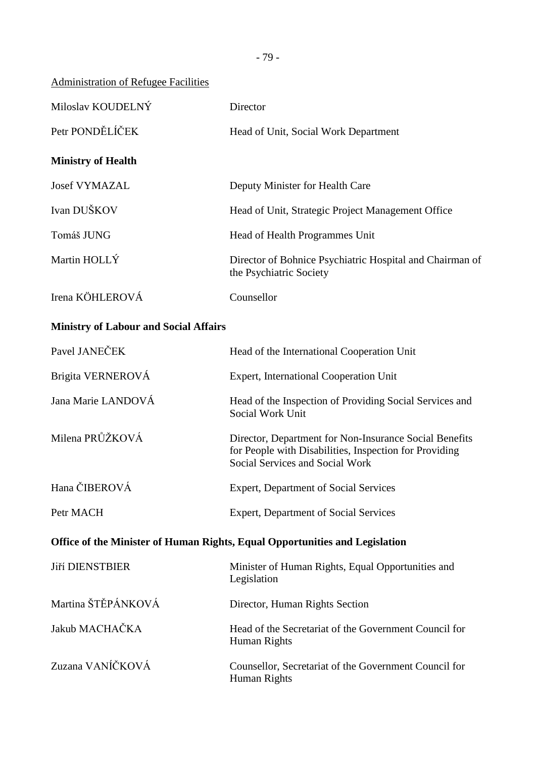Administration of Refugee Facilities

| | |
|---|---|
| Miloslav KOUDELNÝ | Director |
| Petr PONDĚLÍČEK | Head of Unit, Social Work Department |

**Ministry of Health**

| | |
|---|---|
| Josef VYMAZAL | Deputy Minister for Health Care |
| Ivan DUŠKOV | Head of Unit, Strategic Project Management Office |
| Tomáš JUNG | Head of Health Programmes Unit |
| Martin HOLLÝ | Director of Bohnice Psychiatric Hospital and Chairman of the Psychiatric Society |
| Irena KÖHLEROVÁ | Counsellor |

**Ministry of Labour and Social Affairs**

| | |
|---|---|
| Pavel JANEČEK | Head of the International Cooperation Unit |
| Brigita VERNEROVÁ | Expert, International Cooperation Unit |
| Jana Marie LANDOVÁ | Head of the Inspection of Providing Social Services and Social Work Unit |
| Milena PRŮŽKOVÁ | Director, Department for Non-Insurance Social Benefits for People with Disabilities, Inspection for Providing Social Services and Social Work |
| Hana ČIBEROVÁ | Expert, Department of Social Services |
| Petr MACH | Expert, Department of Social Services |

**Office of the Minister of Human Rights, Equal Opportunities and Legislation**

| | |
|---|---|
| Jiří DIENSTBIER | Minister of Human Rights, Equal Opportunities and Legislation |
| Martina ŠTĚPÁNKOVÁ | Director, Human Rights Section |
| Jakub MACHAČKA | Head of the Secretariat of the Government Council for Human Rights |
| Zuzana VANÍČKOVÁ | Counsellor, Secretariat of the Government Council for Human Rights |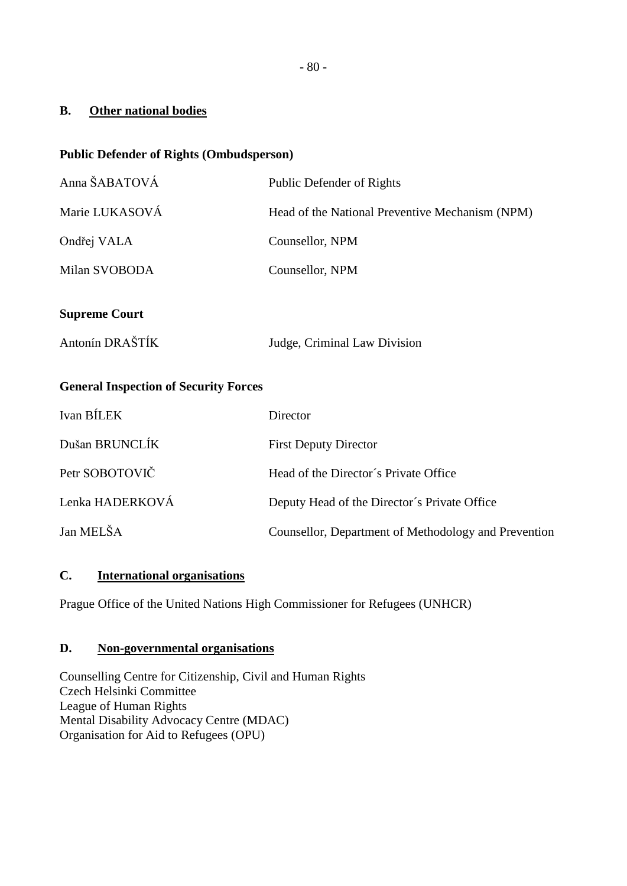## B. Other national bodies

### Public Defender of Rights (Ombudsperson)

| | |
|---|---|
| Anna ŠABATOVÁ | Public Defender of Rights |
| Marie LUKASOVÁ | Head of the National Preventive Mechanism (NPM) |
| Ondřej VALA | Counsellor, NPM |
| Milan SVOBODA | Counsellor, NPM |

### Supreme Court

| | |
|---|---|
| Antonín DRAŠTÍK | Judge, Criminal Law Division |

### General Inspection of Security Forces

| | |
|---|---|
| Ivan BÍLEK | Director |
| Dušan BRUNCLÍK | First Deputy Director |
| Petr SOBOTOVIČ | Head of the Director´s Private Office |
| Lenka HADERKOVÁ | Deputy Head of the Director´s Private Office |
| Jan MELŠA | Counsellor, Department of Methodology and Prevention |

## C. International organisations

Prague Office of the United Nations High Commissioner for Refugees (UNHCR)

## D. Non-governmental organisations

Counselling Centre for Citizenship, Civil and Human Rights
Czech Helsinki Committee
League of Human Rights
Mental Disability Advocacy Centre (MDAC)
Organisation for Aid to Refugees (OPU)